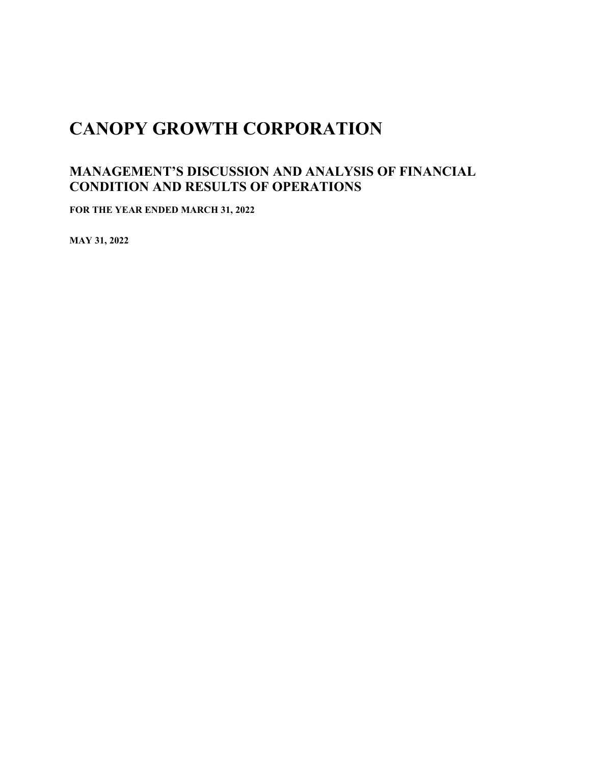# CANOPY GROWTH CORPORATION

## MANAGEMENT'S DISCUSSION AND ANALYSIS OF FINANCIAL CONDITION AND RESULTS OF OPERATIONS

**FOR THE YEAR ENDED MARCH 31, 2022**

**MAY 31, 2022**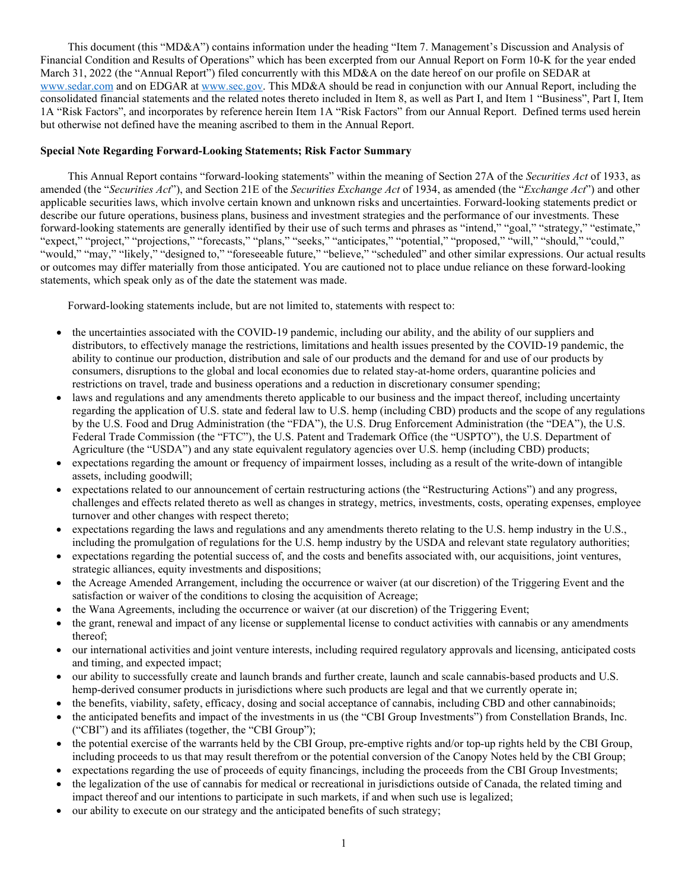This document (this "MD&A") contains information under the heading "Item 7. Management's Discussion and Analysis of Financial Condition and Results of Operations" which has been excerpted from our Annual Report on Form 10-K for the year ended March 31, 2022 (the "Annual Report") filed concurrently with this MD&A on the date hereof on our profile on SEDAR at www.sedar.com and on EDGAR at www.sec.gov. This MD&A should be read in conjunction with our Annual Report, including the consolidated financial statements and the related notes thereto included in Item 8, as well as Part I, and Item 1 "Business", Part I, Item 1A "Risk Factors", and incorporates by reference herein Item 1A "Risk Factors" from our Annual Report. Defined terms used herein but otherwise not defined have the meaning ascribed to them in the Annual Report.

**Special Note Regarding Forward-Looking Statements; Risk Factor Summary**

This Annual Report contains "forward-looking statements" within the meaning of Section 27A of the *Securities Act* of 1933, as amended (the "*Securities Act*"), and Section 21E of the *Securities Exchange Act* of 1934, as amended (the "*Exchange Act*") and other applicable securities laws, which involve certain known and unknown risks and uncertainties. Forward-looking statements predict or describe our future operations, business plans, business and investment strategies and the performance of our investments. These forward-looking statements are generally identified by their use of such terms and phrases as "intend," "goal," "strategy," "estimate," "expect," "project," "projections," "forecasts," "plans," "seeks," "anticipates," "potential," "proposed," "will," "should," "could," "would," "may," "likely," "designed to," "foreseeable future," "believe," "scheduled" and other similar expressions. Our actual results or outcomes may differ materially from those anticipated. You are cautioned not to place undue reliance on these forward-looking statements, which speak only as of the date the statement was made.

Forward-looking statements include, but are not limited to, statements with respect to:

- the uncertainties associated with the COVID-19 pandemic, including our ability, and the ability of our suppliers and distributors, to effectively manage the restrictions, limitations and health issues presented by the COVID-19 pandemic, the ability to continue our production, distribution and sale of our products and the demand for and use of our products by consumers, disruptions to the global and local economies due to related stay-at-home orders, quarantine policies and restrictions on travel, trade and business operations and a reduction in discretionary consumer spending;
- laws and regulations and any amendments thereto applicable to our business and the impact thereof, including uncertainty regarding the application of U.S. state and federal law to U.S. hemp (including CBD) products and the scope of any regulations by the U.S. Food and Drug Administration (the "FDA"), the U.S. Drug Enforcement Administration (the "DEA"), the U.S. Federal Trade Commission (the "FTC"), the U.S. Patent and Trademark Office (the "USPTO"), the U.S. Department of Agriculture (the "USDA") and any state equivalent regulatory agencies over U.S. hemp (including CBD) products;
- expectations regarding the amount or frequency of impairment losses, including as a result of the write-down of intangible assets, including goodwill;
- expectations related to our announcement of certain restructuring actions (the "Restructuring Actions") and any progress, challenges and effects related thereto as well as changes in strategy, metrics, investments, costs, operating expenses, employee turnover and other changes with respect thereto;
- expectations regarding the laws and regulations and any amendments thereto relating to the U.S. hemp industry in the U.S., including the promulgation of regulations for the U.S. hemp industry by the USDA and relevant state regulatory authorities;
- expectations regarding the potential success of, and the costs and benefits associated with, our acquisitions, joint ventures, strategic alliances, equity investments and dispositions;
- the Acreage Amended Arrangement, including the occurrence or waiver (at our discretion) of the Triggering Event and the satisfaction or waiver of the conditions to closing the acquisition of Acreage;
- the Wana Agreements, including the occurrence or waiver (at our discretion) of the Triggering Event;
- the grant, renewal and impact of any license or supplemental license to conduct activities with cannabis or any amendments thereof;
- our international activities and joint venture interests, including required regulatory approvals and licensing, anticipated costs and timing, and expected impact;
- our ability to successfully create and launch brands and further create, launch and scale cannabis-based products and U.S. hemp-derived consumer products in jurisdictions where such products are legal and that we currently operate in;
- the benefits, viability, safety, efficacy, dosing and social acceptance of cannabis, including CBD and other cannabinoids;
- the anticipated benefits and impact of the investments in us (the "CBI Group Investments") from Constellation Brands, Inc. ("CBI") and its affiliates (together, the "CBI Group");
- the potential exercise of the warrants held by the CBI Group, pre-emptive rights and/or top-up rights held by the CBI Group, including proceeds to us that may result therefrom or the potential conversion of the Canopy Notes held by the CBI Group;
- expectations regarding the use of proceeds of equity financings, including the proceeds from the CBI Group Investments;
- the legalization of the use of cannabis for medical or recreational in jurisdictions outside of Canada, the related timing and impact thereof and our intentions to participate in such markets, if and when such use is legalized;
- our ability to execute on our strategy and the anticipated benefits of such strategy;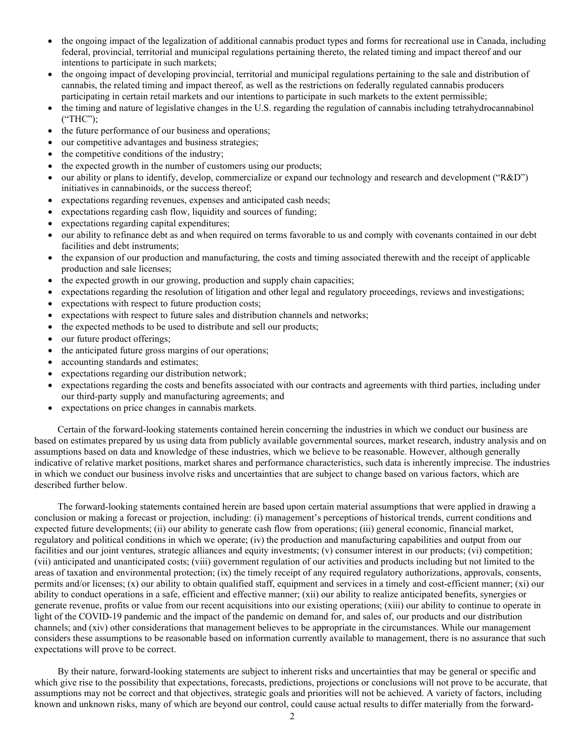- the ongoing impact of the legalization of additional cannabis product types and forms for recreational use in Canada, including federal, provincial, territorial and municipal regulations pertaining thereto, the related timing and impact thereof and our intentions to participate in such markets;
- the ongoing impact of developing provincial, territorial and municipal regulations pertaining to the sale and distribution of cannabis, the related timing and impact thereof, as well as the restrictions on federally regulated cannabis producers participating in certain retail markets and our intentions to participate in such markets to the extent permissible;
- the timing and nature of legislative changes in the U.S. regarding the regulation of cannabis including tetrahydrocannabinol ("THC");
- the future performance of our business and operations;
- our competitive advantages and business strategies;
- the competitive conditions of the industry;
- the expected growth in the number of customers using our products;
- our ability or plans to identify, develop, commercialize or expand our technology and research and development ("R&D") initiatives in cannabinoids, or the success thereof;
- expectations regarding revenues, expenses and anticipated cash needs;
- expectations regarding cash flow, liquidity and sources of funding;
- expectations regarding capital expenditures;
- our ability to refinance debt as and when required on terms favorable to us and comply with covenants contained in our debt facilities and debt instruments;
- the expansion of our production and manufacturing, the costs and timing associated therewith and the receipt of applicable production and sale licenses;
- the expected growth in our growing, production and supply chain capacities;
- expectations regarding the resolution of litigation and other legal and regulatory proceedings, reviews and investigations;
- expectations with respect to future production costs;
- expectations with respect to future sales and distribution channels and networks;
- the expected methods to be used to distribute and sell our products;
- our future product offerings;
- the anticipated future gross margins of our operations;
- accounting standards and estimates;
- expectations regarding our distribution network;
- expectations regarding the costs and benefits associated with our contracts and agreements with third parties, including under our third-party supply and manufacturing agreements; and
- expectations on price changes in cannabis markets.

Certain of the forward-looking statements contained herein concerning the industries in which we conduct our business are based on estimates prepared by us using data from publicly available governmental sources, market research, industry analysis and on assumptions based on data and knowledge of these industries, which we believe to be reasonable. However, although generally indicative of relative market positions, market shares and performance characteristics, such data is inherently imprecise. The industries in which we conduct our business involve risks and uncertainties that are subject to change based on various factors, which are described further below.

The forward-looking statements contained herein are based upon certain material assumptions that were applied in drawing a conclusion or making a forecast or projection, including: (i) management's perceptions of historical trends, current conditions and expected future developments; (ii) our ability to generate cash flow from operations; (iii) general economic, financial market, regulatory and political conditions in which we operate; (iv) the production and manufacturing capabilities and output from our facilities and our joint ventures, strategic alliances and equity investments; (v) consumer interest in our products; (vi) competition; (vii) anticipated and unanticipated costs; (viii) government regulation of our activities and products including but not limited to the areas of taxation and environmental protection; (ix) the timely receipt of any required regulatory authorizations, approvals, consents, permits and/or licenses; (x) our ability to obtain qualified staff, equipment and services in a timely and cost-efficient manner; (xi) our ability to conduct operations in a safe, efficient and effective manner; (xii) our ability to realize anticipated benefits, synergies or generate revenue, profits or value from our recent acquisitions into our existing operations; (xiii) our ability to continue to operate in light of the COVID-19 pandemic and the impact of the pandemic on demand for, and sales of, our products and our distribution channels; and (xiv) other considerations that management believes to be appropriate in the circumstances. While our management considers these assumptions to be reasonable based on information currently available to management, there is no assurance that such expectations will prove to be correct.

By their nature, forward-looking statements are subject to inherent risks and uncertainties that may be general or specific and which give rise to the possibility that expectations, forecasts, predictions, projections or conclusions will not prove to be accurate, that assumptions may not be correct and that objectives, strategic goals and priorities will not be achieved. A variety of factors, including known and unknown risks, many of which are beyond our control, could cause actual results to differ materially from the forward-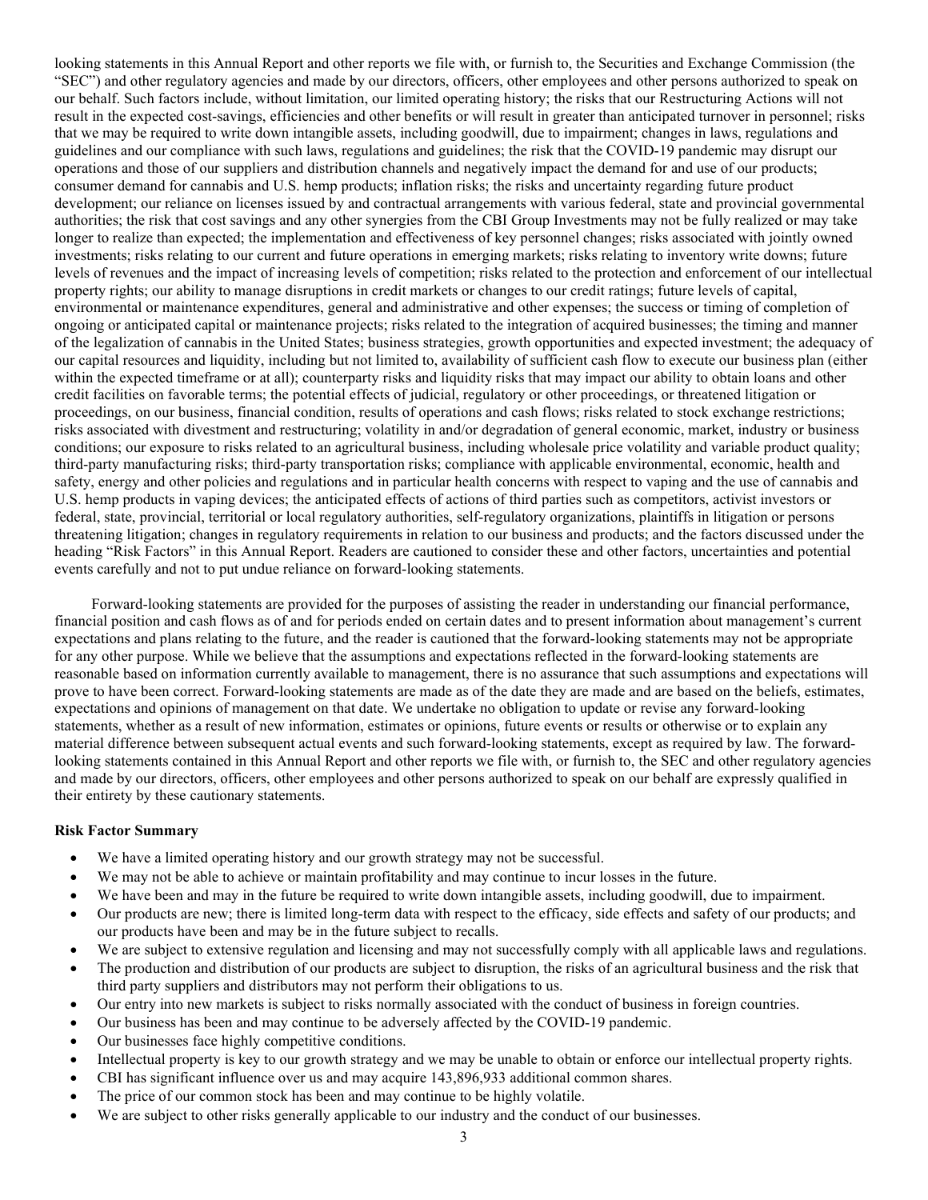looking statements in this Annual Report and other reports we file with, or furnish to, the Securities and Exchange Commission (the "SEC") and other regulatory agencies and made by our directors, officers, other employees and other persons authorized to speak on our behalf. Such factors include, without limitation, our limited operating history; the risks that our Restructuring Actions will not result in the expected cost-savings, efficiencies and other benefits or will result in greater than anticipated turnover in personnel; risks that we may be required to write down intangible assets, including goodwill, due to impairment; changes in laws, regulations and guidelines and our compliance with such laws, regulations and guidelines; the risk that the COVID-19 pandemic may disrupt our operations and those of our suppliers and distribution channels and negatively impact the demand for and use of our products; consumer demand for cannabis and U.S. hemp products; inflation risks; the risks and uncertainty regarding future product development; our reliance on licenses issued by and contractual arrangements with various federal, state and provincial governmental authorities; the risk that cost savings and any other synergies from the CBI Group Investments may not be fully realized or may take longer to realize than expected; the implementation and effectiveness of key personnel changes; risks associated with jointly owned investments; risks relating to our current and future operations in emerging markets; risks relating to inventory write downs; future levels of revenues and the impact of increasing levels of competition; risks related to the protection and enforcement of our intellectual property rights; our ability to manage disruptions in credit markets or changes to our credit ratings; future levels of capital, environmental or maintenance expenditures, general and administrative and other expenses; the success or timing of completion of ongoing or anticipated capital or maintenance projects; risks related to the integration of acquired businesses; the timing and manner of the legalization of cannabis in the United States; business strategies, growth opportunities and expected investment; the adequacy of our capital resources and liquidity, including but not limited to, availability of sufficient cash flow to execute our business plan (either within the expected timeframe or at all); counterparty risks and liquidity risks that may impact our ability to obtain loans and other credit facilities on favorable terms; the potential effects of judicial, regulatory or other proceedings, or threatened litigation or proceedings, on our business, financial condition, results of operations and cash flows; risks related to stock exchange restrictions; risks associated with divestment and restructuring; volatility in and/or degradation of general economic, market, industry or business conditions; our exposure to risks related to an agricultural business, including wholesale price volatility and variable product quality; third-party manufacturing risks; third-party transportation risks; compliance with applicable environmental, economic, health and safety, energy and other policies and regulations and in particular health concerns with respect to vaping and the use of cannabis and U.S. hemp products in vaping devices; the anticipated effects of actions of third parties such as competitors, activist investors or federal, state, provincial, territorial or local regulatory authorities, self-regulatory organizations, plaintiffs in litigation or persons threatening litigation; changes in regulatory requirements in relation to our business and products; and the factors discussed under the heading "Risk Factors" in this Annual Report. Readers are cautioned to consider these and other factors, uncertainties and potential events carefully and not to put undue reliance on forward-looking statements.

Forward-looking statements are provided for the purposes of assisting the reader in understanding our financial performance, financial position and cash flows as of and for periods ended on certain dates and to present information about management's current expectations and plans relating to the future, and the reader is cautioned that the forward-looking statements may not be appropriate for any other purpose. While we believe that the assumptions and expectations reflected in the forward-looking statements are reasonable based on information currently available to management, there is no assurance that such assumptions and expectations will prove to have been correct. Forward-looking statements are made as of the date they are made and are based on the beliefs, estimates, expectations and opinions of management on that date. We undertake no obligation to update or revise any forward-looking statements, whether as a result of new information, estimates or opinions, future events or results or otherwise or to explain any material difference between subsequent actual events and such forward-looking statements, except as required by law. The forward-looking statements contained in this Annual Report and other reports we file with, or furnish to, the SEC and other regulatory agencies and made by our directors, officers, other employees and other persons authorized to speak on our behalf are expressly qualified in their entirety by these cautionary statements.

**Risk Factor Summary**

- We have a limited operating history and our growth strategy may not be successful.
- We may not be able to achieve or maintain profitability and may continue to incur losses in the future.
- We have been and may in the future be required to write down intangible assets, including goodwill, due to impairment.
- Our products are new; there is limited long-term data with respect to the efficacy, side effects and safety of our products; and our products have been and may be in the future subject to recalls.
- We are subject to extensive regulation and licensing and may not successfully comply with all applicable laws and regulations.
- The production and distribution of our products are subject to disruption, the risks of an agricultural business and the risk that third party suppliers and distributors may not perform their obligations to us.
- Our entry into new markets is subject to risks normally associated with the conduct of business in foreign countries.
- Our business has been and may continue to be adversely affected by the COVID-19 pandemic.
- Our businesses face highly competitive conditions.
- Intellectual property is key to our growth strategy and we may be unable to obtain or enforce our intellectual property rights.
- CBI has significant influence over us and may acquire 143,896,933 additional common shares.
- The price of our common stock has been and may continue to be highly volatile.
- We are subject to other risks generally applicable to our industry and the conduct of our businesses.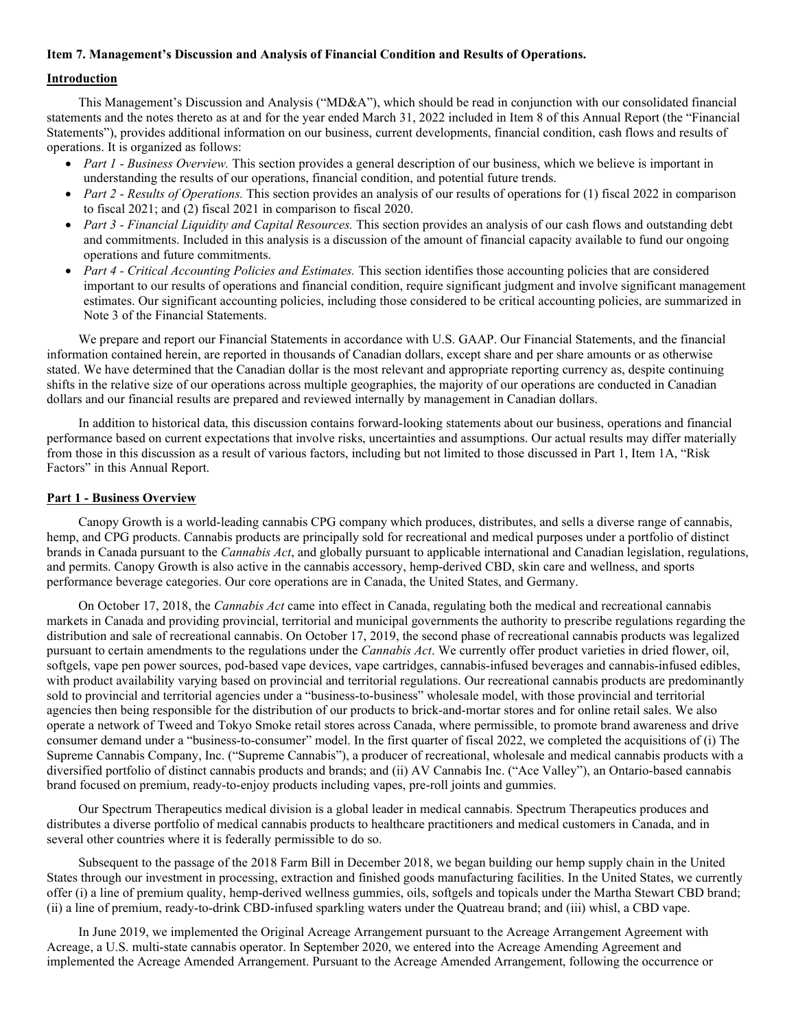**Item 7. Management's Discussion and Analysis of Financial Condition and Results of Operations.**

**Introduction**

This Management's Discussion and Analysis ("MD&A"), which should be read in conjunction with our consolidated financial statements and the notes thereto as at and for the year ended March 31, 2022 included in Item 8 of this Annual Report (the "Financial Statements"), provides additional information on our business, current developments, financial condition, cash flows and results of operations. It is organized as follows:

- *Part 1 - Business Overview.* This section provides a general description of our business, which we believe is important in understanding the results of our operations, financial condition, and potential future trends.
- *Part 2 - Results of Operations.* This section provides an analysis of our results of operations for (1) fiscal 2022 in comparison to fiscal 2021; and (2) fiscal 2021 in comparison to fiscal 2020.
- *Part 3 - Financial Liquidity and Capital Resources.* This section provides an analysis of our cash flows and outstanding debt and commitments. Included in this analysis is a discussion of the amount of financial capacity available to fund our ongoing operations and future commitments.
- *Part 4 - Critical Accounting Policies and Estimates.* This section identifies those accounting policies that are considered important to our results of operations and financial condition, require significant judgment and involve significant management estimates. Our significant accounting policies, including those considered to be critical accounting policies, are summarized in Note 3 of the Financial Statements.

We prepare and report our Financial Statements in accordance with U.S. GAAP. Our Financial Statements, and the financial information contained herein, are reported in thousands of Canadian dollars, except share and per share amounts or as otherwise stated. We have determined that the Canadian dollar is the most relevant and appropriate reporting currency as, despite continuing shifts in the relative size of our operations across multiple geographies, the majority of our operations are conducted in Canadian dollars and our financial results are prepared and reviewed internally by management in Canadian dollars.

In addition to historical data, this discussion contains forward-looking statements about our business, operations and financial performance based on current expectations that involve risks, uncertainties and assumptions. Our actual results may differ materially from those in this discussion as a result of various factors, including but not limited to those discussed in Part 1, Item 1A, "Risk Factors" in this Annual Report.

**Part 1 - Business Overview**

Canopy Growth is a world-leading cannabis CPG company which produces, distributes, and sells a diverse range of cannabis, hemp, and CPG products. Cannabis products are principally sold for recreational and medical purposes under a portfolio of distinct brands in Canada pursuant to the *Cannabis Act*, and globally pursuant to applicable international and Canadian legislation, regulations, and permits. Canopy Growth is also active in the cannabis accessory, hemp-derived CBD, skin care and wellness, and sports performance beverage categories. Our core operations are in Canada, the United States, and Germany.

On October 17, 2018, the *Cannabis Act* came into effect in Canada, regulating both the medical and recreational cannabis markets in Canada and providing provincial, territorial and municipal governments the authority to prescribe regulations regarding the distribution and sale of recreational cannabis. On October 17, 2019, the second phase of recreational cannabis products was legalized pursuant to certain amendments to the regulations under the *Cannabis Act*. We currently offer product varieties in dried flower, oil, softgels, vape pen power sources, pod-based vape devices, vape cartridges, cannabis-infused beverages and cannabis-infused edibles, with product availability varying based on provincial and territorial regulations. Our recreational cannabis products are predominantly sold to provincial and territorial agencies under a "business-to-business" wholesale model, with those provincial and territorial agencies then being responsible for the distribution of our products to brick-and-mortar stores and for online retail sales. We also operate a network of Tweed and Tokyo Smoke retail stores across Canada, where permissible, to promote brand awareness and drive consumer demand under a "business-to-consumer" model. In the first quarter of fiscal 2022, we completed the acquisitions of (i) The Supreme Cannabis Company, Inc. ("Supreme Cannabis"), a producer of recreational, wholesale and medical cannabis products with a diversified portfolio of distinct cannabis products and brands; and (ii) AV Cannabis Inc. ("Ace Valley"), an Ontario-based cannabis brand focused on premium, ready-to-enjoy products including vapes, pre-roll joints and gummies.

Our Spectrum Therapeutics medical division is a global leader in medical cannabis. Spectrum Therapeutics produces and distributes a diverse portfolio of medical cannabis products to healthcare practitioners and medical customers in Canada, and in several other countries where it is federally permissible to do so.

Subsequent to the passage of the 2018 Farm Bill in December 2018, we began building our hemp supply chain in the United States through our investment in processing, extraction and finished goods manufacturing facilities. In the United States, we currently offer (i) a line of premium quality, hemp-derived wellness gummies, oils, softgels and topicals under the Martha Stewart CBD brand; (ii) a line of premium, ready-to-drink CBD-infused sparkling waters under the Quatreau brand; and (iii) whisl, a CBD vape.

In June 2019, we implemented the Original Acreage Arrangement pursuant to the Acreage Arrangement Agreement with Acreage, a U.S. multi-state cannabis operator. In September 2020, we entered into the Acreage Amending Agreement and implemented the Acreage Amended Arrangement. Pursuant to the Acreage Amended Arrangement, following the occurrence or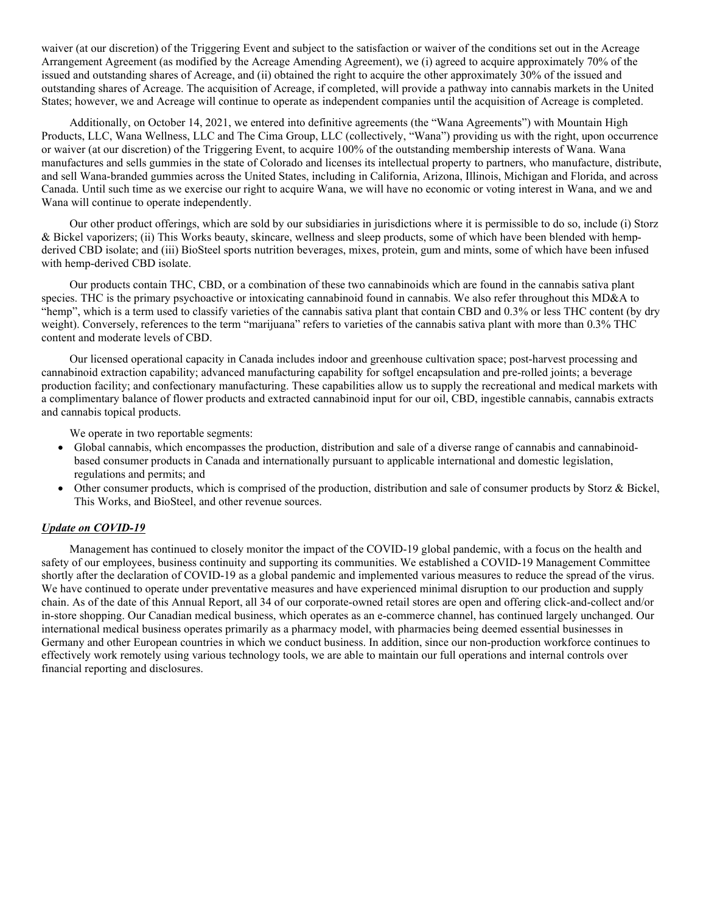waiver (at our discretion) of the Triggering Event and subject to the satisfaction or waiver of the conditions set out in the Acreage Arrangement Agreement (as modified by the Acreage Amending Agreement), we (i) agreed to acquire approximately 70% of the issued and outstanding shares of Acreage, and (ii) obtained the right to acquire the other approximately 30% of the issued and outstanding shares of Acreage. The acquisition of Acreage, if completed, will provide a pathway into cannabis markets in the United States; however, we and Acreage will continue to operate as independent companies until the acquisition of Acreage is completed.

Additionally, on October 14, 2021, we entered into definitive agreements (the "Wana Agreements") with Mountain High Products, LLC, Wana Wellness, LLC and The Cima Group, LLC (collectively, "Wana") providing us with the right, upon occurrence or waiver (at our discretion) of the Triggering Event, to acquire 100% of the outstanding membership interests of Wana. Wana manufactures and sells gummies in the state of Colorado and licenses its intellectual property to partners, who manufacture, distribute, and sell Wana-branded gummies across the United States, including in California, Arizona, Illinois, Michigan and Florida, and across Canada. Until such time as we exercise our right to acquire Wana, we will have no economic or voting interest in Wana, and we and Wana will continue to operate independently.

Our other product offerings, which are sold by our subsidiaries in jurisdictions where it is permissible to do so, include (i) Storz & Bickel vaporizers; (ii) This Works beauty, skincare, wellness and sleep products, some of which have been blended with hemp-derived CBD isolate; and (iii) BioSteel sports nutrition beverages, mixes, protein, gum and mints, some of which have been infused with hemp-derived CBD isolate.

Our products contain THC, CBD, or a combination of these two cannabinoids which are found in the cannabis sativa plant species. THC is the primary psychoactive or intoxicating cannabinoid found in cannabis. We also refer throughout this MD&A to "hemp", which is a term used to classify varieties of the cannabis sativa plant that contain CBD and 0.3% or less THC content (by dry weight). Conversely, references to the term "marijuana" refers to varieties of the cannabis sativa plant with more than 0.3% THC content and moderate levels of CBD.

Our licensed operational capacity in Canada includes indoor and greenhouse cultivation space; post-harvest processing and cannabinoid extraction capability; advanced manufacturing capability for softgel encapsulation and pre-rolled joints; a beverage production facility; and confectionary manufacturing. These capabilities allow us to supply the recreational and medical markets with a complimentary balance of flower products and extracted cannabinoid input for our oil, CBD, ingestible cannabis, cannabis extracts and cannabis topical products.

We operate in two reportable segments:

- Global cannabis, which encompasses the production, distribution and sale of a diverse range of cannabis and cannabinoid-based consumer products in Canada and internationally pursuant to applicable international and domestic legislation, regulations and permits; and
- Other consumer products, which is comprised of the production, distribution and sale of consumer products by Storz & Bickel, This Works, and BioSteel, and other revenue sources.

***Update on COVID-19***

Management has continued to closely monitor the impact of the COVID-19 global pandemic, with a focus on the health and safety of our employees, business continuity and supporting its communities. We established a COVID-19 Management Committee shortly after the declaration of COVID-19 as a global pandemic and implemented various measures to reduce the spread of the virus. We have continued to operate under preventative measures and have experienced minimal disruption to our production and supply chain. As of the date of this Annual Report, all 34 of our corporate-owned retail stores are open and offering click-and-collect and/or in-store shopping. Our Canadian medical business, which operates as an e-commerce channel, has continued largely unchanged. Our international medical business operates primarily as a pharmacy model, with pharmacies being deemed essential businesses in Germany and other European countries in which we conduct business. In addition, since our non-production workforce continues to effectively work remotely using various technology tools, we are able to maintain our full operations and internal controls over financial reporting and disclosures.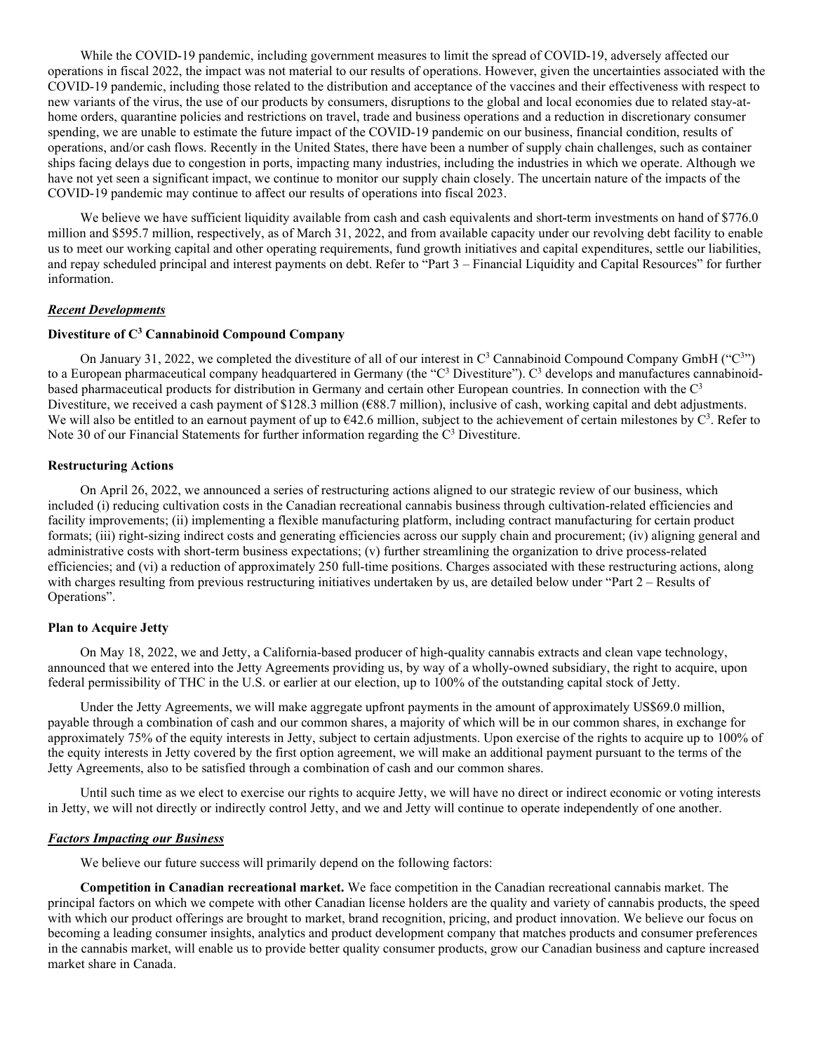While the COVID-19 pandemic, including government measures to limit the spread of COVID-19, adversely affected our operations in fiscal 2022, the impact was not material to our results of operations. However, given the uncertainties associated with the COVID-19 pandemic, including those related to the distribution and acceptance of the vaccines and their effectiveness with respect to new variants of the virus, the use of our products by consumers, disruptions to the global and local economies due to related stay-at-home orders, quarantine policies and restrictions on travel, trade and business operations and a reduction in discretionary consumer spending, we are unable to estimate the future impact of the COVID-19 pandemic on our business, financial condition, results of operations, and/or cash flows. Recently in the United States, there have been a number of supply chain challenges, such as container ships facing delays due to congestion in ports, impacting many industries, including the industries in which we operate. Although we have not yet seen a significant impact, we continue to monitor our supply chain closely. The uncertain nature of the impacts of the COVID-19 pandemic may continue to affect our results of operations into fiscal 2023.

We believe we have sufficient liquidity available from cash and cash equivalents and short-term investments on hand of $776.0 million and $595.7 million, respectively, as of March 31, 2022, and from available capacity under our revolving debt facility to enable us to meet our working capital and other operating requirements, fund growth initiatives and capital expenditures, settle our liabilities, and repay scheduled principal and interest payments on debt. Refer to "Part 3 – Financial Liquidity and Capital Resources" for further information.

***Recent Developments***

**Divestiture of $C^3$ Cannabinoid Compound Company**

On January 31, 2022, we completed the divestiture of all of our interest in $C^3$ Cannabinoid Compound Company GmbH ("$C^3$") to a European pharmaceutical company headquartered in Germany (the "$C^3$ Divestiture"). $C^3$ develops and manufactures cannabinoid-based pharmaceutical products for distribution in Germany and certain other European countries. In connection with the $C^3$ Divestiture, we received a cash payment of $128.3 million (€88.7 million), inclusive of cash, working capital and debt adjustments. We will also be entitled to an earnout payment of up to €42.6 million, subject to the achievement of certain milestones by $C^3$. Refer to Note 30 of our Financial Statements for further information regarding the $C^3$ Divestiture.

**Restructuring Actions**

On April 26, 2022, we announced a series of restructuring actions aligned to our strategic review of our business, which included (i) reducing cultivation costs in the Canadian recreational cannabis business through cultivation-related efficiencies and facility improvements; (ii) implementing a flexible manufacturing platform, including contract manufacturing for certain product formats; (iii) right-sizing indirect costs and generating efficiencies across our supply chain and procurement; (iv) aligning general and administrative costs with short-term business expectations; (v) further streamlining the organization to drive process-related efficiencies; and (vi) a reduction of approximately 250 full-time positions. Charges associated with these restructuring actions, along with charges resulting from previous restructuring initiatives undertaken by us, are detailed below under "Part 2 – Results of Operations".

**Plan to Acquire Jetty**

On May 18, 2022, we and Jetty, a California-based producer of high-quality cannabis extracts and clean vape technology, announced that we entered into the Jetty Agreements providing us, by way of a wholly-owned subsidiary, the right to acquire, upon federal permissibility of THC in the U.S. or earlier at our election, up to 100% of the outstanding capital stock of Jetty.

Under the Jetty Agreements, we will make aggregate upfront payments in the amount of approximately US$69.0 million, payable through a combination of cash and our common shares, a majority of which will be in our common shares, in exchange for approximately 75% of the equity interests in Jetty, subject to certain adjustments. Upon exercise of the rights to acquire up to 100% of the equity interests in Jetty covered by the first option agreement, we will make an additional payment pursuant to the terms of the Jetty Agreements, also to be satisfied through a combination of cash and our common shares.

Until such time as we elect to exercise our rights to acquire Jetty, we will have no direct or indirect economic or voting interests in Jetty, we will not directly or indirectly control Jetty, and we and Jetty will continue to operate independently of one another.

***Factors Impacting our Business***

We believe our future success will primarily depend on the following factors:

**Competition in Canadian recreational market.** We face competition in the Canadian recreational cannabis market. The principal factors on which we compete with other Canadian license holders are the quality and variety of cannabis products, the speed with which our product offerings are brought to market, brand recognition, pricing, and product innovation. We believe our focus on becoming a leading consumer insights, analytics and product development company that matches products and consumer preferences in the cannabis market, will enable us to provide better quality consumer products, grow our Canadian business and capture increased market share in Canada.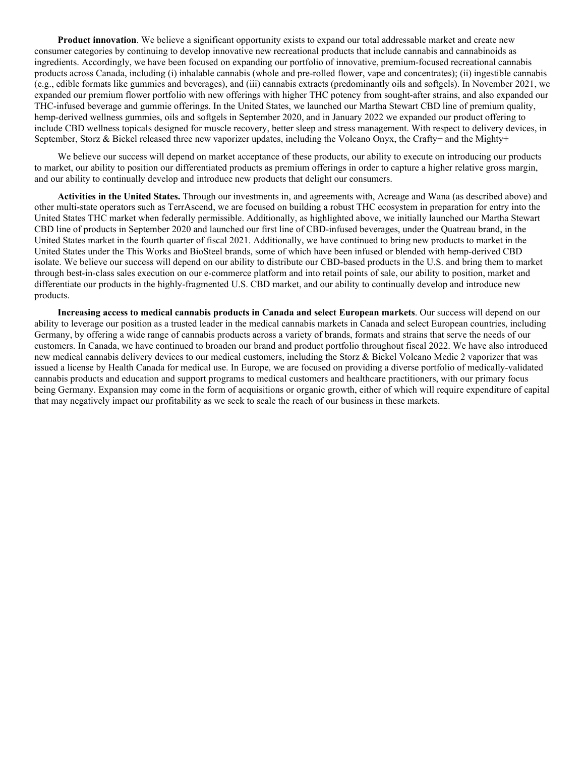**Product innovation**. We believe a significant opportunity exists to expand our total addressable market and create new consumer categories by continuing to develop innovative new recreational products that include cannabis and cannabinoids as ingredients. Accordingly, we have been focused on expanding our portfolio of innovative, premium-focused recreational cannabis products across Canada, including (i) inhalable cannabis (whole and pre-rolled flower, vape and concentrates); (ii) ingestible cannabis (e.g., edible formats like gummies and beverages), and (iii) cannabis extracts (predominantly oils and softgels). In November 2021, we expanded our premium flower portfolio with new offerings with higher THC potency from sought-after strains, and also expanded our THC-infused beverage and gummie offerings. In the United States, we launched our Martha Stewart CBD line of premium quality, hemp-derived wellness gummies, oils and softgels in September 2020, and in January 2022 we expanded our product offering to include CBD wellness topicals designed for muscle recovery, better sleep and stress management. With respect to delivery devices, in September, Storz & Bickel released three new vaporizer updates, including the Volcano Onyx, the Crafty+ and the Mighty+

We believe our success will depend on market acceptance of these products, our ability to execute on introducing our products to market, our ability to position our differentiated products as premium offerings in order to capture a higher relative gross margin, and our ability to continually develop and introduce new products that delight our consumers.

**Activities in the United States.** Through our investments in, and agreements with, Acreage and Wana (as described above) and other multi-state operators such as TerrAscend, we are focused on building a robust THC ecosystem in preparation for entry into the United States THC market when federally permissible. Additionally, as highlighted above, we initially launched our Martha Stewart CBD line of products in September 2020 and launched our first line of CBD-infused beverages, under the Quatreau brand, in the United States market in the fourth quarter of fiscal 2021. Additionally, we have continued to bring new products to market in the United States under the This Works and BioSteel brands, some of which have been infused or blended with hemp-derived CBD isolate. We believe our success will depend on our ability to distribute our CBD-based products in the U.S. and bring them to market through best-in-class sales execution on our e-commerce platform and into retail points of sale, our ability to position, market and differentiate our products in the highly-fragmented U.S. CBD market, and our ability to continually develop and introduce new products.

**Increasing access to medical cannabis products in Canada and select European markets**. Our success will depend on our ability to leverage our position as a trusted leader in the medical cannabis markets in Canada and select European countries, including Germany, by offering a wide range of cannabis products across a variety of brands, formats and strains that serve the needs of our customers. In Canada, we have continued to broaden our brand and product portfolio throughout fiscal 2022. We have also introduced new medical cannabis delivery devices to our medical customers, including the Storz & Bickel Volcano Medic 2 vaporizer that was issued a license by Health Canada for medical use. In Europe, we are focused on providing a diverse portfolio of medically-validated cannabis products and education and support programs to medical customers and healthcare practitioners, with our primary focus being Germany. Expansion may come in the form of acquisitions or organic growth, either of which will require expenditure of capital that may negatively impact our profitability as we seek to scale the reach of our business in these markets.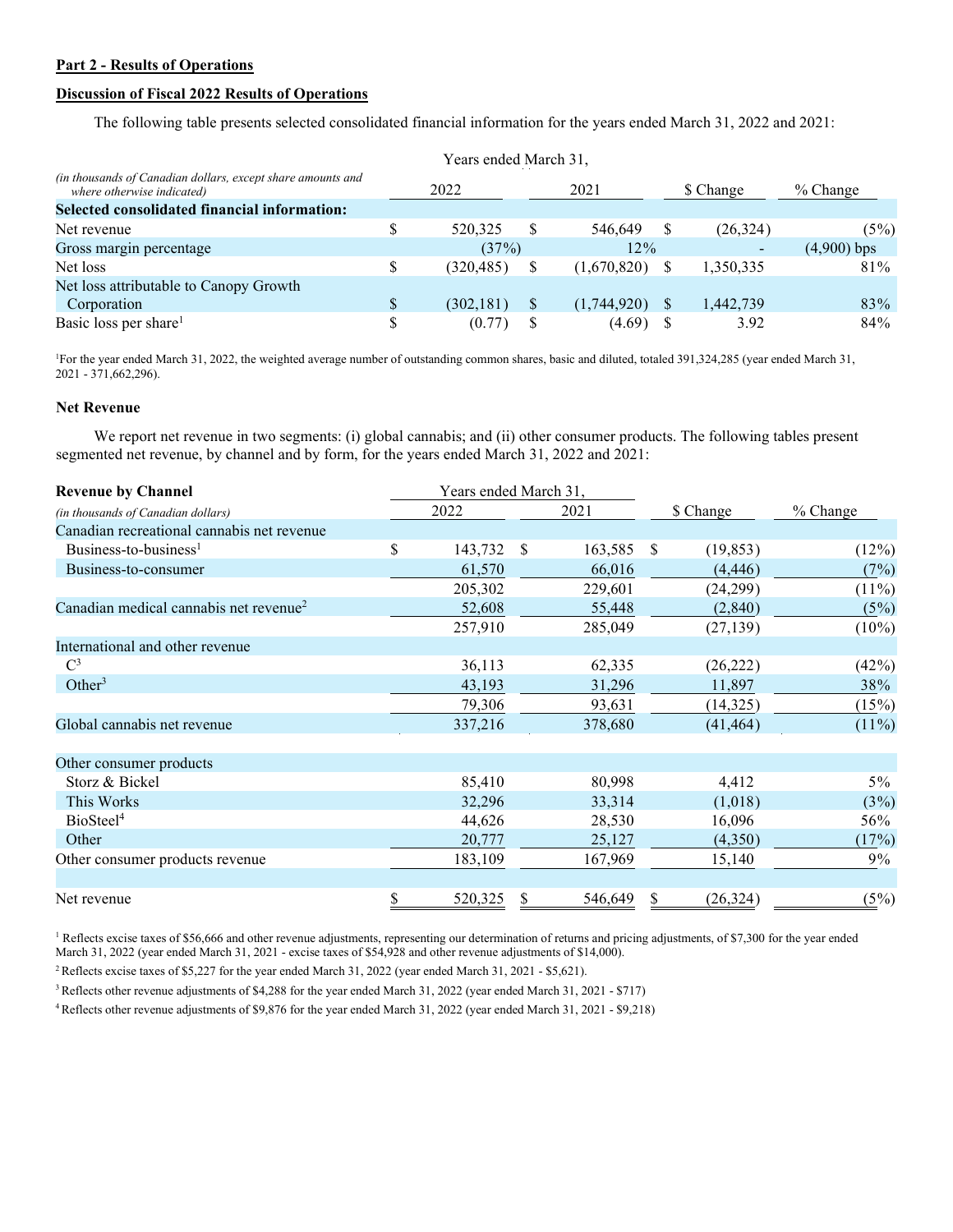## Part 2 - Results of Operations

### Discussion of Fiscal 2022 Results of Operations

The following table presents selected consolidated financial information for the years ended March 31, 2022 and 2021:

| *(in thousands of Canadian dollars, except share amounts and where otherwise indicated)* | Years ended March 31, 2022 | 2021 | $ Change | % Change |
|---|---|---|---|---|
| **Selected consolidated financial information:** | | | | |
| Net revenue | $ 520,325 | $ 546,649 | $ (26,324) | (5%) |
| Gross margin percentage | (37%) | 12% | - | (4,900) bps |
| Net loss | $ (320,485) | $ (1,670,820) | $ 1,350,335 | 81% |
| Net loss attributable to Canopy Growth Corporation | $ (302,181) | $ (1,744,920) | $ 1,442,739 | 83% |
| Basic loss per share[1] | $ (0.77) | $ (4.69) | $ 3.92 | 84% |

[1]For the year ended March 31, 2022, the weighted average number of outstanding common shares, basic and diluted, totaled 391,324,285 (year ended March 31, 2021 - 371,662,296).

### Net Revenue

We report net revenue in two segments: (i) global cannabis; and (ii) other consumer products. The following tables present segmented net revenue, by channel and by form, for the years ended March 31, 2022 and 2021:

| **Revenue by Channel** *(in thousands of Canadian dollars)* | Years ended March 31, 2022 | 2021 | $ Change | % Change |
|---|---|---|---|---|
| Canadian recreational cannabis net revenue | | | | |
| Business-to-business[1] | $ 143,732 | $ 163,585 | $ (19,853) | (12%) |
| Business-to-consumer | 61,570 | 66,016 | (4,446) | (7%) |
| | 205,302 | 229,601 | (24,299) | (11%) |
| Canadian medical cannabis net revenue[2] | 52,608 | 55,448 | (2,840) | (5%) |
| | 257,910 | 285,049 | (27,139) | (10%) |
| International and other revenue | | | | |
| C[3] | 36,113 | 62,335 | (26,222) | (42%) |
| Other[3] | 43,193 | 31,296 | 11,897 | 38% |
| | 79,306 | 93,631 | (14,325) | (15%) |
| Global cannabis net revenue | 337,216 | 378,680 | (41,464) | (11%) |
| | | | | |
| Other consumer products | | | | |
| Storz & Bickel | 85,410 | 80,998 | 4,412 | 5% |
| This Works | 32,296 | 33,314 | (1,018) | (3%) |
| BioSteel[4] | 44,626 | 28,530 | 16,096 | 56% |
| Other | 20,777 | 25,127 | (4,350) | (17%) |
| Other consumer products revenue | 183,109 | 167,969 | 15,140 | 9% |
| | | | | |
| Net revenue | $ 520,325 | $ 546,649 | $ (26,324) | (5%) |

[1] Reflects excise taxes of $56,666 and other revenue adjustments, representing our determination of returns and pricing adjustments, of $7,300 for the year ended March 31, 2022 (year ended March 31, 2021 - excise taxes of $54,928 and other revenue adjustments of $14,000).

[2] Reflects excise taxes of $5,227 for the year ended March 31, 2022 (year ended March 31, 2021 - $5,621).

[3] Reflects other revenue adjustments of $4,288 for the year ended March 31, 2022 (year ended March 31, 2021 - $717)

[4] Reflects other revenue adjustments of $9,876 for the year ended March 31, 2022 (year ended March 31, 2021 - $9,218)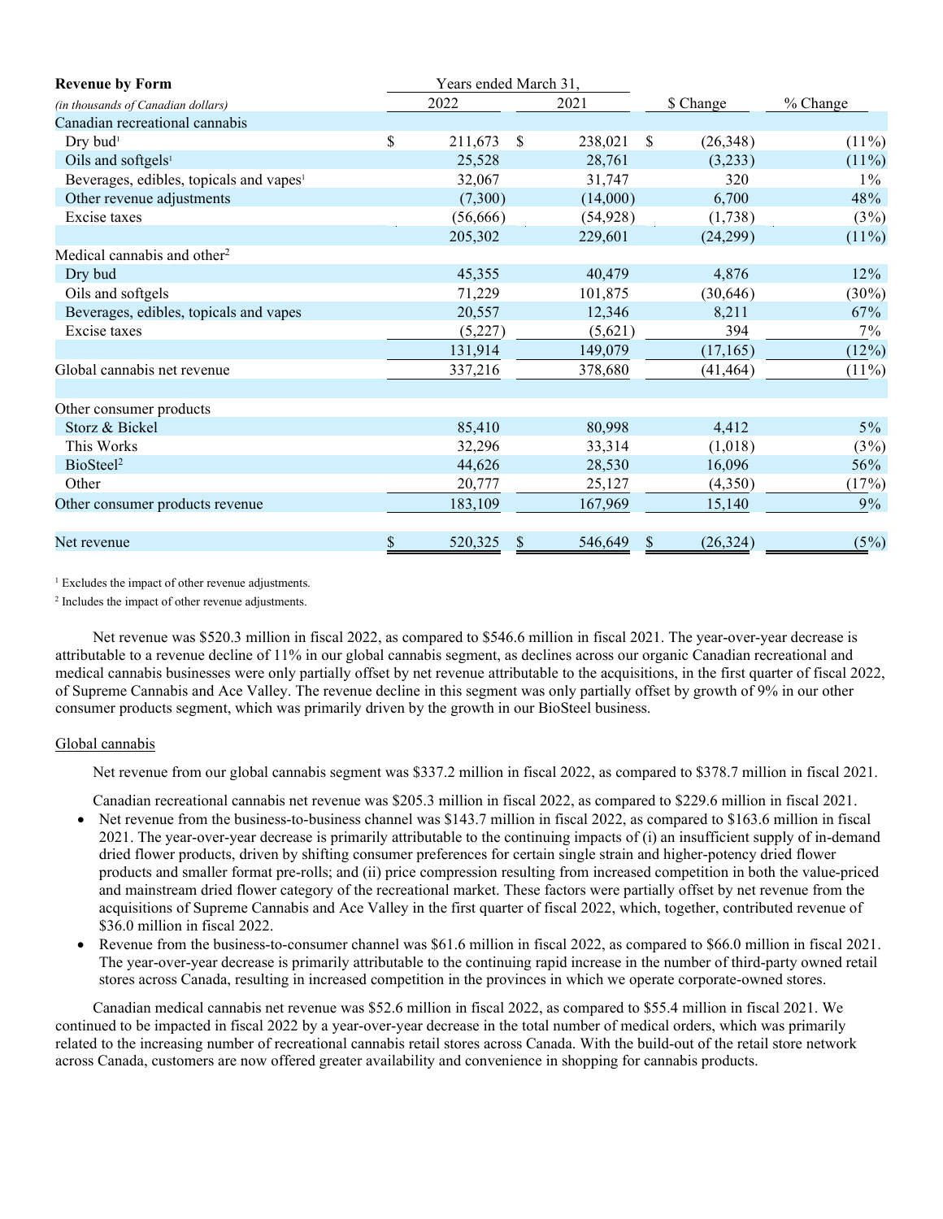| **Revenue by Form** | Years ended March 31, | | | |
|---|---|---|---|---|
| *(in thousands of Canadian dollars)* | 2022 | 2021 | $ Change | % Change |
| Canadian recreational cannabis | | | | |
| Dry bud[1] | $ 211,673 | $ 238,021 | $ (26,348) | (11%) |
| Oils and softgels[1] | 25,528 | 28,761 | (3,233) | (11%) |
| Beverages, edibles, topicals and vapes[1] | 32,067 | 31,747 | 320 | 1% |
| Other revenue adjustments | (7,300) | (14,000) | 6,700 | 48% |
| Excise taxes | (56,666) | (54,928) | (1,738) | (3%) |
| | 205,302 | 229,601 | (24,299) | (11%) |
| Medical cannabis and other[2] | | | | |
| Dry bud | 45,355 | 40,479 | 4,876 | 12% |
| Oils and softgels | 71,229 | 101,875 | (30,646) | (30%) |
| Beverages, edibles, topicals and vapes | 20,557 | 12,346 | 8,211 | 67% |
| Excise taxes | (5,227) | (5,621) | 394 | 7% |
| | 131,914 | 149,079 | (17,165) | (12%) |
| Global cannabis net revenue | 337,216 | 378,680 | (41,464) | (11%) |
| | | | | |
| Other consumer products | | | | |
| Storz & Bickel | 85,410 | 80,998 | 4,412 | 5% |
| This Works | 32,296 | 33,314 | (1,018) | (3%) |
| BioSteel[2] | 44,626 | 28,530 | 16,096 | 56% |
| Other | 20,777 | 25,127 | (4,350) | (17%) |
| Other consumer products revenue | 183,109 | 167,969 | 15,140 | 9% |
| | | | | |
| Net revenue | $ 520,325 | $ 546,649 | $ (26,324) | (5%) |

[1] Excludes the impact of other revenue adjustments.

[2] Includes the impact of other revenue adjustments.

Net revenue was $520.3 million in fiscal 2022, as compared to $546.6 million in fiscal 2021. The year-over-year decrease is attributable to a revenue decline of 11% in our global cannabis segment, as declines across our organic Canadian recreational and medical cannabis businesses were only partially offset by net revenue attributable to the acquisitions, in the first quarter of fiscal 2022, of Supreme Cannabis and Ace Valley. The revenue decline in this segment was only partially offset by growth of 9% in our other consumer products segment, which was primarily driven by the growth in our BioSteel business.

Global cannabis

Net revenue from our global cannabis segment was $337.2 million in fiscal 2022, as compared to $378.7 million in fiscal 2021.

Canadian recreational cannabis net revenue was $205.3 million in fiscal 2022, as compared to $229.6 million in fiscal 2021.

- Net revenue from the business-to-business channel was $143.7 million in fiscal 2022, as compared to $163.6 million in fiscal 2021. The year-over-year decrease is primarily attributable to the continuing impacts of (i) an insufficient supply of in-demand dried flower products, driven by shifting consumer preferences for certain single strain and higher-potency dried flower products and smaller format pre-rolls; and (ii) price compression resulting from increased competition in both the value-priced and mainstream dried flower category of the recreational market. These factors were partially offset by net revenue from the acquisitions of Supreme Cannabis and Ace Valley in the first quarter of fiscal 2022, which, together, contributed revenue of $36.0 million in fiscal 2022.
- Revenue from the business-to-consumer channel was $61.6 million in fiscal 2022, as compared to $66.0 million in fiscal 2021. The year-over-year decrease is primarily attributable to the continuing rapid increase in the number of third-party owned retail stores across Canada, resulting in increased competition in the provinces in which we operate corporate-owned stores.

Canadian medical cannabis net revenue was $52.6 million in fiscal 2022, as compared to $55.4 million in fiscal 2021. We continued to be impacted in fiscal 2022 by a year-over-year decrease in the total number of medical orders, which was primarily related to the increasing number of recreational cannabis retail stores across Canada. With the build-out of the retail store network across Canada, customers are now offered greater availability and convenience in shopping for cannabis products.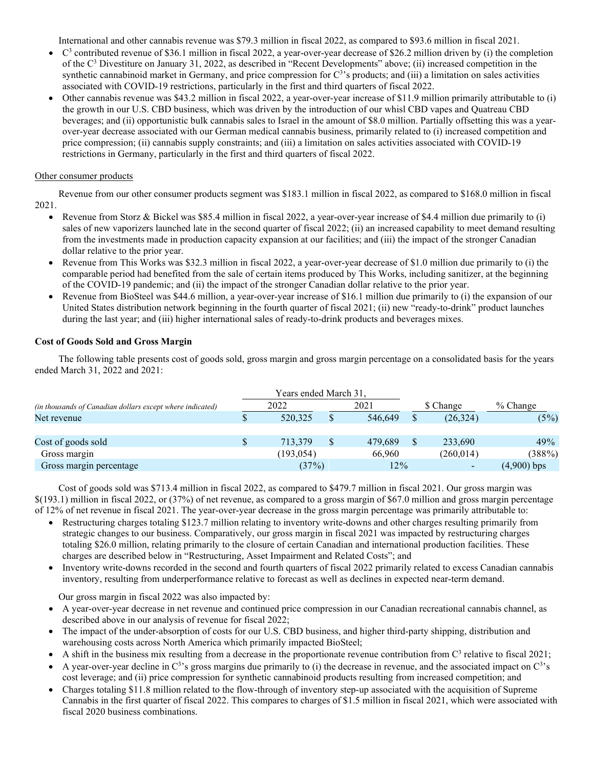International and other cannabis revenue was $79.3 million in fiscal 2022, as compared to $93.6 million in fiscal 2021.

- $C^3$ contributed revenue of $36.1 million in fiscal 2022, a year-over-year decrease of $26.2 million driven by (i) the completion of the $C^3$ Divestiture on January 31, 2022, as described in "Recent Developments" above; (ii) increased competition in the synthetic cannabinoid market in Germany, and price compression for $C^3$'s products; and (iii) a limitation on sales activities associated with COVID-19 restrictions, particularly in the first and third quarters of fiscal 2022.
- Other cannabis revenue was $43.2 million in fiscal 2022, a year-over-year increase of $11.9 million primarily attributable to (i) the growth in our U.S. CBD business, which was driven by the introduction of our whisl CBD vapes and Quatreau CBD beverages; and (ii) opportunistic bulk cannabis sales to Israel in the amount of $8.0 million. Partially offsetting this was a year-over-year decrease associated with our German medical cannabis business, primarily related to (i) increased competition and price compression; (ii) cannabis supply constraints; and (iii) a limitation on sales activities associated with COVID-19 restrictions in Germany, particularly in the first and third quarters of fiscal 2022.

Other consumer products

Revenue from our other consumer products segment was $183.1 million in fiscal 2022, as compared to $168.0 million in fiscal 2021.

- Revenue from Storz & Bickel was $85.4 million in fiscal 2022, a year-over-year increase of $4.4 million due primarily to (i) sales of new vaporizers launched late in the second quarter of fiscal 2022; (ii) an increased capability to meet demand resulting from the investments made in production capacity expansion at our facilities; and (iii) the impact of the stronger Canadian dollar relative to the prior year.
- Revenue from This Works was $32.3 million in fiscal 2022, a year-over-year decrease of $1.0 million due primarily to (i) the comparable period had benefited from the sale of certain items produced by This Works, including sanitizer, at the beginning of the COVID-19 pandemic; and (ii) the impact of the stronger Canadian dollar relative to the prior year.
- Revenue from BioSteel was $44.6 million, a year-over-year increase of $16.1 million due primarily to (i) the expansion of our United States distribution network beginning in the fourth quarter of fiscal 2021; (ii) new "ready-to-drink" product launches during the last year; and (iii) higher international sales of ready-to-drink products and beverages mixes.

**Cost of Goods Sold and Gross Margin**

The following table presents cost of goods sold, gross margin and gross margin percentage on a consolidated basis for the years ended March 31, 2022 and 2021:

| *(in thousands of Canadian dollars except where indicated)* | Years ended March 31, 2022 | 2021 | $ Change | % Change |
|---|---|---|---|---|
| Net revenue | $ 520,325 | $ 546,649 | $ (26,324) | (5%) |
| | | | | |
| Cost of goods sold | $ 713,379 | $ 479,689 | $ 233,690 | 49% |
| Gross margin | (193,054) | 66,960 | (260,014) | (388%) |
| Gross margin percentage | (37%) | 12% | - | (4,900) bps |

Cost of goods sold was $713.4 million in fiscal 2022, as compared to $479.7 million in fiscal 2021. Our gross margin was $(193.1) million in fiscal 2022, or (37%) of net revenue, as compared to a gross margin of $67.0 million and gross margin percentage of 12% of net revenue in fiscal 2021. The year-over-year decrease in the gross margin percentage was primarily attributable to:

- Restructuring charges totaling $123.7 million relating to inventory write-downs and other charges resulting primarily from strategic changes to our business. Comparatively, our gross margin in fiscal 2021 was impacted by restructuring charges totaling $26.0 million, relating primarily to the closure of certain Canadian and international production facilities. These charges are described below in "Restructuring, Asset Impairment and Related Costs"; and
- Inventory write-downs recorded in the second and fourth quarters of fiscal 2022 primarily related to excess Canadian cannabis inventory, resulting from underperformance relative to forecast as well as declines in expected near-term demand.

Our gross margin in fiscal 2022 was also impacted by:

- A year-over-year decrease in net revenue and continued price compression in our Canadian recreational cannabis channel, as described above in our analysis of revenue for fiscal 2022;
- The impact of the under-absorption of costs for our U.S. CBD business, and higher third-party shipping, distribution and warehousing costs across North America which primarily impacted BioSteel;
- A shift in the business mix resulting from a decrease in the proportionate revenue contribution from $C^3$ relative to fiscal 2021;
- A year-over-year decline in $C^3$'s gross margins due primarily to (i) the decrease in revenue, and the associated impact on $C^3$'s cost leverage; and (ii) price compression for synthetic cannabinoid products resulting from increased competition; and
- Charges totaling $11.8 million related to the flow-through of inventory step-up associated with the acquisition of Supreme Cannabis in the first quarter of fiscal 2022. This compares to charges of $1.5 million in fiscal 2021, which were associated with fiscal 2020 business combinations.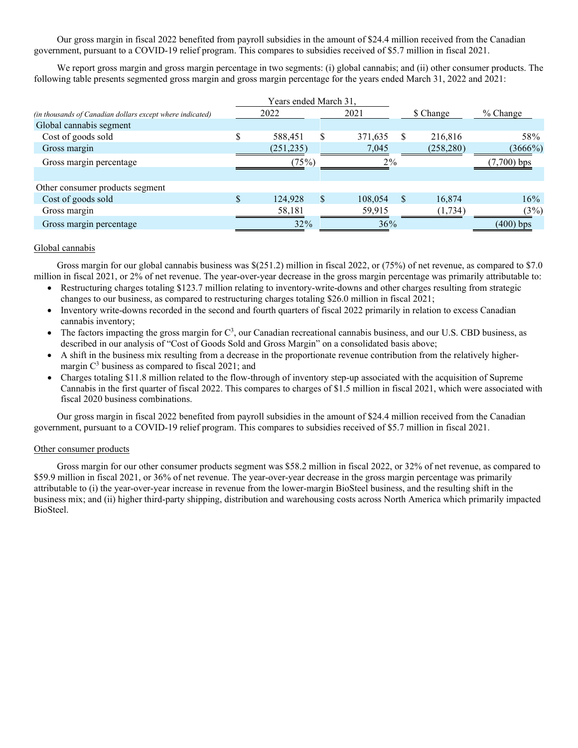Our gross margin in fiscal 2022 benefited from payroll subsidies in the amount of $24.4 million received from the Canadian government, pursuant to a COVID-19 relief program. This compares to subsidies received of $5.7 million in fiscal 2021.

We report gross margin and gross margin percentage in two segments: (i) global cannabis; and (ii) other consumer products. The following table presents segmented gross margin and gross margin percentage for the years ended March 31, 2022 and 2021:

| *(in thousands of Canadian dollars except where indicated)* | Years ended March 31, 2022 | 2021 | $ Change | % Change |
|---|---|---|---|---|
| Global cannabis segment | | | | |
| Cost of goods sold | $ 588,451 | $ 371,635 | $ 216,816 | 58% |
| Gross margin | (251,235) | 7,045 | (258,280) | (3666%) |
| Gross margin percentage | (75%) | 2% | | (7,700) bps |
| | | | | |
| Other consumer products segment | | | | |
| Cost of goods sold | $ 124,928 | $ 108,054 | $ 16,874 | 16% |
| Gross margin | 58,181 | 59,915 | (1,734) | (3%) |
| Gross margin percentage | 32% | 36% | | (400) bps |

Global cannabis

Gross margin for our global cannabis business was $(251.2) million in fiscal 2022, or (75%) of net revenue, as compared to $7.0 million in fiscal 2021, or 2% of net revenue. The year-over-year decrease in the gross margin percentage was primarily attributable to:

- Restructuring charges totaling $123.7 million relating to inventory-write-downs and other charges resulting from strategic changes to our business, as compared to restructuring charges totaling $26.0 million in fiscal 2021;
- Inventory write-downs recorded in the second and fourth quarters of fiscal 2022 primarily in relation to excess Canadian cannabis inventory;
- The factors impacting the gross margin for $C^3$, our Canadian recreational cannabis business, and our U.S. CBD business, as described in our analysis of "Cost of Goods Sold and Gross Margin" on a consolidated basis above;
- A shift in the business mix resulting from a decrease in the proportionate revenue contribution from the relatively higher-margin $C^3$ business as compared to fiscal 2021; and
- Charges totaling $11.8 million related to the flow-through of inventory step-up associated with the acquisition of Supreme Cannabis in the first quarter of fiscal 2022. This compares to charges of $1.5 million in fiscal 2021, which were associated with fiscal 2020 business combinations.

Our gross margin in fiscal 2022 benefited from payroll subsidies in the amount of $24.4 million received from the Canadian government, pursuant to a COVID-19 relief program. This compares to subsidies received of $5.7 million in fiscal 2021.

Other consumer products

Gross margin for our other consumer products segment was $58.2 million in fiscal 2022, or 32% of net revenue, as compared to $59.9 million in fiscal 2021, or 36% of net revenue. The year-over-year decrease in the gross margin percentage was primarily attributable to (i) the year-over-year increase in revenue from the lower-margin BioSteel business, and the resulting shift in the business mix; and (ii) higher third-party shipping, distribution and warehousing costs across North America which primarily impacted BioSteel.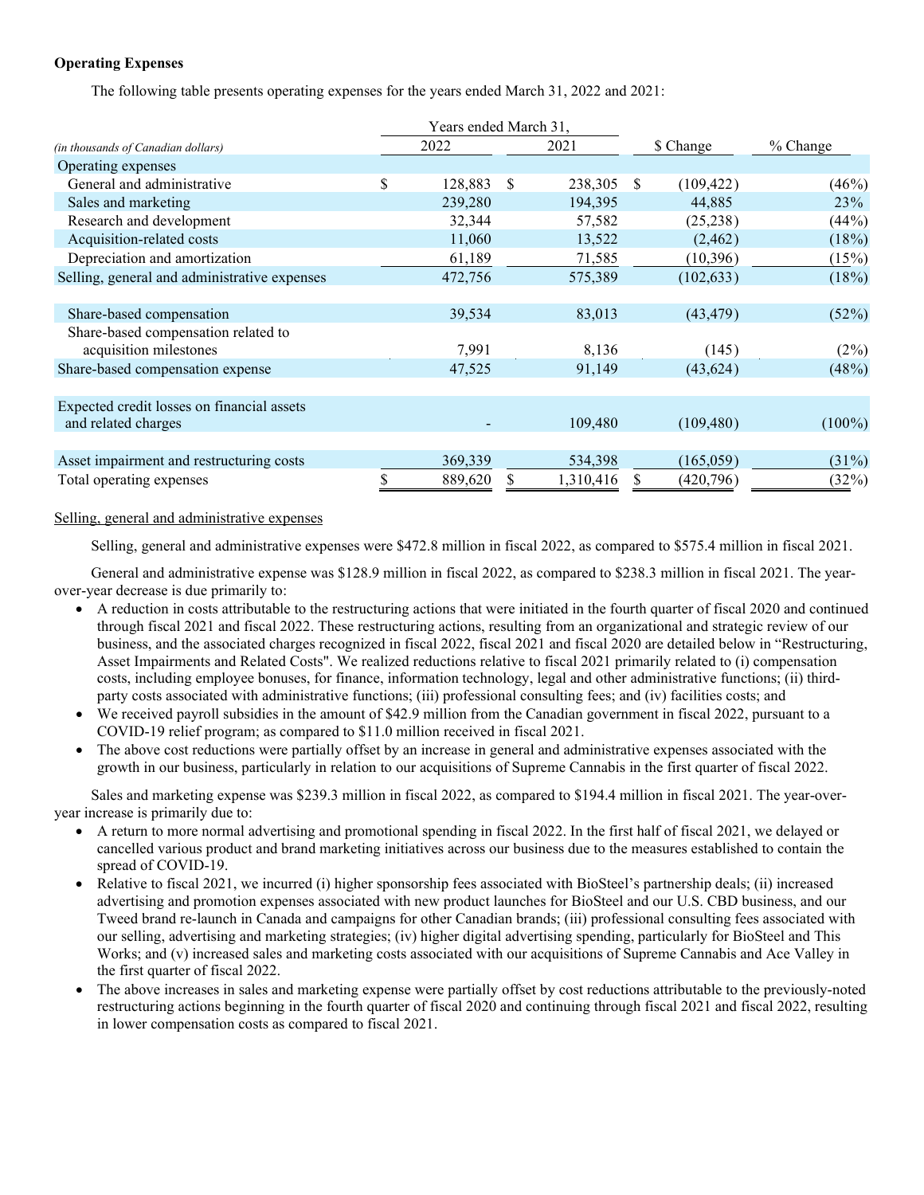**Operating Expenses**

The following table presents operating expenses for the years ended March 31, 2022 and 2021:

| *(in thousands of Canadian dollars)* | Years ended March 31, 2022 | 2021 | $ Change | % Change |
|---|---|---|---|---|
| Operating expenses | | | | |
| General and administrative | $ 128,883 | $ 238,305 | $ (109,422) | (46%) |
| Sales and marketing | 239,280 | 194,395 | 44,885 | 23% |
| Research and development | 32,344 | 57,582 | (25,238) | (44%) |
| Acquisition-related costs | 11,060 | 13,522 | (2,462) | (18%) |
| Depreciation and amortization | 61,189 | 71,585 | (10,396) | (15%) |
| Selling, general and administrative expenses | 472,756 | 575,389 | (102,633) | (18%) |
| | | | | |
| Share-based compensation | 39,534 | 83,013 | (43,479) | (52%) |
| Share-based compensation related to acquisition milestones | 7,991 | 8,136 | (145) | (2%) |
| Share-based compensation expense | 47,525 | 91,149 | (43,624) | (48%) |
| | | | | |
| Expected credit losses on financial assets and related charges | - | 109,480 | (109,480) | (100%) |
| | | | | |
| Asset impairment and restructuring costs | 369,339 | 534,398 | (165,059) | (31%) |
| Total operating expenses | $ 889,620 | $ 1,310,416 | $ (420,796) | (32%) |

Selling, general and administrative expenses

Selling, general and administrative expenses were $472.8 million in fiscal 2022, as compared to $575.4 million in fiscal 2021.

General and administrative expense was $128.9 million in fiscal 2022, as compared to $238.3 million in fiscal 2021. The year-over-year decrease is due primarily to:

- A reduction in costs attributable to the restructuring actions that were initiated in the fourth quarter of fiscal 2020 and continued through fiscal 2021 and fiscal 2022. These restructuring actions, resulting from an organizational and strategic review of our business, and the associated charges recognized in fiscal 2022, fiscal 2021 and fiscal 2020 are detailed below in "Restructuring, Asset Impairments and Related Costs". We realized reductions relative to fiscal 2021 primarily related to (i) compensation costs, including employee bonuses, for finance, information technology, legal and other administrative functions; (ii) third-party costs associated with administrative functions; (iii) professional consulting fees; and (iv) facilities costs; and
- We received payroll subsidies in the amount of $42.9 million from the Canadian government in fiscal 2022, pursuant to a COVID-19 relief program; as compared to $11.0 million received in fiscal 2021.
- The above cost reductions were partially offset by an increase in general and administrative expenses associated with the growth in our business, particularly in relation to our acquisitions of Supreme Cannabis in the first quarter of fiscal 2022.

Sales and marketing expense was $239.3 million in fiscal 2022, as compared to $194.4 million in fiscal 2021. The year-over-year increase is primarily due to:

- A return to more normal advertising and promotional spending in fiscal 2022. In the first half of fiscal 2021, we delayed or cancelled various product and brand marketing initiatives across our business due to the measures established to contain the spread of COVID-19.
- Relative to fiscal 2021, we incurred (i) higher sponsorship fees associated with BioSteel's partnership deals; (ii) increased advertising and promotion expenses associated with new product launches for BioSteel and our U.S. CBD business, and our Tweed brand re-launch in Canada and campaigns for other Canadian brands; (iii) professional consulting fees associated with our selling, advertising and marketing strategies; (iv) higher digital advertising spending, particularly for BioSteel and This Works; and (v) increased sales and marketing costs associated with our acquisitions of Supreme Cannabis and Ace Valley in the first quarter of fiscal 2022.
- The above increases in sales and marketing expense were partially offset by cost reductions attributable to the previously-noted restructuring actions beginning in the fourth quarter of fiscal 2020 and continuing through fiscal 2021 and fiscal 2022, resulting in lower compensation costs as compared to fiscal 2021.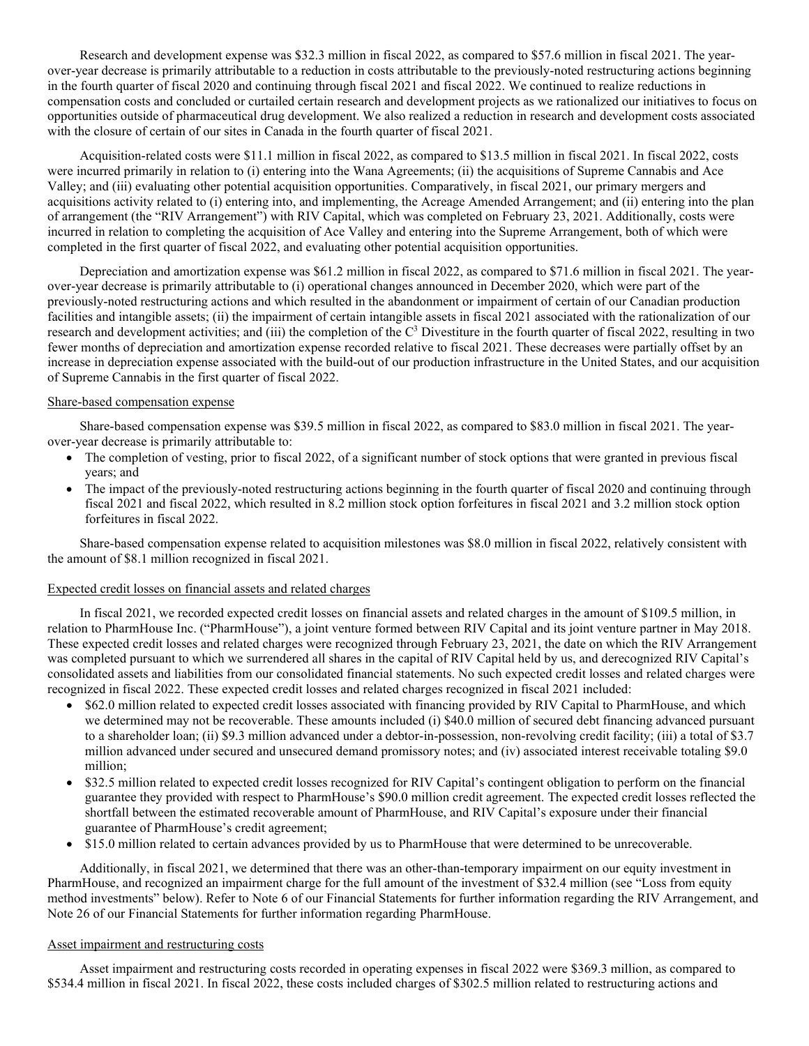Research and development expense was $32.3 million in fiscal 2022, as compared to $57.6 million in fiscal 2021. The year-over-year decrease is primarily attributable to a reduction in costs attributable to the previously-noted restructuring actions beginning in the fourth quarter of fiscal 2020 and continuing through fiscal 2021 and fiscal 2022. We continued to realize reductions in compensation costs and concluded or curtailed certain research and development projects as we rationalized our initiatives to focus on opportunities outside of pharmaceutical drug development. We also realized a reduction in research and development costs associated with the closure of certain of our sites in Canada in the fourth quarter of fiscal 2021.

Acquisition-related costs were $11.1 million in fiscal 2022, as compared to $13.5 million in fiscal 2021. In fiscal 2022, costs were incurred primarily in relation to (i) entering into the Wana Agreements; (ii) the acquisitions of Supreme Cannabis and Ace Valley; and (iii) evaluating other potential acquisition opportunities. Comparatively, in fiscal 2021, our primary mergers and acquisitions activity related to (i) entering into, and implementing, the Acreage Amended Arrangement; and (ii) entering into the plan of arrangement (the "RIV Arrangement") with RIV Capital, which was completed on February 23, 2021. Additionally, costs were incurred in relation to completing the acquisition of Ace Valley and entering into the Supreme Arrangement, both of which were completed in the first quarter of fiscal 2022, and evaluating other potential acquisition opportunities.

Depreciation and amortization expense was $61.2 million in fiscal 2022, as compared to $71.6 million in fiscal 2021. The year-over-year decrease is primarily attributable to (i) operational changes announced in December 2020, which were part of the previously-noted restructuring actions and which resulted in the abandonment or impairment of certain of our Canadian production facilities and intangible assets; (ii) the impairment of certain intangible assets in fiscal 2021 associated with the rationalization of our research and development activities; and (iii) the completion of the C[3] Divestiture in the fourth quarter of fiscal 2022, resulting in two fewer months of depreciation and amortization expense recorded relative to fiscal 2021. These decreases were partially offset by an increase in depreciation expense associated with the build-out of our production infrastructure in the United States, and our acquisition of Supreme Cannabis in the first quarter of fiscal 2022.

Share-based compensation expense

Share-based compensation expense was $39.5 million in fiscal 2022, as compared to $83.0 million in fiscal 2021. The year-over-year decrease is primarily attributable to:

- The completion of vesting, prior to fiscal 2022, of a significant number of stock options that were granted in previous fiscal years; and
- The impact of the previously-noted restructuring actions beginning in the fourth quarter of fiscal 2020 and continuing through fiscal 2021 and fiscal 2022, which resulted in 8.2 million stock option forfeitures in fiscal 2021 and 3.2 million stock option forfeitures in fiscal 2022.

Share-based compensation expense related to acquisition milestones was $8.0 million in fiscal 2022, relatively consistent with the amount of $8.1 million recognized in fiscal 2021.

Expected credit losses on financial assets and related charges

In fiscal 2021, we recorded expected credit losses on financial assets and related charges in the amount of $109.5 million, in relation to PharmHouse Inc. ("PharmHouse"), a joint venture formed between RIV Capital and its joint venture partner in May 2018. These expected credit losses and related charges were recognized through February 23, 2021, the date on which the RIV Arrangement was completed pursuant to which we surrendered all shares in the capital of RIV Capital held by us, and derecognized RIV Capital's consolidated assets and liabilities from our consolidated financial statements. No such expected credit losses and related charges were recognized in fiscal 2022. These expected credit losses and related charges recognized in fiscal 2021 included:

- $62.0 million related to expected credit losses associated with financing provided by RIV Capital to PharmHouse, and which we determined may not be recoverable. These amounts included (i) $40.0 million of secured debt financing advanced pursuant to a shareholder loan; (ii) $9.3 million advanced under a debtor-in-possession, non-revolving credit facility; (iii) a total of $3.7 million advanced under secured and unsecured demand promissory notes; and (iv) associated interest receivable totaling $9.0 million;
- $32.5 million related to expected credit losses recognized for RIV Capital's contingent obligation to perform on the financial guarantee they provided with respect to PharmHouse's $90.0 million credit agreement. The expected credit losses reflected the shortfall between the estimated recoverable amount of PharmHouse, and RIV Capital's exposure under their financial guarantee of PharmHouse's credit agreement;
- $15.0 million related to certain advances provided by us to PharmHouse that were determined to be unrecoverable.

Additionally, in fiscal 2021, we determined that there was an other-than-temporary impairment on our equity investment in PharmHouse, and recognized an impairment charge for the full amount of the investment of $32.4 million (see "Loss from equity method investments" below). Refer to Note 6 of our Financial Statements for further information regarding the RIV Arrangement, and Note 26 of our Financial Statements for further information regarding PharmHouse.

Asset impairment and restructuring costs

Asset impairment and restructuring costs recorded in operating expenses in fiscal 2022 were $369.3 million, as compared to $534.4 million in fiscal 2021. In fiscal 2022, these costs included charges of $302.5 million related to restructuring actions and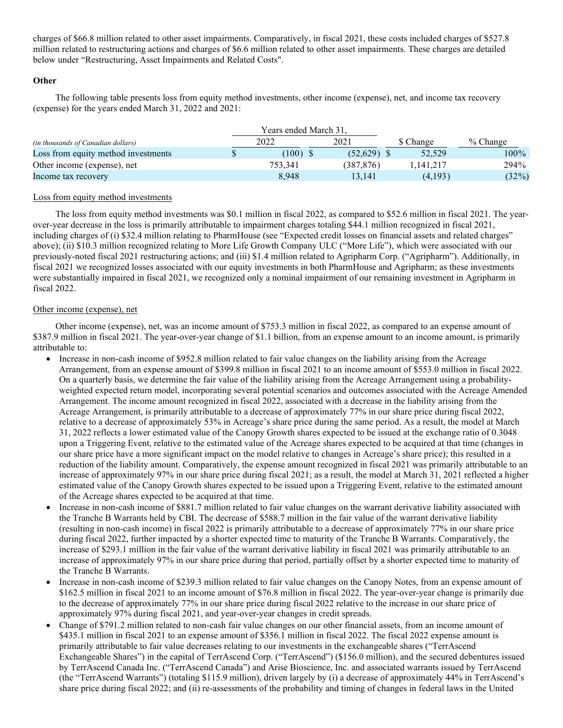charges of $66.8 million related to other asset impairments. Comparatively, in fiscal 2021, these costs included charges of $527.8 million related to restructuring actions and charges of $6.6 million related to other asset impairments. These charges are detailed below under "Restructuring, Asset Impairments and Related Costs".

**Other**

The following table presents loss from equity method investments, other income (expense), net, and income tax recovery (expense) for the years ended March 31, 2022 and 2021:

| *(in thousands of Canadian dollars)* | Years ended March 31, 2022 | 2021 | $ Change | % Change |
|---|---|---|---|---|
| Loss from equity method investments | $ (100) | $ (52,629) | $ 52,529 | 100% |
| Other income (expense), net | 753,341 | (387,876) | 1,141,217 | 294% |
| Income tax recovery | 8,948 | 13,141 | (4,193) | (32%) |

Loss from equity method investments

The loss from equity method investments was $0.1 million in fiscal 2022, as compared to $52.6 million in fiscal 2021. The year-over-year decrease in the loss is primarily attributable to impairment charges totaling $44.1 million recognized in fiscal 2021, including charges of (i) $32.4 million relating to PharmHouse (see "Expected credit losses on financial assets and related charges" above); (ii) $10.3 million recognized relating to More Life Growth Company ULC ("More Life"), which were associated with our previously-noted fiscal 2021 restructuring actions; and (iii) $1.4 million related to Agripharm Corp. ("Agripharm"). Additionally, in fiscal 2021 we recognized losses associated with our equity investments in both PharmHouse and Agripharm; as these investments were substantially impaired in fiscal 2021, we recognized only a nominal impairment of our remaining investment in Agripharm in fiscal 2022.

Other income (expense), net

Other income (expense), net, was an income amount of $753.3 million in fiscal 2022, as compared to an expense amount of $387.9 million in fiscal 2021. The year-over-year change of $1.1 billion, from an expense amount to an income amount, is primarily attributable to:

- Increase in non-cash income of $952.8 million related to fair value changes on the liability arising from the Acreage Arrangement, from an expense amount of $399.8 million in fiscal 2021 to an income amount of $553.0 million in fiscal 2022. On a quarterly basis, we determine the fair value of the liability arising from the Acreage Arrangement using a probability-weighted expected return model, incorporating several potential scenarios and outcomes associated with the Acreage Amended Arrangement. The income amount recognized in fiscal 2022, associated with a decrease in the liability arising from the Acreage Arrangement, is primarily attributable to a decrease of approximately 77% in our share price during fiscal 2022, relative to a decrease of approximately 53% in Acreage's share price during the same period. As a result, the model at March 31, 2022 reflects a lower estimated value of the Canopy Growth shares expected to be issued at the exchange ratio of 0.3048 upon a Triggering Event, relative to the estimated value of the Acreage shares expected to be acquired at that time (changes in our share price have a more significant impact on the model relative to changes in Acreage's share price); this resulted in a reduction of the liability amount. Comparatively, the expense amount recognized in fiscal 2021 was primarily attributable to an increase of approximately 97% in our share price during fiscal 2021; as a result, the model at March 31, 2021 reflected a higher estimated value of the Canopy Growth shares expected to be issued upon a Triggering Event, relative to the estimated amount of the Acreage shares expected to be acquired at that time.
- Increase in non-cash income of $881.7 million related to fair value changes on the warrant derivative liability associated with the Tranche B Warrants held by CBI. The decrease of $588.7 million in the fair value of the warrant derivative liability (resulting in non-cash income) in fiscal 2022 is primarily attributable to a decrease of approximately 77% in our share price during fiscal 2022, further impacted by a shorter expected time to maturity of the Tranche B Warrants. Comparatively, the increase of $293.1 million in the fair value of the warrant derivative liability in fiscal 2021 was primarily attributable to an increase of approximately 97% in our share price during that period, partially offset by a shorter expected time to maturity of the Tranche B Warrants.
- Increase in non-cash income of $239.3 million related to fair value changes on the Canopy Notes, from an expense amount of $162.5 million in fiscal 2021 to an income amount of $76.8 million in fiscal 2022. The year-over-year change is primarily due to the decrease of approximately 77% in our share price during fiscal 2022 relative to the increase in our share price of approximately 97% during fiscal 2021, and year-over-year changes in credit spreads.
- Change of $791.2 million related to non-cash fair value changes on our other financial assets, from an income amount of $435.1 million in fiscal 2021 to an expense amount of $356.1 million in fiscal 2022. The fiscal 2022 expense amount is primarily attributable to fair value decreases relating to our investments in the exchangeable shares ("TerrAscend Exchangeable Shares") in the capital of TerrAscend Corp. ("TerrAscend") ($156.0 million), and the secured debentures issued by TerrAscend Canada Inc. ("TerrAscend Canada") and Arise Bioscience, Inc. and associated warrants issued by TerrAscend (the "TerrAscend Warrants") (totaling $115.9 million), driven largely by (i) a decrease of approximately 44% in TerrAscend's share price during fiscal 2022; and (ii) re-assessments of the probability and timing of changes in federal laws in the United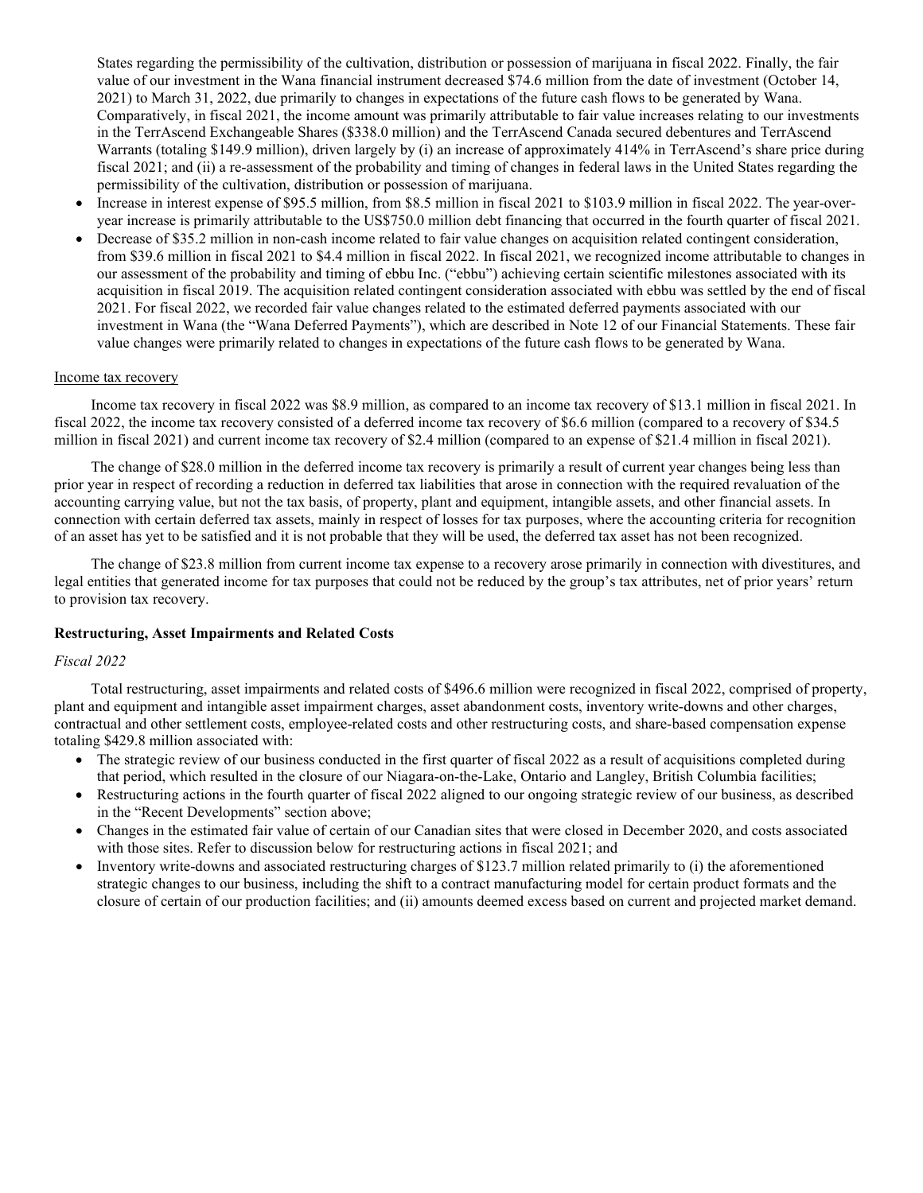States regarding the permissibility of the cultivation, distribution or possession of marijuana in fiscal 2022. Finally, the fair value of our investment in the Wana financial instrument decreased $74.6 million from the date of investment (October 14, 2021) to March 31, 2022, due primarily to changes in expectations of the future cash flows to be generated by Wana. Comparatively, in fiscal 2021, the income amount was primarily attributable to fair value increases relating to our investments in the TerrAscend Exchangeable Shares ($338.0 million) and the TerrAscend Canada secured debentures and TerrAscend Warrants (totaling $149.9 million), driven largely by (i) an increase of approximately 414% in TerrAscend's share price during fiscal 2021; and (ii) a re-assessment of the probability and timing of changes in federal laws in the United States regarding the permissibility of the cultivation, distribution or possession of marijuana.

- Increase in interest expense of $95.5 million, from $8.5 million in fiscal 2021 to $103.9 million in fiscal 2022. The year-over-year increase is primarily attributable to the US$750.0 million debt financing that occurred in the fourth quarter of fiscal 2021.
- Decrease of $35.2 million in non-cash income related to fair value changes on acquisition related contingent consideration, from $39.6 million in fiscal 2021 to $4.4 million in fiscal 2022. In fiscal 2021, we recognized income attributable to changes in our assessment of the probability and timing of ebbu Inc. ("ebbu") achieving certain scientific milestones associated with its acquisition in fiscal 2019. The acquisition related contingent consideration associated with ebbu was settled by the end of fiscal 2021. For fiscal 2022, we recorded fair value changes related to the estimated deferred payments associated with our investment in Wana (the "Wana Deferred Payments"), which are described in Note 12 of our Financial Statements. These fair value changes were primarily related to changes in expectations of the future cash flows to be generated by Wana.

Income tax recovery

Income tax recovery in fiscal 2022 was $8.9 million, as compared to an income tax recovery of $13.1 million in fiscal 2021. In fiscal 2022, the income tax recovery consisted of a deferred income tax recovery of $6.6 million (compared to a recovery of $34.5 million in fiscal 2021) and current income tax recovery of $2.4 million (compared to an expense of $21.4 million in fiscal 2021).

The change of $28.0 million in the deferred income tax recovery is primarily a result of current year changes being less than prior year in respect of recording a reduction in deferred tax liabilities that arose in connection with the required revaluation of the accounting carrying value, but not the tax basis, of property, plant and equipment, intangible assets, and other financial assets. In connection with certain deferred tax assets, mainly in respect of losses for tax purposes, where the accounting criteria for recognition of an asset has yet to be satisfied and it is not probable that they will be used, the deferred tax asset has not been recognized.

The change of $23.8 million from current income tax expense to a recovery arose primarily in connection with divestitures, and legal entities that generated income for tax purposes that could not be reduced by the group's tax attributes, net of prior years' return to provision tax recovery.

## Restructuring, Asset Impairments and Related Costs

*Fiscal 2022*

Total restructuring, asset impairments and related costs of $496.6 million were recognized in fiscal 2022, comprised of property, plant and equipment and intangible asset impairment charges, asset abandonment costs, inventory write-downs and other charges, contractual and other settlement costs, employee-related costs and other restructuring costs, and share-based compensation expense totaling $429.8 million associated with:

- The strategic review of our business conducted in the first quarter of fiscal 2022 as a result of acquisitions completed during that period, which resulted in the closure of our Niagara-on-the-Lake, Ontario and Langley, British Columbia facilities;
- Restructuring actions in the fourth quarter of fiscal 2022 aligned to our ongoing strategic review of our business, as described in the "Recent Developments" section above;
- Changes in the estimated fair value of certain of our Canadian sites that were closed in December 2020, and costs associated with those sites. Refer to discussion below for restructuring actions in fiscal 2021; and
- Inventory write-downs and associated restructuring charges of $123.7 million related primarily to (i) the aforementioned strategic changes to our business, including the shift to a contract manufacturing model for certain product formats and the closure of certain of our production facilities; and (ii) amounts deemed excess based on current and projected market demand.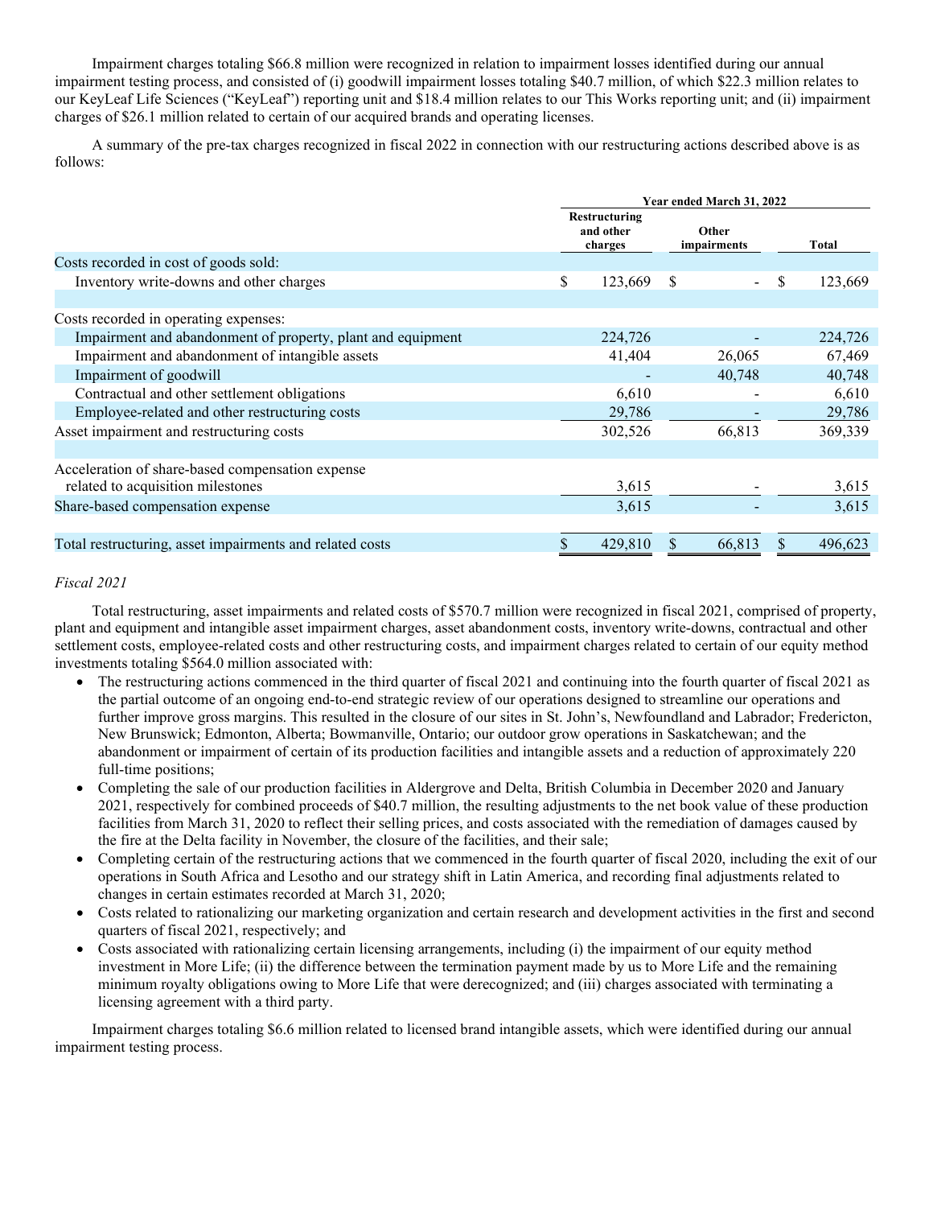Impairment charges totaling $66.8 million were recognized in relation to impairment losses identified during our annual impairment testing process, and consisted of (i) goodwill impairment losses totaling $40.7 million, of which $22.3 million relates to our KeyLeaf Life Sciences ("KeyLeaf") reporting unit and $18.4 million relates to our This Works reporting unit; and (ii) impairment charges of $26.1 million related to certain of our acquired brands and operating licenses.

A summary of the pre-tax charges recognized in fiscal 2022 in connection with our restructuring actions described above is as follows:

| | Year ended March 31, 2022 | | |
|---|---|---|---|
| | Restructuring and other charges | Other impairments | Total |
| Costs recorded in cost of goods sold: | | | |
| Inventory write-downs and other charges | $ 123,669 | $ - | $ 123,669 |
| | | | |
| Costs recorded in operating expenses: | | | |
| Impairment and abandonment of property, plant and equipment | 224,726 | - | 224,726 |
| Impairment and abandonment of intangible assets | 41,404 | 26,065 | 67,469 |
| Impairment of goodwill | - | 40,748 | 40,748 |
| Contractual and other settlement obligations | 6,610 | - | 6,610 |
| Employee-related and other restructuring costs | 29,786 | - | 29,786 |
| Asset impairment and restructuring costs | 302,526 | 66,813 | 369,339 |
| | | | |
| Acceleration of share-based compensation expense related to acquisition milestones | 3,615 | - | 3,615 |
| Share-based compensation expense | 3,615 | - | 3,615 |
| | | | |
| Total restructuring, asset impairments and related costs | $ 429,810 | $ 66,813 | $ 496,623 |

*Fiscal 2021*

Total restructuring, asset impairments and related costs of $570.7 million were recognized in fiscal 2021, comprised of property, plant and equipment and intangible asset impairment charges, asset abandonment costs, inventory write-downs, contractual and other settlement costs, employee-related costs and other restructuring costs, and impairment charges related to certain of our equity method investments totaling $564.0 million associated with:

- The restructuring actions commenced in the third quarter of fiscal 2021 and continuing into the fourth quarter of fiscal 2021 as the partial outcome of an ongoing end-to-end strategic review of our operations designed to streamline our operations and further improve gross margins. This resulted in the closure of our sites in St. John's, Newfoundland and Labrador; Fredericton, New Brunswick; Edmonton, Alberta; Bowmanville, Ontario; our outdoor grow operations in Saskatchewan; and the abandonment or impairment of certain of its production facilities and intangible assets and a reduction of approximately 220 full-time positions;
- Completing the sale of our production facilities in Aldergrove and Delta, British Columbia in December 2020 and January 2021, respectively for combined proceeds of $40.7 million, the resulting adjustments to the net book value of these production facilities from March 31, 2020 to reflect their selling prices, and costs associated with the remediation of damages caused by the fire at the Delta facility in November, the closure of the facilities, and their sale;
- Completing certain of the restructuring actions that we commenced in the fourth quarter of fiscal 2020, including the exit of our operations in South Africa and Lesotho and our strategy shift in Latin America, and recording final adjustments related to changes in certain estimates recorded at March 31, 2020;
- Costs related to rationalizing our marketing organization and certain research and development activities in the first and second quarters of fiscal 2021, respectively; and
- Costs associated with rationalizing certain licensing arrangements, including (i) the impairment of our equity method investment in More Life; (ii) the difference between the termination payment made by us to More Life and the remaining minimum royalty obligations owing to More Life that were derecognized; and (iii) charges associated with terminating a licensing agreement with a third party.

Impairment charges totaling $6.6 million related to licensed brand intangible assets, which were identified during our annual impairment testing process.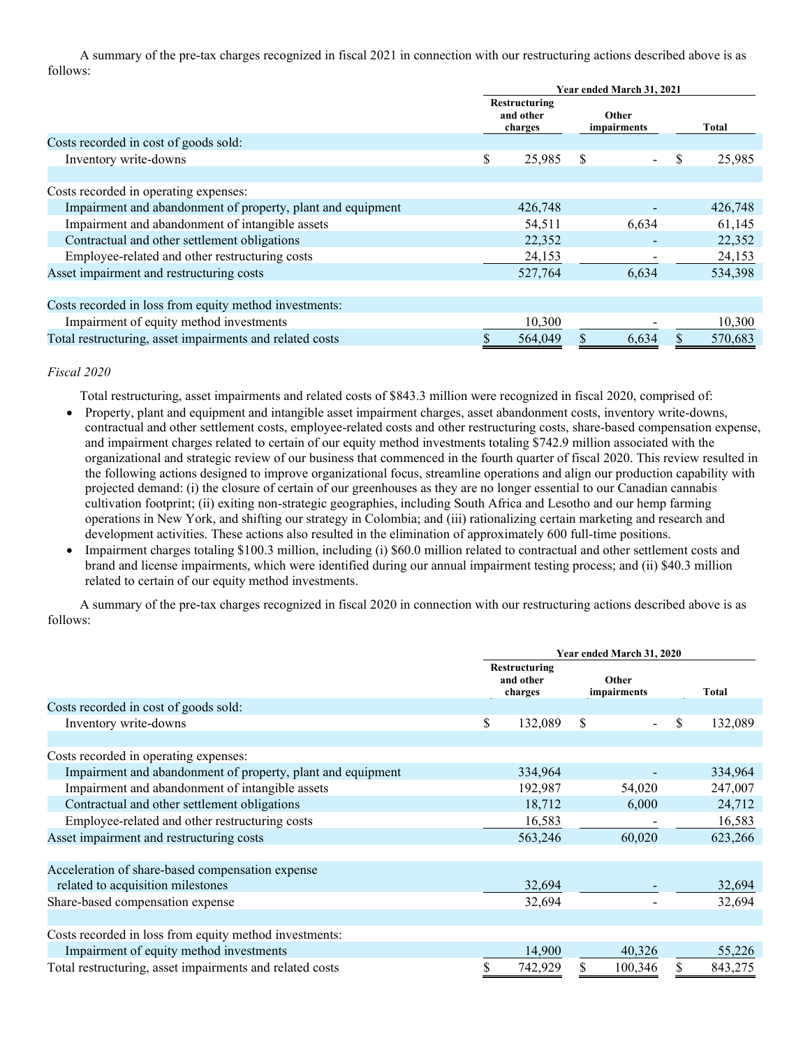A summary of the pre-tax charges recognized in fiscal 2021 in connection with our restructuring actions described above is as follows:

| | Year ended March 31, 2021 | | |
|---|---|---|---|
| | Restructuring and other charges | Other impairments | Total |
| Costs recorded in cost of goods sold: | | | |
| Inventory write-downs | $ 25,985 | $ - | $ 25,985 |
| | | | |
| Costs recorded in operating expenses: | | | |
| Impairment and abandonment of property, plant and equipment | 426,748 | - | 426,748 |
| Impairment and abandonment of intangible assets | 54,511 | 6,634 | 61,145 |
| Contractual and other settlement obligations | 22,352 | - | 22,352 |
| Employee-related and other restructuring costs | 24,153 | - | 24,153 |
| Asset impairment and restructuring costs | 527,764 | 6,634 | 534,398 |
| | | | |
| Costs recorded in loss from equity method investments: | | | |
| Impairment of equity method investments | 10,300 | - | 10,300 |
| Total restructuring, asset impairments and related costs | $ 564,049 | $ 6,634 | $ 570,683 |

*Fiscal 2020*

Total restructuring, asset impairments and related costs of $843.3 million were recognized in fiscal 2020, comprised of:

- Property, plant and equipment and intangible asset impairment charges, asset abandonment costs, inventory write-downs, contractual and other settlement costs, employee-related costs and other restructuring costs, share-based compensation expense, and impairment charges related to certain of our equity method investments totaling $742.9 million associated with the organizational and strategic review of our business that commenced in the fourth quarter of fiscal 2020. This review resulted in the following actions designed to improve organizational focus, streamline operations and align our production capability with projected demand: (i) the closure of certain of our greenhouses as they are no longer essential to our Canadian cannabis cultivation footprint; (ii) exiting non-strategic geographies, including South Africa and Lesotho and our hemp farming operations in New York, and shifting our strategy in Colombia; and (iii) rationalizing certain marketing and research and development activities. These actions also resulted in the elimination of approximately 600 full-time positions.
- Impairment charges totaling $100.3 million, including (i) $60.0 million related to contractual and other settlement costs and brand and license impairments, which were identified during our annual impairment testing process; and (ii) $40.3 million related to certain of our equity method investments.

A summary of the pre-tax charges recognized in fiscal 2020 in connection with our restructuring actions described above is as follows:

| | Year ended March 31, 2020 | | |
|---|---|---|---|
| | Restructuring and other charges | Other impairments | Total |
| Costs recorded in cost of goods sold: | | | |
| Inventory write-downs | $ 132,089 | $ - | $ 132,089 |
| | | | |
| Costs recorded in operating expenses: | | | |
| Impairment and abandonment of property, plant and equipment | 334,964 | - | 334,964 |
| Impairment and abandonment of intangible assets | 192,987 | 54,020 | 247,007 |
| Contractual and other settlement obligations | 18,712 | 6,000 | 24,712 |
| Employee-related and other restructuring costs | 16,583 | - | 16,583 |
| Asset impairment and restructuring costs | 563,246 | 60,020 | 623,266 |
| | | | |
| Acceleration of share-based compensation expense related to acquisition milestones | 32,694 | - | 32,694 |
| Share-based compensation expense | 32,694 | - | 32,694 |
| | | | |
| Costs recorded in loss from equity method investments: | | | |
| Impairment of equity method investments | 14,900 | 40,326 | 55,226 |
| Total restructuring, asset impairments and related costs | $ 742,929 | $ 100,346 | $ 843,275 |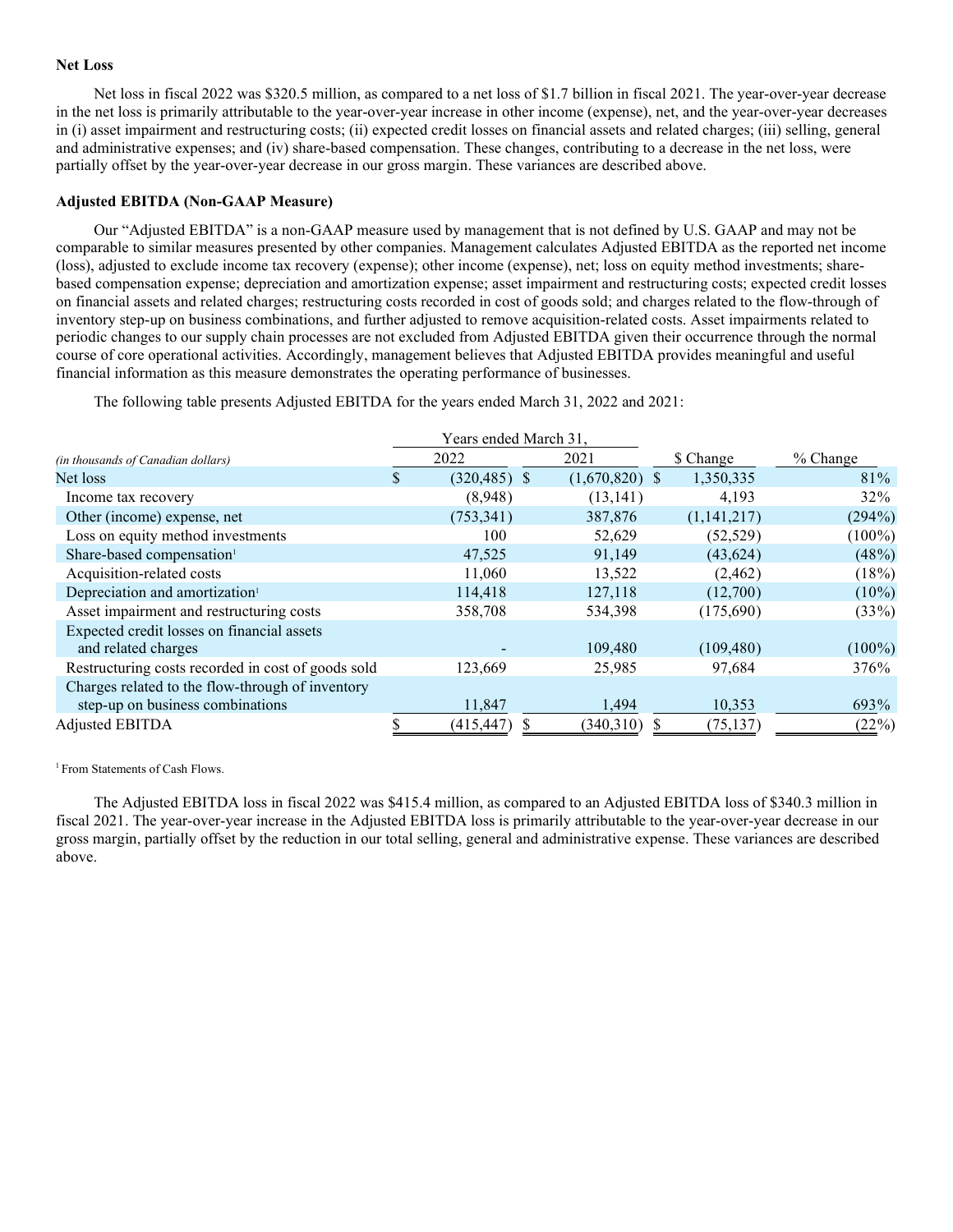**Net Loss**

Net loss in fiscal 2022 was $320.5 million, as compared to a net loss of $1.7 billion in fiscal 2021. The year-over-year decrease in the net loss is primarily attributable to the year-over-year increase in other income (expense), net, and the year-over-year decreases in (i) asset impairment and restructuring costs; (ii) expected credit losses on financial assets and related charges; (iii) selling, general and administrative expenses; and (iv) share-based compensation. These changes, contributing to a decrease in the net loss, were partially offset by the year-over-year decrease in our gross margin. These variances are described above.

**Adjusted EBITDA (Non-GAAP Measure)**

Our "Adjusted EBITDA" is a non-GAAP measure used by management that is not defined by U.S. GAAP and may not be comparable to similar measures presented by other companies. Management calculates Adjusted EBITDA as the reported net income (loss), adjusted to exclude income tax recovery (expense); other income (expense), net; loss on equity method investments; share-based compensation expense; depreciation and amortization expense; asset impairment and restructuring costs; expected credit losses on financial assets and related charges; restructuring costs recorded in cost of goods sold; and charges related to the flow-through of inventory step-up on business combinations, and further adjusted to remove acquisition-related costs. Asset impairments related to periodic changes to our supply chain processes are not excluded from Adjusted EBITDA given their occurrence through the normal course of core operational activities. Accordingly, management believes that Adjusted EBITDA provides meaningful and useful financial information as this measure demonstrates the operating performance of businesses.

The following table presents Adjusted EBITDA for the years ended March 31, 2022 and 2021:

| | Years ended March 31, | | | |
|---|---|---|---|---|
| *(in thousands of Canadian dollars)* | 2022 | 2021 | $ Change | % Change |
| Net loss | $ (320,485) | $ (1,670,820) | $ 1,350,335 | 81% |
| Income tax recovery | (8,948) | (13,141) | 4,193 | 32% |
| Other (income) expense, net | (753,341) | 387,876 | (1,141,217) | (294%) |
| Loss on equity method investments | 100 | 52,629 | (52,529) | (100%) |
| Share-based compensation[1] | 47,525 | 91,149 | (43,624) | (48%) |
| Acquisition-related costs | 11,060 | 13,522 | (2,462) | (18%) |
| Depreciation and amortization[1] | 114,418 | 127,118 | (12,700) | (10%) |
| Asset impairment and restructuring costs | 358,708 | 534,398 | (175,690) | (33%) |
| Expected credit losses on financial assets and related charges | - | 109,480 | (109,480) | (100%) |
| Restructuring costs recorded in cost of goods sold | 123,669 | 25,985 | 97,684 | 376% |
| Charges related to the flow-through of inventory step-up on business combinations | 11,847 | 1,494 | 10,353 | 693% |
| Adjusted EBITDA | $ (415,447) | $ (340,310) | $ (75,137) | (22%) |

[1] From Statements of Cash Flows.

The Adjusted EBITDA loss in fiscal 2022 was $415.4 million, as compared to an Adjusted EBITDA loss of $340.3 million in fiscal 2021. The year-over-year increase in the Adjusted EBITDA loss is primarily attributable to the year-over-year decrease in our gross margin, partially offset by the reduction in our total selling, general and administrative expense. These variances are described above.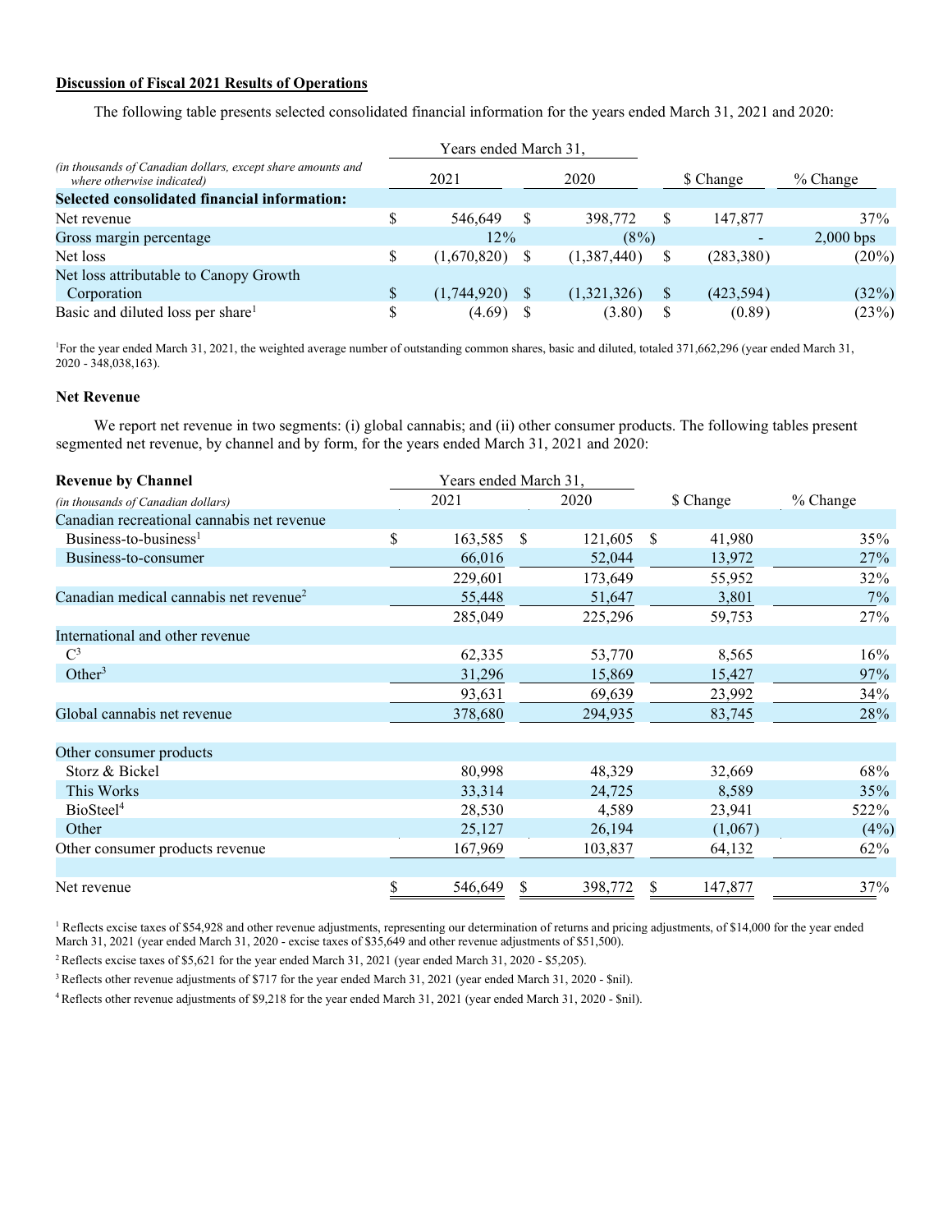## Discussion of Fiscal 2021 Results of Operations

The following table presents selected consolidated financial information for the years ended March 31, 2021 and 2020:

| *(in thousands of Canadian dollars, except share amounts and where otherwise indicated)* | Years ended March 31, 2021 | 2020 | $ Change | % Change |
|---|---|---|---|---|
| **Selected consolidated financial information:** | | | | |
| Net revenue | $ 546,649 | $ 398,772 | $ 147,877 | 37% |
| Gross margin percentage | 12% | (8%) | - | 2,000 bps |
| Net loss | $ (1,670,820) | $ (1,387,440) | $ (283,380) | (20%) |
| Net loss attributable to Canopy Growth Corporation | $ (1,744,920) | $ (1,321,326) | $ (423,594) | (32%) |
| Basic and diluted loss per share[1] | $ (4.69) | $ (3.80) | $ (0.89) | (23%) |

[1]For the year ended March 31, 2021, the weighted average number of outstanding common shares, basic and diluted, totaled 371,662,296 (year ended March 31, 2020 - 348,038,163).

### Net Revenue

We report net revenue in two segments: (i) global cannabis; and (ii) other consumer products. The following tables present segmented net revenue, by channel and by form, for the years ended March 31, 2021 and 2020:

| **Revenue by Channel** *(in thousands of Canadian dollars)* | Years ended March 31, 2021 | 2020 | $ Change | % Change |
|---|---|---|---|---|
| Canadian recreational cannabis net revenue | | | | |
| Business-to-business[1] | $ 163,585 | $ 121,605 | $ 41,980 | 35% |
| Business-to-consumer | 66,016 | 52,044 | 13,972 | 27% |
| | 229,601 | 173,649 | 55,952 | 32% |
| Canadian medical cannabis net revenue[2] | 55,448 | 51,647 | 3,801 | 7% |
| | 285,049 | 225,296 | 59,753 | 27% |
| International and other revenue | | | | |
| C[3] | 62,335 | 53,770 | 8,565 | 16% |
| Other[3] | 31,296 | 15,869 | 15,427 | 97% |
| | 93,631 | 69,639 | 23,992 | 34% |
| Global cannabis net revenue | 378,680 | 294,935 | 83,745 | 28% |
| | | | | |
| Other consumer products | | | | |
| Storz & Bickel | 80,998 | 48,329 | 32,669 | 68% |
| This Works | 33,314 | 24,725 | 8,589 | 35% |
| BioSteel[4] | 28,530 | 4,589 | 23,941 | 522% |
| Other | 25,127 | 26,194 | (1,067) | (4%) |
| Other consumer products revenue | 167,969 | 103,837 | 64,132 | 62% |
| | | | | |
| Net revenue | $ 546,649 | $ 398,772 | $ 147,877 | 37% |

[1] Reflects excise taxes of $54,928 and other revenue adjustments, representing our determination of returns and pricing adjustments, of $14,000 for the year ended March 31, 2021 (year ended March 31, 2020 - excise taxes of $35,649 and other revenue adjustments of $51,500).

[2] Reflects excise taxes of $5,621 for the year ended March 31, 2021 (year ended March 31, 2020 - $5,205).

[3] Reflects other revenue adjustments of $717 for the year ended March 31, 2021 (year ended March 31, 2020 - $nil).

[4] Reflects other revenue adjustments of $9,218 for the year ended March 31, 2021 (year ended March 31, 2020 - $nil).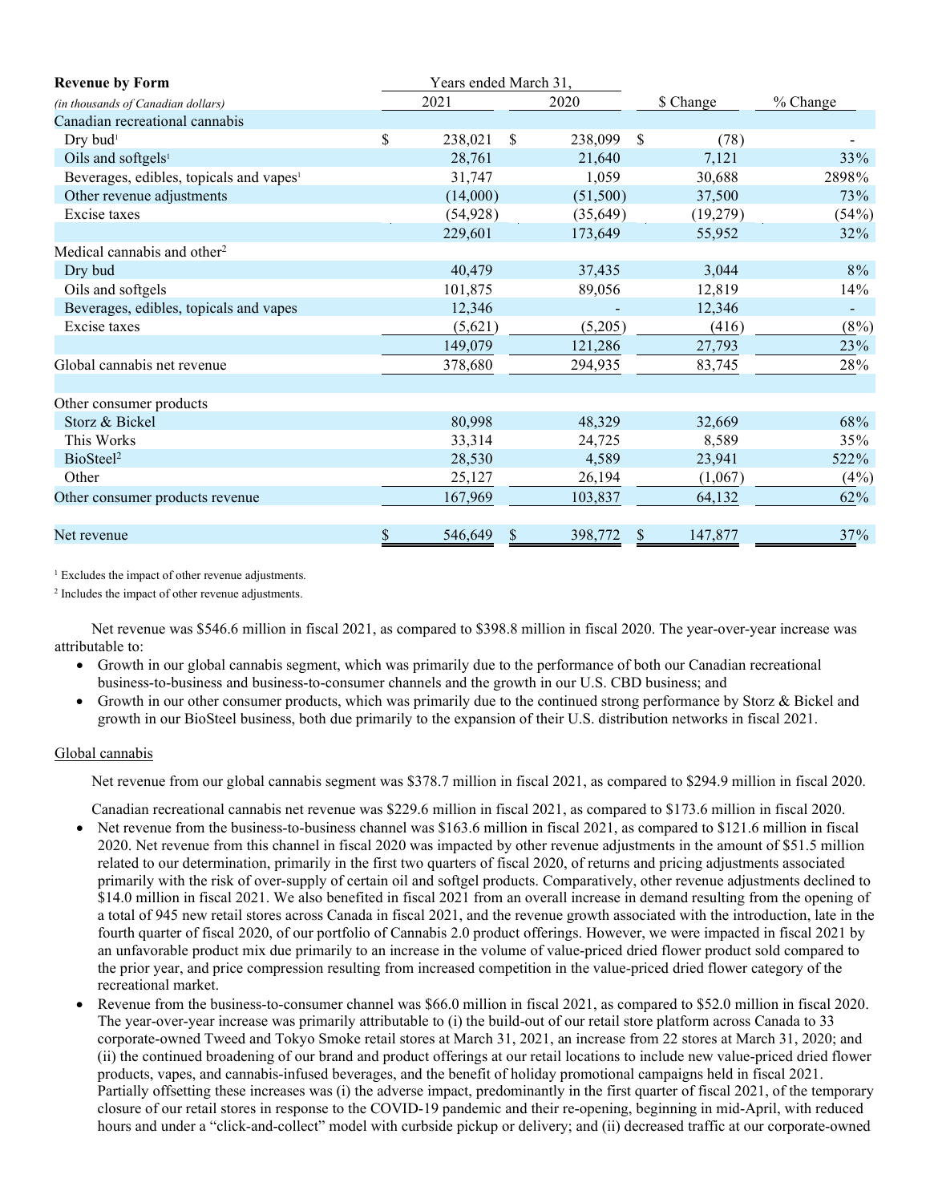| **Revenue by Form** | Years ended March 31, | | | |
|---|---|---|---|---|
| *(in thousands of Canadian dollars)* | 2021 | 2020 | $ Change | % Change |
| Canadian recreational cannabis | | | | |
| Dry bud[1] | $ 238,021 | $ 238,099 | $ (78) | - |
| Oils and softgels[1] | 28,761 | 21,640 | 7,121 | 33% |
| Beverages, edibles, topicals and vapes[1] | 31,747 | 1,059 | 30,688 | 2898% |
| Other revenue adjustments | (14,000) | (51,500) | 37,500 | 73% |
| Excise taxes | (54,928) | (35,649) | (19,279) | (54%) |
| | 229,601 | 173,649 | 55,952 | 32% |
| Medical cannabis and other[2] | | | | |
| Dry bud | 40,479 | 37,435 | 3,044 | 8% |
| Oils and softgels | 101,875 | 89,056 | 12,819 | 14% |
| Beverages, edibles, topicals and vapes | 12,346 | - | 12,346 | - |
| Excise taxes | (5,621) | (5,205) | (416) | (8%) |
| | 149,079 | 121,286 | 27,793 | 23% |
| Global cannabis net revenue | 378,680 | 294,935 | 83,745 | 28% |
| | | | | |
| Other consumer products | | | | |
| Storz & Bickel | 80,998 | 48,329 | 32,669 | 68% |
| This Works | 33,314 | 24,725 | 8,589 | 35% |
| BioSteel[2] | 28,530 | 4,589 | 23,941 | 522% |
| Other | 25,127 | 26,194 | (1,067) | (4%) |
| Other consumer products revenue | 167,969 | 103,837 | 64,132 | 62% |
| | | | | |
| Net revenue | $ 546,649 | $ 398,772 | $ 147,877 | 37% |

[1] Excludes the impact of other revenue adjustments.

[2] Includes the impact of other revenue adjustments.

Net revenue was $546.6 million in fiscal 2021, as compared to $398.8 million in fiscal 2020. The year-over-year increase was attributable to:

- Growth in our global cannabis segment, which was primarily due to the performance of both our Canadian recreational business-to-business and business-to-consumer channels and the growth in our U.S. CBD business; and
- Growth in our other consumer products, which was primarily due to the continued strong performance by Storz & Bickel and growth in our BioSteel business, both due primarily to the expansion of their U.S. distribution networks in fiscal 2021.

Global cannabis

Net revenue from our global cannabis segment was $378.7 million in fiscal 2021, as compared to $294.9 million in fiscal 2020.

Canadian recreational cannabis net revenue was $229.6 million in fiscal 2021, as compared to $173.6 million in fiscal 2020.

- Net revenue from the business-to-business channel was $163.6 million in fiscal 2021, as compared to $121.6 million in fiscal 2020. Net revenue from this channel in fiscal 2020 was impacted by other revenue adjustments in the amount of $51.5 million related to our determination, primarily in the first two quarters of fiscal 2020, of returns and pricing adjustments associated primarily with the risk of over-supply of certain oil and softgel products. Comparatively, other revenue adjustments declined to $14.0 million in fiscal 2021. We also benefited in fiscal 2021 from an overall increase in demand resulting from the opening of a total of 945 new retail stores across Canada in fiscal 2021, and the revenue growth associated with the introduction, late in the fourth quarter of fiscal 2020, of our portfolio of Cannabis 2.0 product offerings. However, we were impacted in fiscal 2021 by an unfavorable product mix due primarily to an increase in the volume of value-priced dried flower product sold compared to the prior year, and price compression resulting from increased competition in the value-priced dried flower category of the recreational market.
- Revenue from the business-to-consumer channel was $66.0 million in fiscal 2021, as compared to $52.0 million in fiscal 2020. The year-over-year increase was primarily attributable to (i) the build-out of our retail store platform across Canada to 33 corporate-owned Tweed and Tokyo Smoke retail stores at March 31, 2021, an increase from 22 stores at March 31, 2020; and (ii) the continued broadening of our brand and product offerings at our retail locations to include new value-priced dried flower products, vapes, and cannabis-infused beverages, and the benefit of holiday promotional campaigns held in fiscal 2021. Partially offsetting these increases was (i) the adverse impact, predominantly in the first quarter of fiscal 2021, of the temporary closure of our retail stores in response to the COVID-19 pandemic and their re-opening, beginning in mid-April, with reduced hours and under a "click-and-collect" model with curbside pickup or delivery; and (ii) decreased traffic at our corporate-owned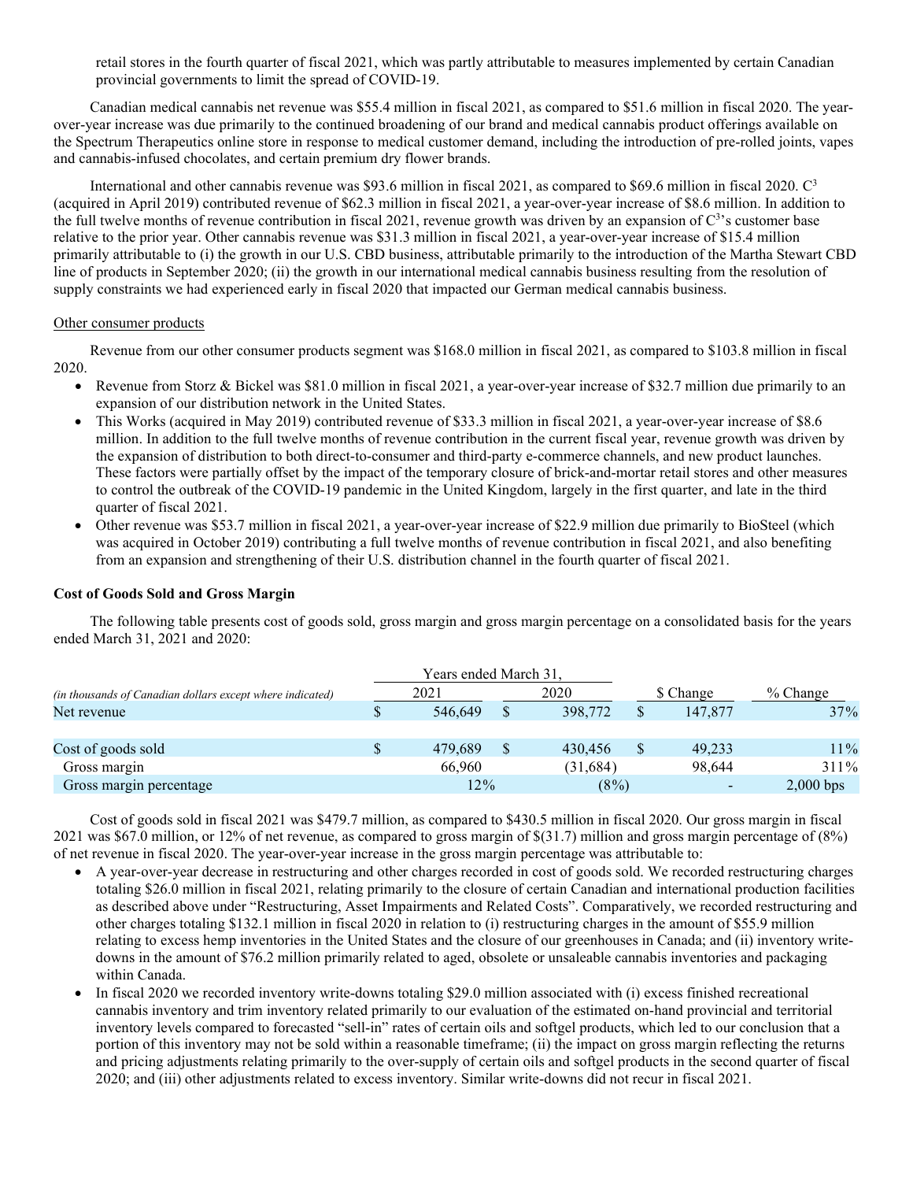retail stores in the fourth quarter of fiscal 2021, which was partly attributable to measures implemented by certain Canadian provincial governments to limit the spread of COVID-19.

Canadian medical cannabis net revenue was $55.4 million in fiscal 2021, as compared to $51.6 million in fiscal 2020. The year-over-year increase was due primarily to the continued broadening of our brand and medical cannabis product offerings available on the Spectrum Therapeutics online store in response to medical customer demand, including the introduction of pre-rolled joints, vapes and cannabis-infused chocolates, and certain premium dry flower brands.

International and other cannabis revenue was $93.6 million in fiscal 2021, as compared to $69.6 million in fiscal 2020. $C^3$ (acquired in April 2019) contributed revenue of $62.3 million in fiscal 2021, a year-over-year increase of $8.6 million. In addition to the full twelve months of revenue contribution in fiscal 2021, revenue growth was driven by an expansion of $C^3$'s customer base relative to the prior year. Other cannabis revenue was $31.3 million in fiscal 2021, a year-over-year increase of $15.4 million primarily attributable to (i) the growth in our U.S. CBD business, attributable primarily to the introduction of the Martha Stewart CBD line of products in September 2020; (ii) the growth in our international medical cannabis business resulting from the resolution of supply constraints we had experienced early in fiscal 2020 that impacted our German medical cannabis business.

Other consumer products

Revenue from our other consumer products segment was $168.0 million in fiscal 2021, as compared to $103.8 million in fiscal 2020.

- Revenue from Storz & Bickel was $81.0 million in fiscal 2021, a year-over-year increase of $32.7 million due primarily to an expansion of our distribution network in the United States.
- This Works (acquired in May 2019) contributed revenue of $33.3 million in fiscal 2021, a year-over-year increase of $8.6 million. In addition to the full twelve months of revenue contribution in the current fiscal year, revenue growth was driven by the expansion of distribution to both direct-to-consumer and third-party e-commerce channels, and new product launches. These factors were partially offset by the impact of the temporary closure of brick-and-mortar retail stores and other measures to control the outbreak of the COVID-19 pandemic in the United Kingdom, largely in the first quarter, and late in the third quarter of fiscal 2021.
- Other revenue was $53.7 million in fiscal 2021, a year-over-year increase of $22.9 million due primarily to BioSteel (which was acquired in October 2019) contributing a full twelve months of revenue contribution in fiscal 2021, and also benefiting from an expansion and strengthening of their U.S. distribution channel in the fourth quarter of fiscal 2021.

**Cost of Goods Sold and Gross Margin**

The following table presents cost of goods sold, gross margin and gross margin percentage on a consolidated basis for the years ended March 31, 2021 and 2020:

| *(in thousands of Canadian dollars except where indicated)* | Years ended March 31, 2021 | Years ended March 31, 2020 | $ Change | % Change |
|---|---|---|---|---|
| Net revenue | $ 546,649 | $ 398,772 | $ 147,877 | 37% |
| | | | | |
| Cost of goods sold | $ 479,689 | $ 430,456 | $ 49,233 | 11% |
| Gross margin | 66,960 | (31,684) | 98,644 | 311% |
| Gross margin percentage | 12% | (8%) | - | 2,000 bps |

Cost of goods sold in fiscal 2021 was $479.7 million, as compared to $430.5 million in fiscal 2020. Our gross margin in fiscal 2021 was $67.0 million, or 12% of net revenue, as compared to gross margin of $(31.7) million and gross margin percentage of (8%) of net revenue in fiscal 2020. The year-over-year increase in the gross margin percentage was attributable to:

- A year-over-year decrease in restructuring and other charges recorded in cost of goods sold. We recorded restructuring charges totaling $26.0 million in fiscal 2021, relating primarily to the closure of certain Canadian and international production facilities as described above under "Restructuring, Asset Impairments and Related Costs". Comparatively, we recorded restructuring and other charges totaling $132.1 million in fiscal 2020 in relation to (i) restructuring charges in the amount of $55.9 million relating to excess hemp inventories in the United States and the closure of our greenhouses in Canada; and (ii) inventory write-downs in the amount of $76.2 million primarily related to aged, obsolete or unsaleable cannabis inventories and packaging within Canada.
- In fiscal 2020 we recorded inventory write-downs totaling $29.0 million associated with (i) excess finished recreational cannabis inventory and trim inventory related primarily to our evaluation of the estimated on-hand provincial and territorial inventory levels compared to forecasted "sell-in" rates of certain oils and softgel products, which led to our conclusion that a portion of this inventory may not be sold within a reasonable timeframe; (ii) the impact on gross margin reflecting the returns and pricing adjustments relating primarily to the over-supply of certain oils and softgel products in the second quarter of fiscal 2020; and (iii) other adjustments related to excess inventory. Similar write-downs did not recur in fiscal 2021.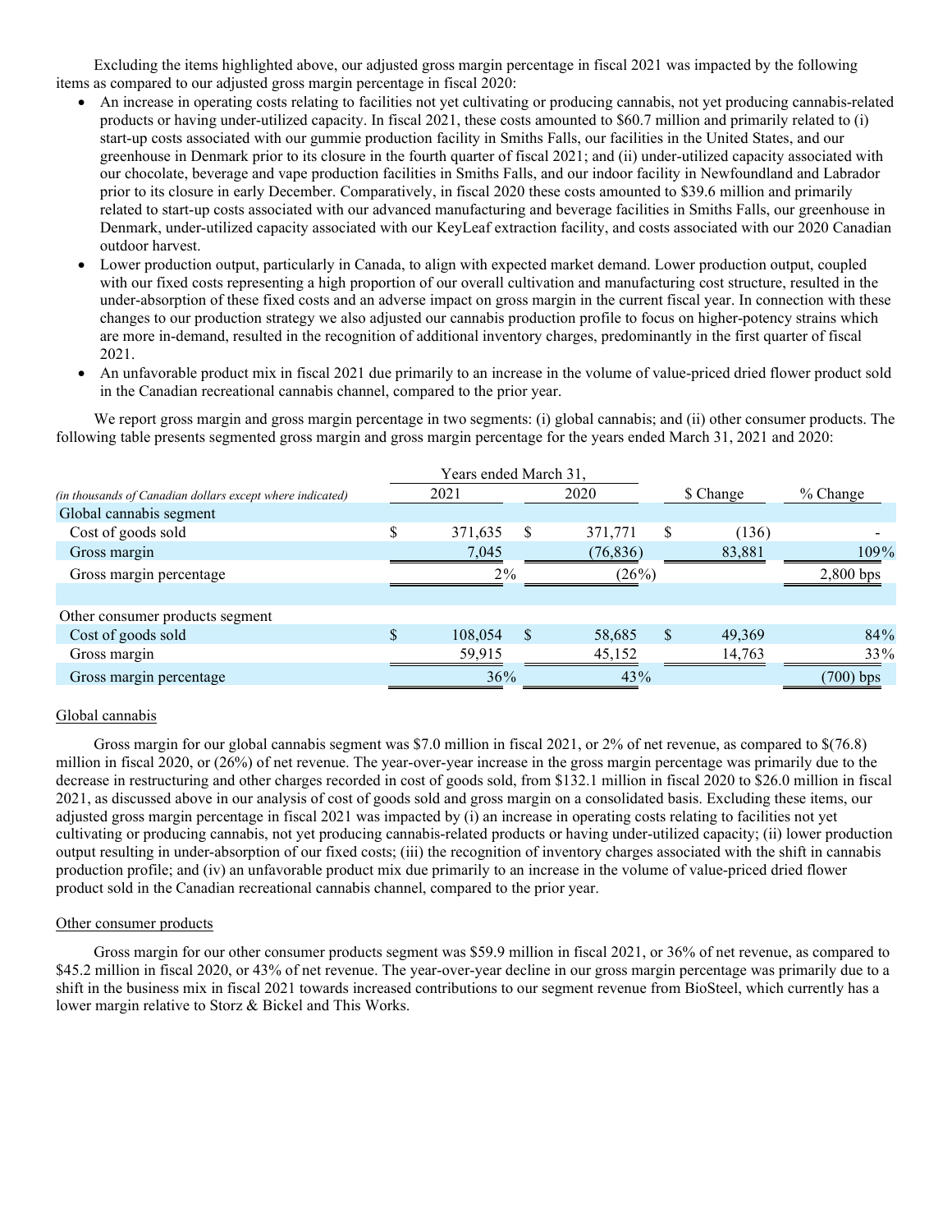Excluding the items highlighted above, our adjusted gross margin percentage in fiscal 2021 was impacted by the following items as compared to our adjusted gross margin percentage in fiscal 2020:

- An increase in operating costs relating to facilities not yet cultivating or producing cannabis, not yet producing cannabis-related products or having under-utilized capacity. In fiscal 2021, these costs amounted to $60.7 million and primarily related to (i) start-up costs associated with our gummie production facility in Smiths Falls, our facilities in the United States, and our greenhouse in Denmark prior to its closure in the fourth quarter of fiscal 2021; and (ii) under-utilized capacity associated with our chocolate, beverage and vape production facilities in Smiths Falls, and our indoor facility in Newfoundland and Labrador prior to its closure in early December. Comparatively, in fiscal 2020 these costs amounted to $39.6 million and primarily related to start-up costs associated with our advanced manufacturing and beverage facilities in Smiths Falls, our greenhouse in Denmark, under-utilized capacity associated with our KeyLeaf extraction facility, and costs associated with our 2020 Canadian outdoor harvest.
- Lower production output, particularly in Canada, to align with expected market demand. Lower production output, coupled with our fixed costs representing a high proportion of our overall cultivation and manufacturing cost structure, resulted in the under-absorption of these fixed costs and an adverse impact on gross margin in the current fiscal year. In connection with these changes to our production strategy we also adjusted our cannabis production profile to focus on higher-potency strains which are more in-demand, resulted in the recognition of additional inventory charges, predominantly in the first quarter of fiscal 2021.
- An unfavorable product mix in fiscal 2021 due primarily to an increase in the volume of value-priced dried flower product sold in the Canadian recreational cannabis channel, compared to the prior year.

We report gross margin and gross margin percentage in two segments: (i) global cannabis; and (ii) other consumer products. The following table presents segmented gross margin and gross margin percentage for the years ended March 31, 2021 and 2020:

| | Years ended March 31, | | | |
|---|---|---|---|---|
| *(in thousands of Canadian dollars except where indicated)* | 2021 | 2020 | $ Change | % Change |
| Global cannabis segment | | | | |
| Cost of goods sold | $ 371,635 | $ 371,771 | $ (136) | - |
| Gross margin | 7,045 | (76,836) | 83,881 | 109% |
| Gross margin percentage | 2% | (26%) | | 2,800 bps |
| | | | | |
| Other consumer products segment | | | | |
| Cost of goods sold | $ 108,054 | $ 58,685 | $ 49,369 | 84% |
| Gross margin | 59,915 | 45,152 | 14,763 | 33% |
| Gross margin percentage | 36% | 43% | | (700) bps |

Global cannabis

Gross margin for our global cannabis segment was $7.0 million in fiscal 2021, or 2% of net revenue, as compared to $(76.8) million in fiscal 2020, or (26%) of net revenue. The year-over-year increase in the gross margin percentage was primarily due to the decrease in restructuring and other charges recorded in cost of goods sold, from $132.1 million in fiscal 2020 to $26.0 million in fiscal 2021, as discussed above in our analysis of cost of goods sold and gross margin on a consolidated basis. Excluding these items, our adjusted gross margin percentage in fiscal 2021 was impacted by (i) an increase in operating costs relating to facilities not yet cultivating or producing cannabis, not yet producing cannabis-related products or having under-utilized capacity; (ii) lower production output resulting in under-absorption of our fixed costs; (iii) the recognition of inventory charges associated with the shift in cannabis production profile; and (iv) an unfavorable product mix due primarily to an increase in the volume of value-priced dried flower product sold in the Canadian recreational cannabis channel, compared to the prior year.

Other consumer products

Gross margin for our other consumer products segment was $59.9 million in fiscal 2021, or 36% of net revenue, as compared to $45.2 million in fiscal 2020, or 43% of net revenue. The year-over-year decline in our gross margin percentage was primarily due to a shift in the business mix in fiscal 2021 towards increased contributions to our segment revenue from BioSteel, which currently has a lower margin relative to Storz & Bickel and This Works.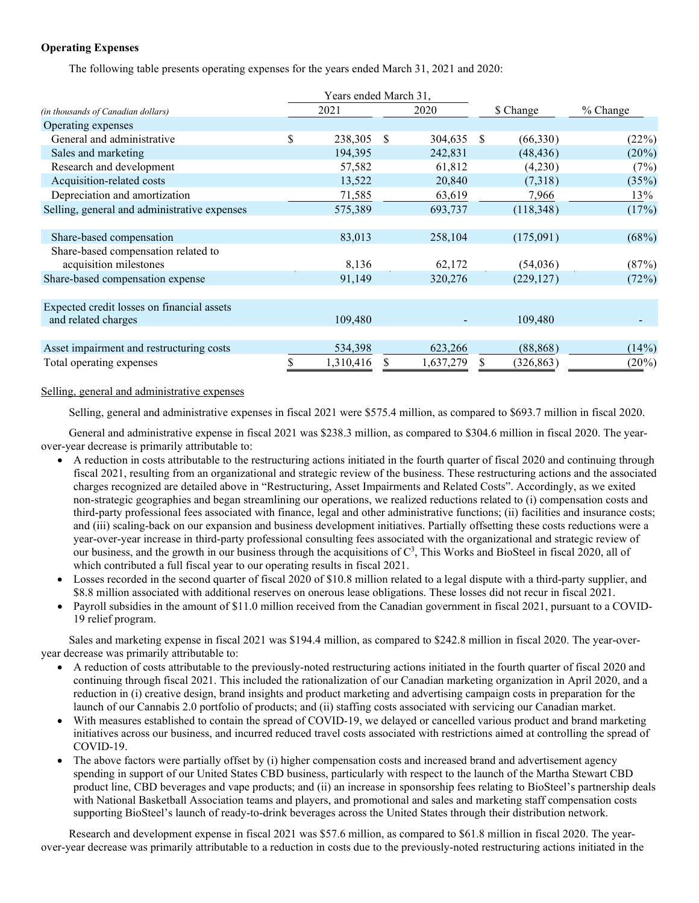**Operating Expenses**

The following table presents operating expenses for the years ended March 31, 2021 and 2020:

| *(in thousands of Canadian dollars)* | Years ended March 31, 2021 | 2020 | $ Change | % Change |
|---|---|---|---|---|
| Operating expenses | | | | |
| General and administrative | $ 238,305 | $ 304,635 | $ (66,330) | (22%) |
| Sales and marketing | 194,395 | 242,831 | (48,436) | (20%) |
| Research and development | 57,582 | 61,812 | (4,230) | (7%) |
| Acquisition-related costs | 13,522 | 20,840 | (7,318) | (35%) |
| Depreciation and amortization | 71,585 | 63,619 | 7,966 | 13% |
| Selling, general and administrative expenses | 575,389 | 693,737 | (118,348) | (17%) |
| | | | | |
| Share-based compensation | 83,013 | 258,104 | (175,091) | (68%) |
| Share-based compensation related to acquisition milestones | 8,136 | 62,172 | (54,036) | (87%) |
| Share-based compensation expense | 91,149 | 320,276 | (229,127) | (72%) |
| | | | | |
| Expected credit losses on financial assets and related charges | 109,480 | - | 109,480 | - |
| | | | | |
| Asset impairment and restructuring costs | 534,398 | 623,266 | (88,868) | (14%) |
| Total operating expenses | $ 1,310,416 | $ 1,637,279 | $ (326,863) | (20%) |

Selling, general and administrative expenses

Selling, general and administrative expenses in fiscal 2021 were $575.4 million, as compared to $693.7 million in fiscal 2020.

General and administrative expense in fiscal 2021 was $238.3 million, as compared to $304.6 million in fiscal 2020. The year-over-year decrease is primarily attributable to:

- A reduction in costs attributable to the restructuring actions initiated in the fourth quarter of fiscal 2020 and continuing through fiscal 2021, resulting from an organizational and strategic review of the business. These restructuring actions and the associated charges recognized are detailed above in "Restructuring, Asset Impairments and Related Costs". Accordingly, as we exited non-strategic geographies and began streamlining our operations, we realized reductions related to (i) compensation costs and third-party professional fees associated with finance, legal and other administrative functions; (ii) facilities and insurance costs; and (iii) scaling-back on our expansion and business development initiatives. Partially offsetting these costs reductions were a year-over-year increase in third-party professional consulting fees associated with the organizational and strategic review of our business, and the growth in our business through the acquisitions of $C^3$, This Works and BioSteel in fiscal 2020, all of which contributed a full fiscal year to our operating results in fiscal 2021.
- Losses recorded in the second quarter of fiscal 2020 of $10.8 million related to a legal dispute with a third-party supplier, and $8.8 million associated with additional reserves on onerous lease obligations. These losses did not recur in fiscal 2021.
- Payroll subsidies in the amount of $11.0 million received from the Canadian government in fiscal 2021, pursuant to a COVID-19 relief program.

Sales and marketing expense in fiscal 2021 was $194.4 million, as compared to $242.8 million in fiscal 2020. The year-over-year decrease was primarily attributable to:

- A reduction of costs attributable to the previously-noted restructuring actions initiated in the fourth quarter of fiscal 2020 and continuing through fiscal 2021. This included the rationalization of our Canadian marketing organization in April 2020, and a reduction in (i) creative design, brand insights and product marketing and advertising campaign costs in preparation for the launch of our Cannabis 2.0 portfolio of products; and (ii) staffing costs associated with servicing our Canadian market.
- With measures established to contain the spread of COVID-19, we delayed or cancelled various product and brand marketing initiatives across our business, and incurred reduced travel costs associated with restrictions aimed at controlling the spread of COVID-19.
- The above factors were partially offset by (i) higher compensation costs and increased brand and advertisement agency spending in support of our United States CBD business, particularly with respect to the launch of the Martha Stewart CBD product line, CBD beverages and vape products; and (ii) an increase in sponsorship fees relating to BioSteel's partnership deals with National Basketball Association teams and players, and promotional and sales and marketing staff compensation costs supporting BioSteel's launch of ready-to-drink beverages across the United States through their distribution network.

Research and development expense in fiscal 2021 was $57.6 million, as compared to $61.8 million in fiscal 2020. The year-over-year decrease was primarily attributable to a reduction in costs due to the previously-noted restructuring actions initiated in the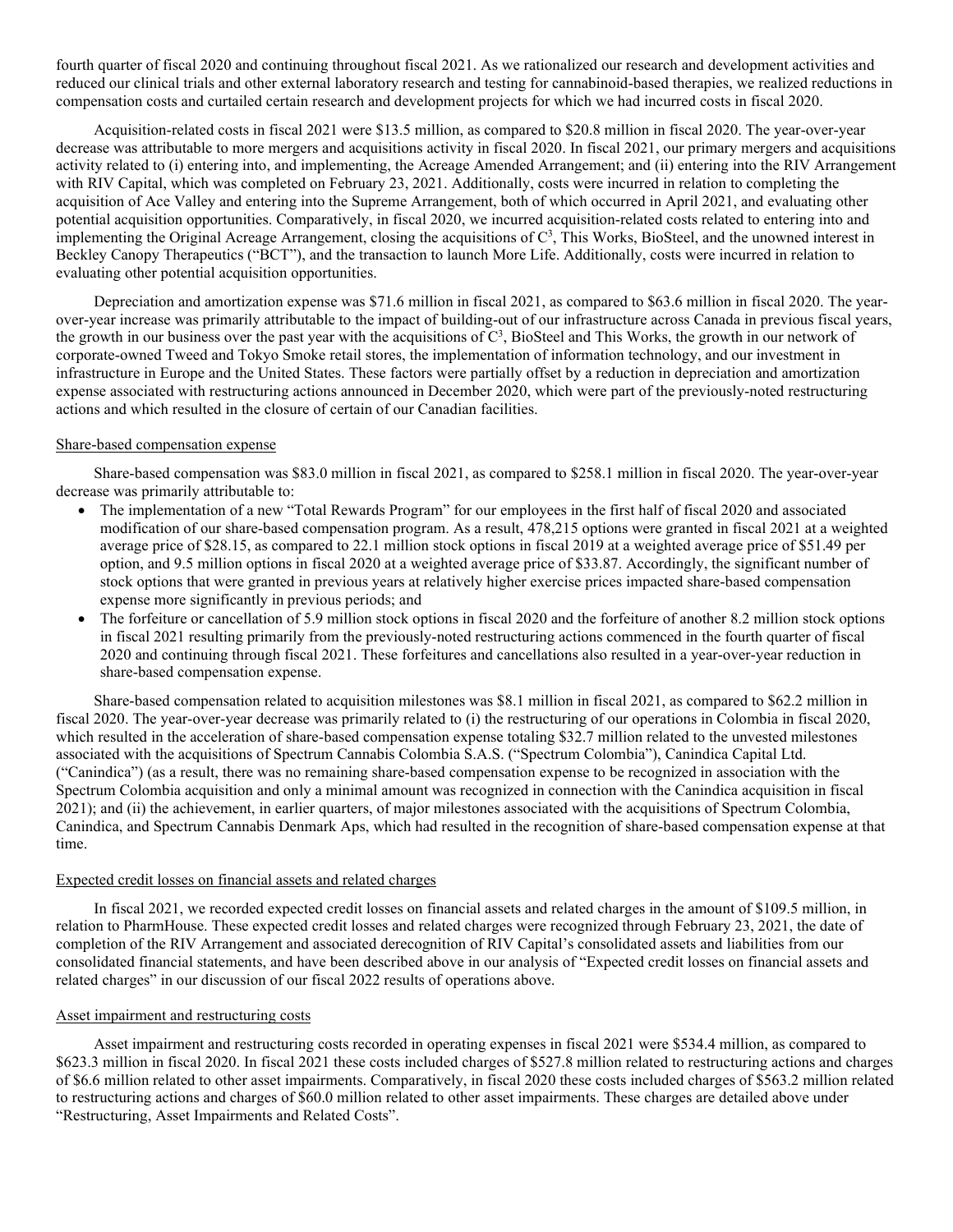fourth quarter of fiscal 2020 and continuing throughout fiscal 2021. As we rationalized our research and development activities and reduced our clinical trials and other external laboratory research and testing for cannabinoid-based therapies, we realized reductions in compensation costs and curtailed certain research and development projects for which we had incurred costs in fiscal 2020.

Acquisition-related costs in fiscal 2021 were $13.5 million, as compared to $20.8 million in fiscal 2020. The year-over-year decrease was attributable to more mergers and acquisitions activity in fiscal 2020. In fiscal 2021, our primary mergers and acquisitions activity related to (i) entering into, and implementing, the Acreage Amended Arrangement; and (ii) entering into the RIV Arrangement with RIV Capital, which was completed on February 23, 2021. Additionally, costs were incurred in relation to completing the acquisition of Ace Valley and entering into the Supreme Arrangement, both of which occurred in April 2021, and evaluating other potential acquisition opportunities. Comparatively, in fiscal 2020, we incurred acquisition-related costs related to entering into and implementing the Original Acreage Arrangement, closing the acquisitions of $C^3$, This Works, BioSteel, and the unowned interest in Beckley Canopy Therapeutics ("BCT"), and the transaction to launch More Life. Additionally, costs were incurred in relation to evaluating other potential acquisition opportunities.

Depreciation and amortization expense was $71.6 million in fiscal 2021, as compared to $63.6 million in fiscal 2020. The year-over-year increase was primarily attributable to the impact of building-out of our infrastructure across Canada in previous fiscal years, the growth in our business over the past year with the acquisitions of $C^3$, BioSteel and This Works, the growth in our network of corporate-owned Tweed and Tokyo Smoke retail stores, the implementation of information technology, and our investment in infrastructure in Europe and the United States. These factors were partially offset by a reduction in depreciation and amortization expense associated with restructuring actions announced in December 2020, which were part of the previously-noted restructuring actions and which resulted in the closure of certain of our Canadian facilities.

Share-based compensation expense

Share-based compensation was $83.0 million in fiscal 2021, as compared to $258.1 million in fiscal 2020. The year-over-year decrease was primarily attributable to:

- The implementation of a new "Total Rewards Program" for our employees in the first half of fiscal 2020 and associated modification of our share-based compensation program. As a result, 478,215 options were granted in fiscal 2021 at a weighted average price of $28.15, as compared to 22.1 million stock options in fiscal 2019 at a weighted average price of $51.49 per option, and 9.5 million options in fiscal 2020 at a weighted average price of $33.87. Accordingly, the significant number of stock options that were granted in previous years at relatively higher exercise prices impacted share-based compensation expense more significantly in previous periods; and
- The forfeiture or cancellation of 5.9 million stock options in fiscal 2020 and the forfeiture of another 8.2 million stock options in fiscal 2021 resulting primarily from the previously-noted restructuring actions commenced in the fourth quarter of fiscal 2020 and continuing through fiscal 2021. These forfeitures and cancellations also resulted in a year-over-year reduction in share-based compensation expense.

Share-based compensation related to acquisition milestones was $8.1 million in fiscal 2021, as compared to $62.2 million in fiscal 2020. The year-over-year decrease was primarily related to (i) the restructuring of our operations in Colombia in fiscal 2020, which resulted in the acceleration of share-based compensation expense totaling $32.7 million related to the unvested milestones associated with the acquisitions of Spectrum Cannabis Colombia S.A.S. ("Spectrum Colombia"), Canindica Capital Ltd. ("Canindica") (as a result, there was no remaining share-based compensation expense to be recognized in association with the Spectrum Colombia acquisition and only a minimal amount was recognized in connection with the Canindica acquisition in fiscal 2021); and (ii) the achievement, in earlier quarters, of major milestones associated with the acquisitions of Spectrum Colombia, Canindica, and Spectrum Cannabis Denmark Aps, which had resulted in the recognition of share-based compensation expense at that time.

Expected credit losses on financial assets and related charges

In fiscal 2021, we recorded expected credit losses on financial assets and related charges in the amount of $109.5 million, in relation to PharmHouse. These expected credit losses and related charges were recognized through February 23, 2021, the date of completion of the RIV Arrangement and associated derecognition of RIV Capital's consolidated assets and liabilities from our consolidated financial statements, and have been described above in our analysis of "Expected credit losses on financial assets and related charges" in our discussion of our fiscal 2022 results of operations above.

Asset impairment and restructuring costs

Asset impairment and restructuring costs recorded in operating expenses in fiscal 2021 were $534.4 million, as compared to $623.3 million in fiscal 2020. In fiscal 2021 these costs included charges of $527.8 million related to restructuring actions and charges of $6.6 million related to other asset impairments. Comparatively, in fiscal 2020 these costs included charges of $563.2 million related to restructuring actions and charges of $60.0 million related to other asset impairments. These charges are detailed above under "Restructuring, Asset Impairments and Related Costs".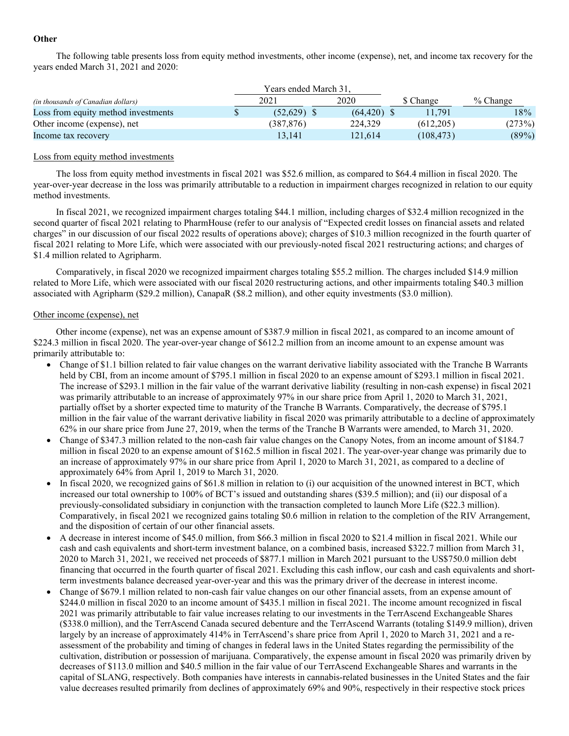**Other**

The following table presents loss from equity method investments, other income (expense), net, and income tax recovery for the years ended March 31, 2021 and 2020:

| *(in thousands of Canadian dollars)* | Years ended March 31, 2021 | 2020 | $ Change | % Change |
|---|---|---|---|---|
| Loss from equity method investments | $ (52,629) | $ (64,420) | $ 11,791 | 18% |
| Other income (expense), net | (387,876) | 224,329 | (612,205) | (273%) |
| Income tax recovery | 13,141 | 121,614 | (108,473) | (89%) |

Loss from equity method investments

The loss from equity method investments in fiscal 2021 was $52.6 million, as compared to $64.4 million in fiscal 2020. The year-over-year decrease in the loss was primarily attributable to a reduction in impairment charges recognized in relation to our equity method investments.

In fiscal 2021, we recognized impairment charges totaling $44.1 million, including charges of $32.4 million recognized in the second quarter of fiscal 2021 relating to PharmHouse (refer to our analysis of "Expected credit losses on financial assets and related charges" in our discussion of our fiscal 2022 results of operations above); charges of $10.3 million recognized in the fourth quarter of fiscal 2021 relating to More Life, which were associated with our previously-noted fiscal 2021 restructuring actions; and charges of $1.4 million related to Agripharm.

Comparatively, in fiscal 2020 we recognized impairment charges totaling $55.2 million. The charges included $14.9 million related to More Life, which were associated with our fiscal 2020 restructuring actions, and other impairments totaling $40.3 million associated with Agripharm ($29.2 million), CanapaR ($8.2 million), and other equity investments ($3.0 million).

Other income (expense), net

Other income (expense), net was an expense amount of $387.9 million in fiscal 2021, as compared to an income amount of $224.3 million in fiscal 2020. The year-over-year change of $612.2 million from an income amount to an expense amount was primarily attributable to:

- Change of $1.1 billion related to fair value changes on the warrant derivative liability associated with the Tranche B Warrants held by CBI, from an income amount of $795.1 million in fiscal 2020 to an expense amount of $293.1 million in fiscal 2021. The increase of $293.1 million in the fair value of the warrant derivative liability (resulting in non-cash expense) in fiscal 2021 was primarily attributable to an increase of approximately 97% in our share price from April 1, 2020 to March 31, 2021, partially offset by a shorter expected time to maturity of the Tranche B Warrants. Comparatively, the decrease of $795.1 million in the fair value of the warrant derivative liability in fiscal 2020 was primarily attributable to a decline of approximately 62% in our share price from June 27, 2019, when the terms of the Tranche B Warrants were amended, to March 31, 2020.
- Change of $347.3 million related to the non-cash fair value changes on the Canopy Notes, from an income amount of $184.7 million in fiscal 2020 to an expense amount of $162.5 million in fiscal 2021. The year-over-year change was primarily due to an increase of approximately 97% in our share price from April 1, 2020 to March 31, 2021, as compared to a decline of approximately 64% from April 1, 2019 to March 31, 2020.
- In fiscal 2020, we recognized gains of $61.8 million in relation to (i) our acquisition of the unowned interest in BCT, which increased our total ownership to 100% of BCT's issued and outstanding shares ($39.5 million); and (ii) our disposal of a previously-consolidated subsidiary in conjunction with the transaction completed to launch More Life ($22.3 million). Comparatively, in fiscal 2021 we recognized gains totaling $0.6 million in relation to the completion of the RIV Arrangement, and the disposition of certain of our other financial assets.
- A decrease in interest income of $45.0 million, from $66.3 million in fiscal 2020 to $21.4 million in fiscal 2021. While our cash and cash equivalents and short-term investment balance, on a combined basis, increased $322.7 million from March 31, 2020 to March 31, 2021, we received net proceeds of $877.1 million in March 2021 pursuant to the US$750.0 million debt financing that occurred in the fourth quarter of fiscal 2021. Excluding this cash inflow, our cash and cash equivalents and short-term investments balance decreased year-over-year and this was the primary driver of the decrease in interest income.
- Change of $679.1 million related to non-cash fair value changes on our other financial assets, from an expense amount of $244.0 million in fiscal 2020 to an income amount of $435.1 million in fiscal 2021. The income amount recognized in fiscal 2021 was primarily attributable to fair value increases relating to our investments in the TerrAscend Exchangeable Shares ($338.0 million), and the TerrAscend Canada secured debenture and the TerrAscend Warrants (totaling $149.9 million), driven largely by an increase of approximately 414% in TerrAscend's share price from April 1, 2020 to March 31, 2021 and a re-assessment of the probability and timing of changes in federal laws in the United States regarding the permissibility of the cultivation, distribution or possession of marijuana. Comparatively, the expense amount in fiscal 2020 was primarily driven by decreases of $113.0 million and $40.5 million in the fair value of our TerrAscend Exchangeable Shares and warrants in the capital of SLANG, respectively. Both companies have interests in cannabis-related businesses in the United States and the fair value decreases resulted primarily from declines of approximately 69% and 90%, respectively in their respective stock prices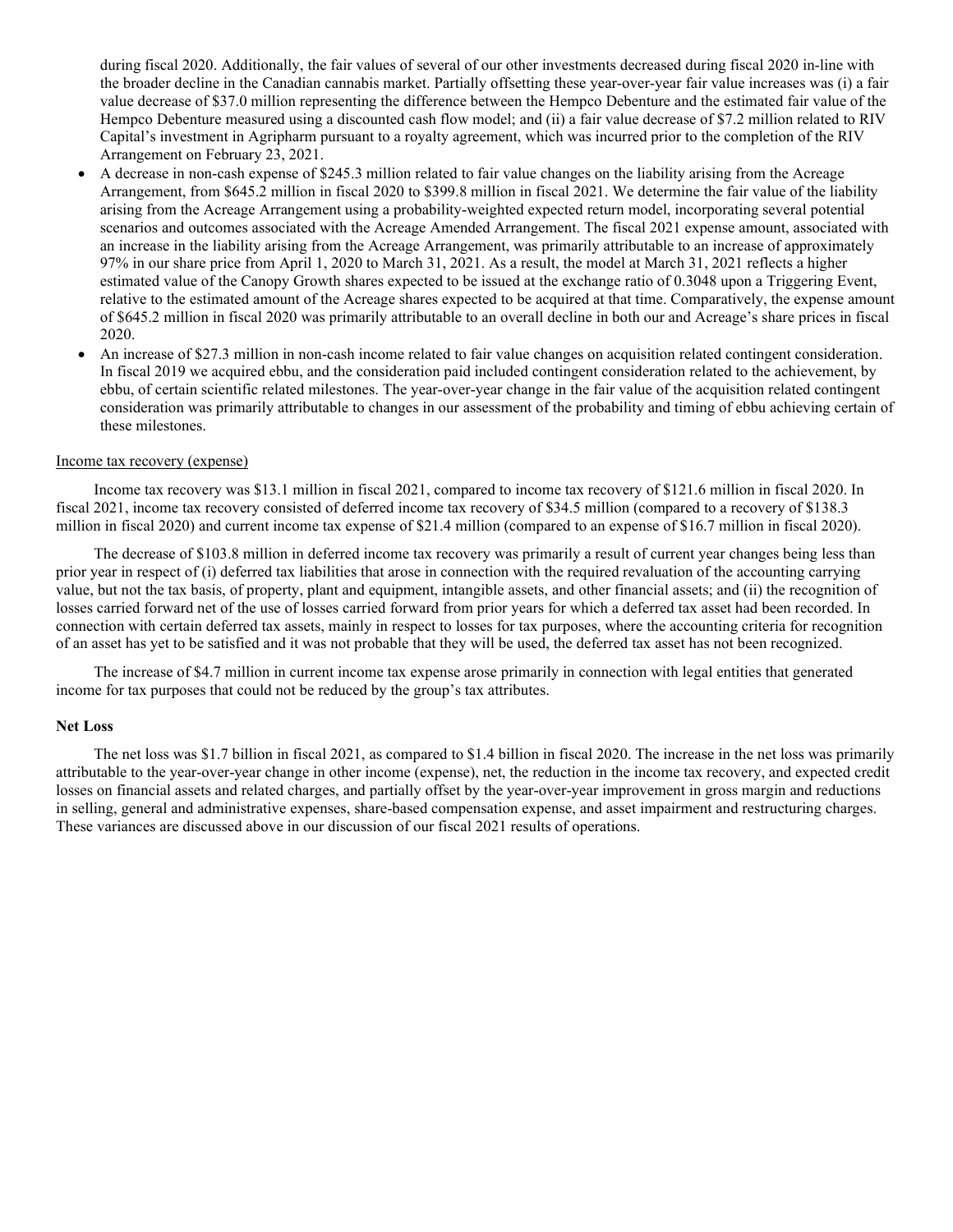during fiscal 2020. Additionally, the fair values of several of our other investments decreased during fiscal 2020 in-line with the broader decline in the Canadian cannabis market. Partially offsetting these year-over-year fair value increases was (i) a fair value decrease of $37.0 million representing the difference between the Hempco Debenture and the estimated fair value of the Hempco Debenture measured using a discounted cash flow model; and (ii) a fair value decrease of $7.2 million related to RIV Capital's investment in Agripharm pursuant to a royalty agreement, which was incurred prior to the completion of the RIV Arrangement on February 23, 2021.

- A decrease in non-cash expense of $245.3 million related to fair value changes on the liability arising from the Acreage Arrangement, from $645.2 million in fiscal 2020 to $399.8 million in fiscal 2021. We determine the fair value of the liability arising from the Acreage Arrangement using a probability-weighted expected return model, incorporating several potential scenarios and outcomes associated with the Acreage Amended Arrangement. The fiscal 2021 expense amount, associated with an increase in the liability arising from the Acreage Arrangement, was primarily attributable to an increase of approximately 97% in our share price from April 1, 2020 to March 31, 2021. As a result, the model at March 31, 2021 reflects a higher estimated value of the Canopy Growth shares expected to be issued at the exchange ratio of 0.3048 upon a Triggering Event, relative to the estimated amount of the Acreage shares expected to be acquired at that time. Comparatively, the expense amount of $645.2 million in fiscal 2020 was primarily attributable to an overall decline in both our and Acreage's share prices in fiscal 2020.
- An increase of $27.3 million in non-cash income related to fair value changes on acquisition related contingent consideration. In fiscal 2019 we acquired ebbu, and the consideration paid included contingent consideration related to the achievement, by ebbu, of certain scientific related milestones. The year-over-year change in the fair value of the acquisition related contingent consideration was primarily attributable to changes in our assessment of the probability and timing of ebbu achieving certain of these milestones.

Income tax recovery (expense)

Income tax recovery was $13.1 million in fiscal 2021, compared to income tax recovery of $121.6 million in fiscal 2020. In fiscal 2021, income tax recovery consisted of deferred income tax recovery of $34.5 million (compared to a recovery of $138.3 million in fiscal 2020) and current income tax expense of $21.4 million (compared to an expense of $16.7 million in fiscal 2020).

The decrease of $103.8 million in deferred income tax recovery was primarily a result of current year changes being less than prior year in respect of (i) deferred tax liabilities that arose in connection with the required revaluation of the accounting carrying value, but not the tax basis, of property, plant and equipment, intangible assets, and other financial assets; and (ii) the recognition of losses carried forward net of the use of losses carried forward from prior years for which a deferred tax asset had been recorded. In connection with certain deferred tax assets, mainly in respect to losses for tax purposes, where the accounting criteria for recognition of an asset has yet to be satisfied and it was not probable that they will be used, the deferred tax asset has not been recognized.

The increase of $4.7 million in current income tax expense arose primarily in connection with legal entities that generated income for tax purposes that could not be reduced by the group's tax attributes.

**Net Loss**

The net loss was $1.7 billion in fiscal 2021, as compared to $1.4 billion in fiscal 2020. The increase in the net loss was primarily attributable to the year-over-year change in other income (expense), net, the reduction in the income tax recovery, and expected credit losses on financial assets and related charges, and partially offset by the year-over-year improvement in gross margin and reductions in selling, general and administrative expenses, share-based compensation expense, and asset impairment and restructuring charges. These variances are discussed above in our discussion of our fiscal 2021 results of operations.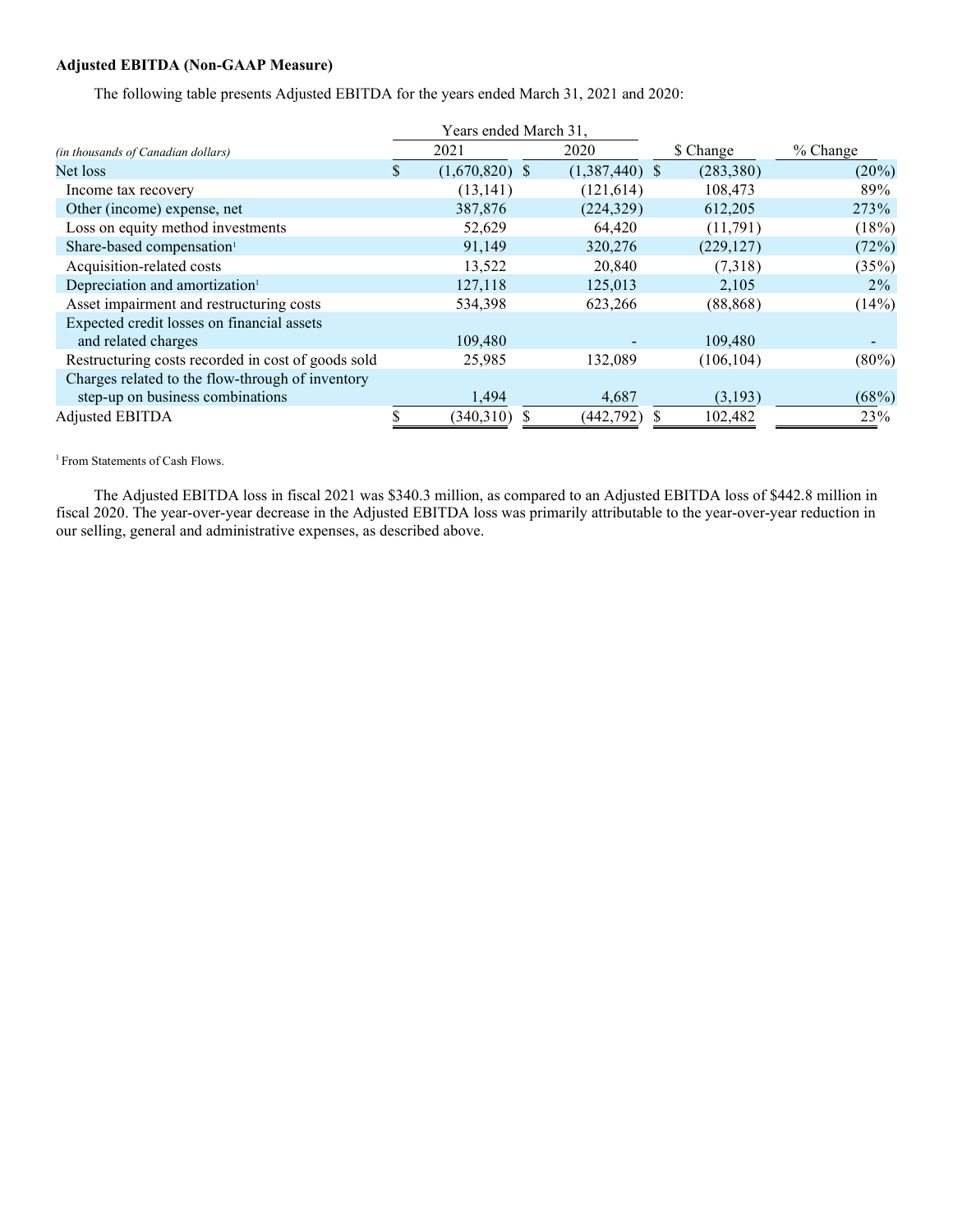**Adjusted EBITDA (Non-GAAP Measure)**

The following table presents Adjusted EBITDA for the years ended March 31, 2021 and 2020:

| *(in thousands of Canadian dollars)* | Years ended March 31, 2021 | Years ended March 31, 2020 | $ Change | % Change |
|---|---|---|---|---|
| Net loss | $ (1,670,820) | $ (1,387,440) | $ (283,380) | (20%) |
| Income tax recovery | (13,141) | (121,614) | 108,473 | 89% |
| Other (income) expense, net | 387,876 | (224,329) | 612,205 | 273% |
| Loss on equity method investments | 52,629 | 64,420 | (11,791) | (18%) |
| Share-based compensation[1] | 91,149 | 320,276 | (229,127) | (72%) |
| Acquisition-related costs | 13,522 | 20,840 | (7,318) | (35%) |
| Depreciation and amortization[1] | 127,118 | 125,013 | 2,105 | 2% |
| Asset impairment and restructuring costs | 534,398 | 623,266 | (88,868) | (14%) |
| Expected credit losses on financial assets and related charges | 109,480 | - | 109,480 | - |
| Restructuring costs recorded in cost of goods sold | 25,985 | 132,089 | (106,104) | (80%) |
| Charges related to the flow-through of inventory step-up on business combinations | 1,494 | 4,687 | (3,193) | (68%) |
| Adjusted EBITDA | $ (340,310) | $ (442,792) | $ 102,482 | 23% |

[1] From Statements of Cash Flows.

The Adjusted EBITDA loss in fiscal 2021 was $340.3 million, as compared to an Adjusted EBITDA loss of $442.8 million in fiscal 2020. The year-over-year decrease in the Adjusted EBITDA loss was primarily attributable to the year-over-year reduction in our selling, general and administrative expenses, as described above.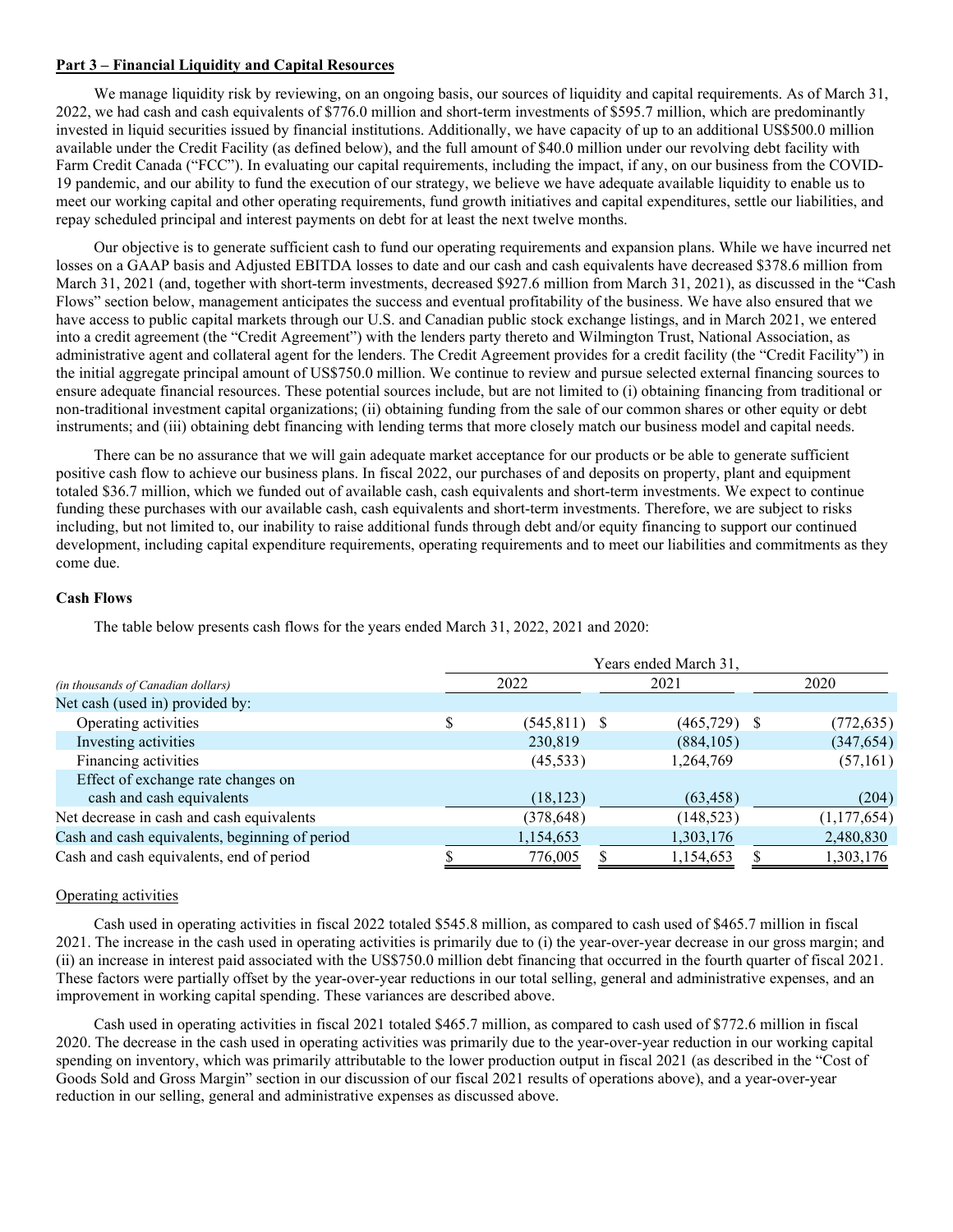**Part 3 – Financial Liquidity and Capital Resources**

We manage liquidity risk by reviewing, on an ongoing basis, our sources of liquidity and capital requirements. As of March 31, 2022, we had cash and cash equivalents of $776.0 million and short-term investments of $595.7 million, which are predominantly invested in liquid securities issued by financial institutions. Additionally, we have capacity of up to an additional US$500.0 million available under the Credit Facility (as defined below), and the full amount of $40.0 million under our revolving debt facility with Farm Credit Canada ("FCC"). In evaluating our capital requirements, including the impact, if any, on our business from the COVID-19 pandemic, and our ability to fund the execution of our strategy, we believe we have adequate available liquidity to enable us to meet our working capital and other operating requirements, fund growth initiatives and capital expenditures, settle our liabilities, and repay scheduled principal and interest payments on debt for at least the next twelve months.

Our objective is to generate sufficient cash to fund our operating requirements and expansion plans. While we have incurred net losses on a GAAP basis and Adjusted EBITDA losses to date and our cash and cash equivalents have decreased $378.6 million from March 31, 2021 (and, together with short-term investments, decreased $927.6 million from March 31, 2021), as discussed in the "Cash Flows" section below, management anticipates the success and eventual profitability of the business. We have also ensured that we have access to public capital markets through our U.S. and Canadian public stock exchange listings, and in March 2021, we entered into a credit agreement (the "Credit Agreement") with the lenders party thereto and Wilmington Trust, National Association, as administrative agent and collateral agent for the lenders. The Credit Agreement provides for a credit facility (the "Credit Facility") in the initial aggregate principal amount of US$750.0 million. We continue to review and pursue selected external financing sources to ensure adequate financial resources. These potential sources include, but are not limited to (i) obtaining financing from traditional or non-traditional investment capital organizations; (ii) obtaining funding from the sale of our common shares or other equity or debt instruments; and (iii) obtaining debt financing with lending terms that more closely match our business model and capital needs.

There can be no assurance that we will gain adequate market acceptance for our products or be able to generate sufficient positive cash flow to achieve our business plans. In fiscal 2022, our purchases of and deposits on property, plant and equipment totaled $36.7 million, which we funded out of available cash, cash equivalents and short-term investments. We expect to continue funding these purchases with our available cash, cash equivalents and short-term investments. Therefore, we are subject to risks including, but not limited to, our inability to raise additional funds through debt and/or equity financing to support our continued development, including capital expenditure requirements, operating requirements and to meet our liabilities and commitments as they come due.

**Cash Flows**

The table below presents cash flows for the years ended March 31, 2022, 2021 and 2020:

| *(in thousands of Canadian dollars)* | Years ended March 31, 2022 | 2021 | 2020 |
|---|---|---|---|
| Net cash (used in) provided by: | | | |
| Operating activities | $ (545,811) | $ (465,729) | $ (772,635) |
| Investing activities | 230,819 | (884,105) | (347,654) |
| Financing activities | (45,533) | 1,264,769 | (57,161) |
| Effect of exchange rate changes on cash and cash equivalents | (18,123) | (63,458) | (204) |
| Net decrease in cash and cash equivalents | (378,648) | (148,523) | (1,177,654) |
| Cash and cash equivalents, beginning of period | 1,154,653 | 1,303,176 | 2,480,830 |
| Cash and cash equivalents, end of period | $ 776,005 | $ 1,154,653 | $ 1,303,176 |

Operating activities

Cash used in operating activities in fiscal 2022 totaled $545.8 million, as compared to cash used of $465.7 million in fiscal 2021. The increase in the cash used in operating activities is primarily due to (i) the year-over-year decrease in our gross margin; and (ii) an increase in interest paid associated with the US$750.0 million debt financing that occurred in the fourth quarter of fiscal 2021. These factors were partially offset by the year-over-year reductions in our total selling, general and administrative expenses, and an improvement in working capital spending. These variances are described above.

Cash used in operating activities in fiscal 2021 totaled $465.7 million, as compared to cash used of $772.6 million in fiscal 2020. The decrease in the cash used in operating activities was primarily due to the year-over-year reduction in our working capital spending on inventory, which was primarily attributable to the lower production output in fiscal 2021 (as described in the "Cost of Goods Sold and Gross Margin" section in our discussion of our fiscal 2021 results of operations above), and a year-over-year reduction in our selling, general and administrative expenses as discussed above.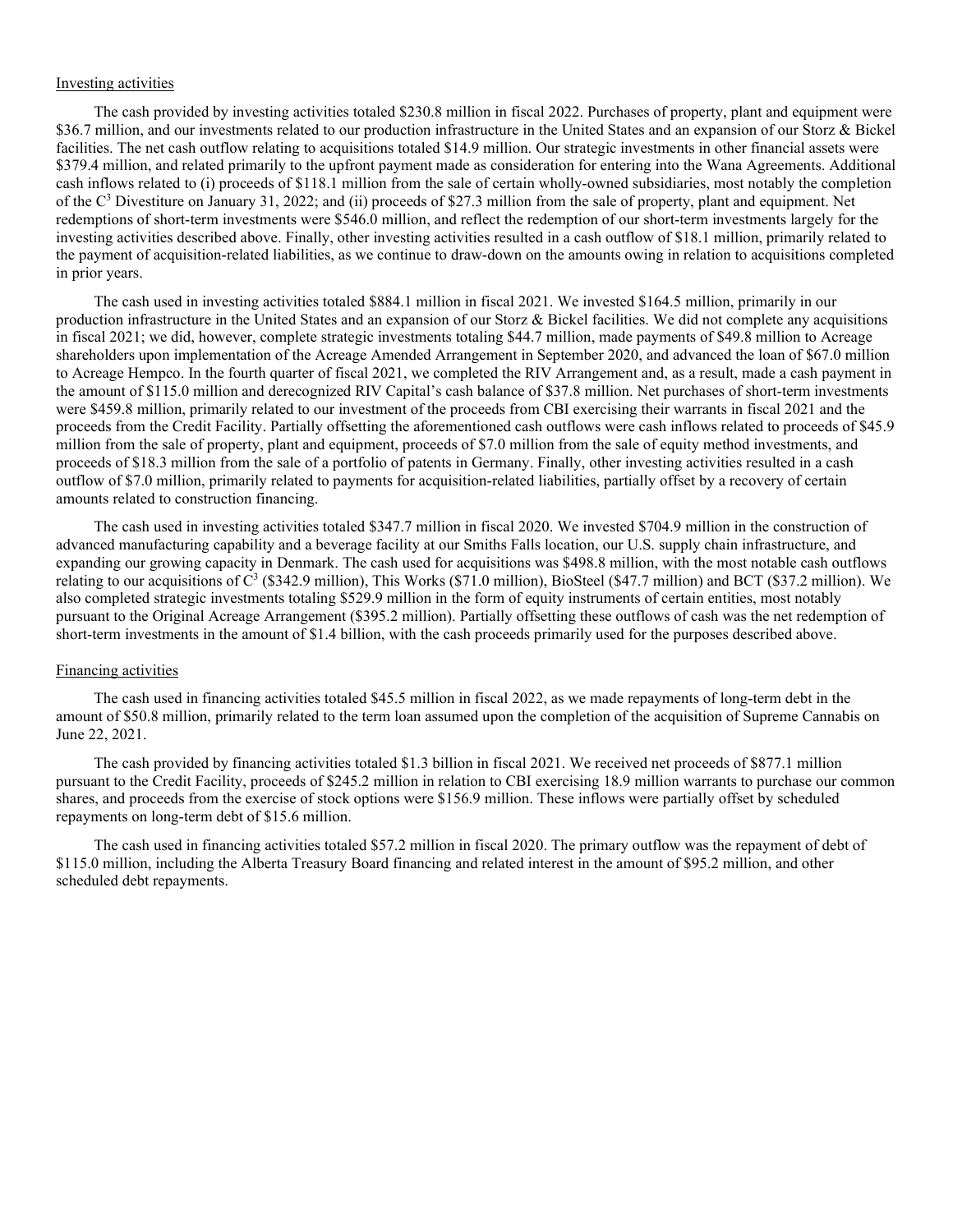Investing activities

The cash provided by investing activities totaled $230.8 million in fiscal 2022. Purchases of property, plant and equipment were $36.7 million, and our investments related to our production infrastructure in the United States and an expansion of our Storz & Bickel facilities. The net cash outflow relating to acquisitions totaled $14.9 million. Our strategic investments in other financial assets were $379.4 million, and related primarily to the upfront payment made as consideration for entering into the Wana Agreements. Additional cash inflows related to (i) proceeds of $118.1 million from the sale of certain wholly-owned subsidiaries, most notably the completion of the $C^3$ Divestiture on January 31, 2022; and (ii) proceeds of $27.3 million from the sale of property, plant and equipment. Net redemptions of short-term investments were $546.0 million, and reflect the redemption of our short-term investments largely for the investing activities described above. Finally, other investing activities resulted in a cash outflow of $18.1 million, primarily related to the payment of acquisition-related liabilities, as we continue to draw-down on the amounts owing in relation to acquisitions completed in prior years.

The cash used in investing activities totaled $884.1 million in fiscal 2021. We invested $164.5 million, primarily in our production infrastructure in the United States and an expansion of our Storz & Bickel facilities. We did not complete any acquisitions in fiscal 2021; we did, however, complete strategic investments totaling $44.7 million, made payments of $49.8 million to Acreage shareholders upon implementation of the Acreage Amended Arrangement in September 2020, and advanced the loan of $67.0 million to Acreage Hempco. In the fourth quarter of fiscal 2021, we completed the RIV Arrangement and, as a result, made a cash payment in the amount of $115.0 million and derecognized RIV Capital's cash balance of $37.8 million. Net purchases of short-term investments were $459.8 million, primarily related to our investment of the proceeds from CBI exercising their warrants in fiscal 2021 and the proceeds from the Credit Facility. Partially offsetting the aforementioned cash outflows were cash inflows related to proceeds of $45.9 million from the sale of property, plant and equipment, proceeds of $7.0 million from the sale of equity method investments, and proceeds of $18.3 million from the sale of a portfolio of patents in Germany. Finally, other investing activities resulted in a cash outflow of $7.0 million, primarily related to payments for acquisition-related liabilities, partially offset by a recovery of certain amounts related to construction financing.

The cash used in investing activities totaled $347.7 million in fiscal 2020. We invested $704.9 million in the construction of advanced manufacturing capability and a beverage facility at our Smiths Falls location, our U.S. supply chain infrastructure, and expanding our growing capacity in Denmark. The cash used for acquisitions was $498.8 million, with the most notable cash outflows relating to our acquisitions of $C^3$ ($342.9 million), This Works ($71.0 million), BioSteel ($47.7 million) and BCT ($37.2 million). We also completed strategic investments totaling $529.9 million in the form of equity instruments of certain entities, most notably pursuant to the Original Acreage Arrangement ($395.2 million). Partially offsetting these outflows of cash was the net redemption of short-term investments in the amount of $1.4 billion, with the cash proceeds primarily used for the purposes described above.

Financing activities

The cash used in financing activities totaled $45.5 million in fiscal 2022, as we made repayments of long-term debt in the amount of $50.8 million, primarily related to the term loan assumed upon the completion of the acquisition of Supreme Cannabis on June 22, 2021.

The cash provided by financing activities totaled $1.3 billion in fiscal 2021. We received net proceeds of $877.1 million pursuant to the Credit Facility, proceeds of $245.2 million in relation to CBI exercising 18.9 million warrants to purchase our common shares, and proceeds from the exercise of stock options were $156.9 million. These inflows were partially offset by scheduled repayments on long-term debt of $15.6 million.

The cash used in financing activities totaled $57.2 million in fiscal 2020. The primary outflow was the repayment of debt of $115.0 million, including the Alberta Treasury Board financing and related interest in the amount of $95.2 million, and other scheduled debt repayments.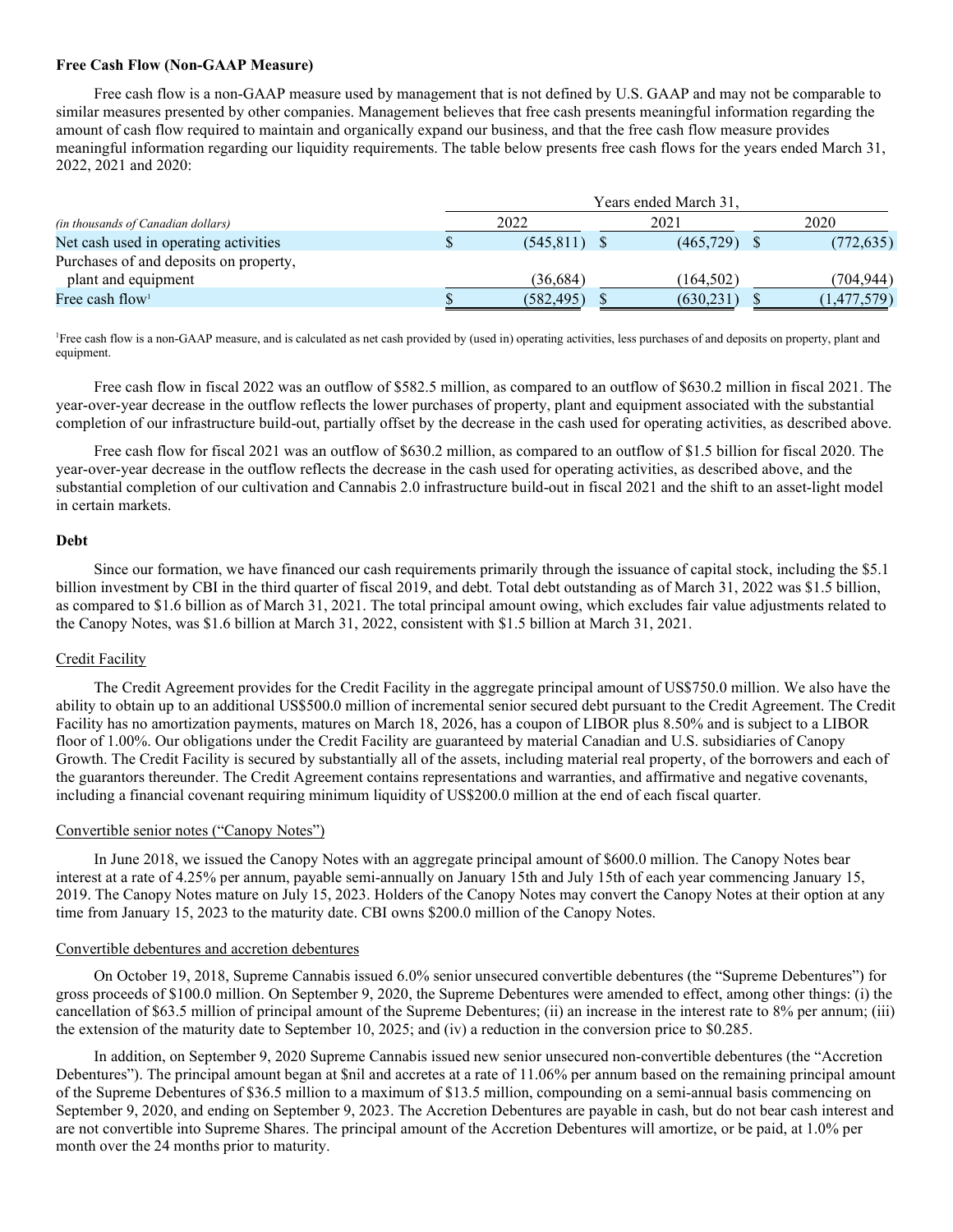### Free Cash Flow (Non-GAAP Measure)

Free cash flow is a non-GAAP measure used by management that is not defined by U.S. GAAP and may not be comparable to similar measures presented by other companies. Management believes that free cash presents meaningful information regarding the amount of cash flow required to maintain and organically expand our business, and that the free cash flow measure provides meaningful information regarding our liquidity requirements. The table below presents free cash flows for the years ended March 31, 2022, 2021 and 2020:

| | Years ended March 31, | | |
|---|---|---|---|
| *(in thousands of Canadian dollars)* | 2022 | 2021 | 2020 |
| Net cash used in operating activities | $ (545,811) | $ (465,729) | $ (772,635) |
| Purchases of and deposits on property, plant and equipment | (36,684) | (164,502) | (704,944) |
| Free cash flow[1] | $ (582,495) | $ (630,231) | $ (1,477,579) |

[1]Free cash flow is a non-GAAP measure, and is calculated as net cash provided by (used in) operating activities, less purchases of and deposits on property, plant and equipment.

Free cash flow in fiscal 2022 was an outflow of $582.5 million, as compared to an outflow of $630.2 million in fiscal 2021. The year-over-year decrease in the outflow reflects the lower purchases of property, plant and equipment associated with the substantial completion of our infrastructure build-out, partially offset by the decrease in the cash used for operating activities, as described above.

Free cash flow for fiscal 2021 was an outflow of $630.2 million, as compared to an outflow of $1.5 billion for fiscal 2020. The year-over-year decrease in the outflow reflects the decrease in the cash used for operating activities, as described above, and the substantial completion of our cultivation and Cannabis 2.0 infrastructure build-out in fiscal 2021 and the shift to an asset-light model in certain markets.

### Debt

Since our formation, we have financed our cash requirements primarily through the issuance of capital stock, including the $5.1 billion investment by CBI in the third quarter of fiscal 2019, and debt. Total debt outstanding as of March 31, 2022 was $1.5 billion, as compared to $1.6 billion as of March 31, 2021. The total principal amount owing, which excludes fair value adjustments related to the Canopy Notes, was $1.6 billion at March 31, 2022, consistent with $1.5 billion at March 31, 2021.

#### Credit Facility

The Credit Agreement provides for the Credit Facility in the aggregate principal amount of US$750.0 million. We also have the ability to obtain up to an additional US$500.0 million of incremental senior secured debt pursuant to the Credit Agreement. The Credit Facility has no amortization payments, matures on March 18, 2026, has a coupon of LIBOR plus 8.50% and is subject to a LIBOR floor of 1.00%. Our obligations under the Credit Facility are guaranteed by material Canadian and U.S. subsidiaries of Canopy Growth. The Credit Facility is secured by substantially all of the assets, including material real property, of the borrowers and each of the guarantors thereunder. The Credit Agreement contains representations and warranties, and affirmative and negative covenants, including a financial covenant requiring minimum liquidity of US$200.0 million at the end of each fiscal quarter.

#### Convertible senior notes ("Canopy Notes")

In June 2018, we issued the Canopy Notes with an aggregate principal amount of $600.0 million. The Canopy Notes bear interest at a rate of 4.25% per annum, payable semi-annually on January 15th and July 15th of each year commencing January 15, 2019. The Canopy Notes mature on July 15, 2023. Holders of the Canopy Notes may convert the Canopy Notes at their option at any time from January 15, 2023 to the maturity date. CBI owns $200.0 million of the Canopy Notes.

#### Convertible debentures and accretion debentures

On October 19, 2018, Supreme Cannabis issued 6.0% senior unsecured convertible debentures (the "Supreme Debentures") for gross proceeds of $100.0 million. On September 9, 2020, the Supreme Debentures were amended to effect, among other things: (i) the cancellation of $63.5 million of principal amount of the Supreme Debentures; (ii) an increase in the interest rate to 8% per annum; (iii) the extension of the maturity date to September 10, 2025; and (iv) a reduction in the conversion price to $0.285.

In addition, on September 9, 2020 Supreme Cannabis issued new senior unsecured non-convertible debentures (the "Accretion Debentures"). The principal amount began at $nil and accretes at a rate of 11.06% per annum based on the remaining principal amount of the Supreme Debentures of $36.5 million to a maximum of $13.5 million, compounding on a semi-annual basis commencing on September 9, 2020, and ending on September 9, 2023. The Accretion Debentures are payable in cash, but do not bear cash interest and are not convertible into Supreme Shares. The principal amount of the Accretion Debentures will amortize, or be paid, at 1.0% per month over the 24 months prior to maturity.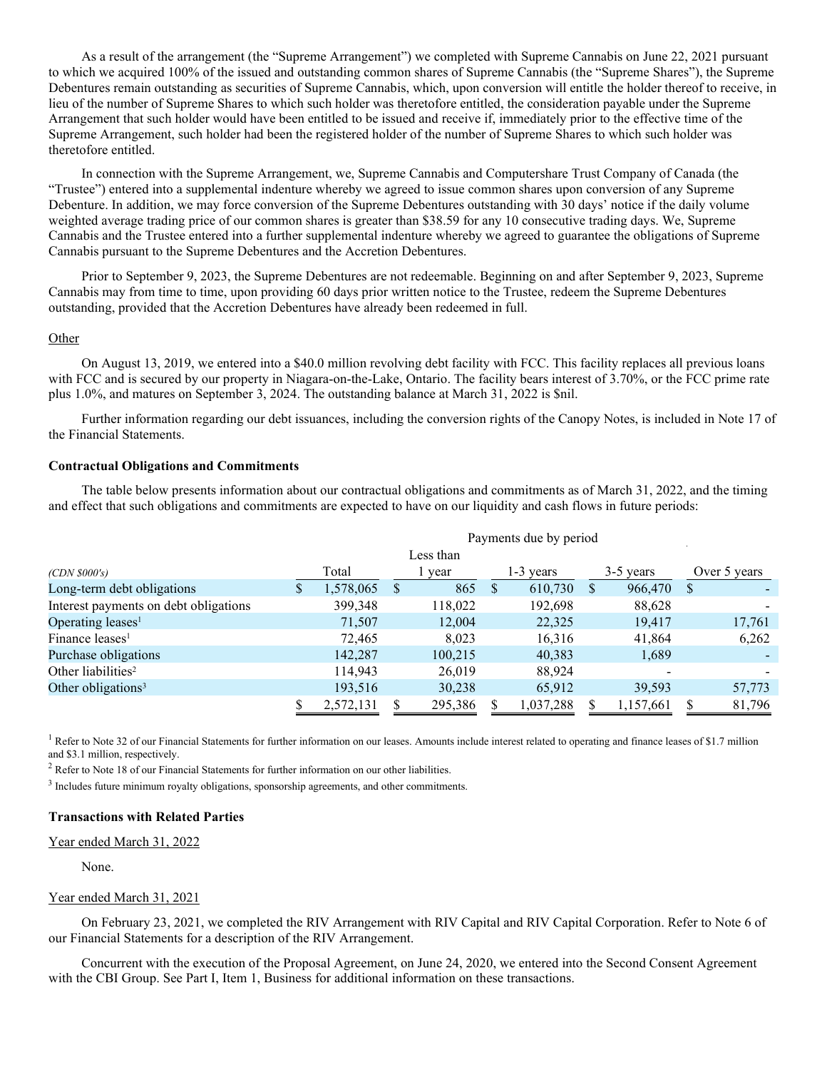As a result of the arrangement (the "Supreme Arrangement") we completed with Supreme Cannabis on June 22, 2021 pursuant to which we acquired 100% of the issued and outstanding common shares of Supreme Cannabis (the "Supreme Shares"), the Supreme Debentures remain outstanding as securities of Supreme Cannabis, which, upon conversion will entitle the holder thereof to receive, in lieu of the number of Supreme Shares to which such holder was theretofore entitled, the consideration payable under the Supreme Arrangement that such holder would have been entitled to be issued and receive if, immediately prior to the effective time of the Supreme Arrangement, such holder had been the registered holder of the number of Supreme Shares to which such holder was theretofore entitled.

In connection with the Supreme Arrangement, we, Supreme Cannabis and Computershare Trust Company of Canada (the "Trustee") entered into a supplemental indenture whereby we agreed to issue common shares upon conversion of any Supreme Debenture. In addition, we may force conversion of the Supreme Debentures outstanding with 30 days' notice if the daily volume weighted average trading price of our common shares is greater than $38.59 for any 10 consecutive trading days. We, Supreme Cannabis and the Trustee entered into a further supplemental indenture whereby we agreed to guarantee the obligations of Supreme Cannabis pursuant to the Supreme Debentures and the Accretion Debentures.

Prior to September 9, 2023, the Supreme Debentures are not redeemable. Beginning on and after September 9, 2023, Supreme Cannabis may from time to time, upon providing 60 days prior written notice to the Trustee, redeem the Supreme Debentures outstanding, provided that the Accretion Debentures have already been redeemed in full.

Other

On August 13, 2019, we entered into a $40.0 million revolving debt facility with FCC. This facility replaces all previous loans with FCC and is secured by our property in Niagara-on-the-Lake, Ontario. The facility bears interest of 3.70%, or the FCC prime rate plus 1.0%, and matures on September 3, 2024. The outstanding balance at March 31, 2022 is $nil.

Further information regarding our debt issuances, including the conversion rights of the Canopy Notes, is included in Note 17 of the Financial Statements.

### Contractual Obligations and Commitments

The table below presents information about our contractual obligations and commitments as of March 31, 2022, and the timing and effect that such obligations and commitments are expected to have on our liquidity and cash flows in future periods:

| | Payments due by period | | | | |
|---|---|---|---|---|---|
| *(CDN $000's)* | Total | Less than 1 year | 1-3 years | 3-5 years | Over 5 years |
| Long-term debt obligations | $ 1,578,065 | $ 865 | $ 610,730 | $ 966,470 | $ - |
| Interest payments on debt obligations | 399,348 | 118,022 | 192,698 | 88,628 | - |
| Operating leases[1] | 71,507 | 12,004 | 22,325 | 19,417 | 17,761 |
| Finance leases[1] | 72,465 | 8,023 | 16,316 | 41,864 | 6,262 |
| Purchase obligations | 142,287 | 100,215 | 40,383 | 1,689 | - |
| Other liabilities[2] | 114,943 | 26,019 | 88,924 | - | - |
| Other obligations[3] | 193,516 | 30,238 | 65,912 | 39,593 | 57,773 |
| | $ 2,572,131 | $ 295,386 | $ 1,037,288 | $ 1,157,661 | $ 81,796 |

[1] Refer to Note 32 of our Financial Statements for further information on our leases. Amounts include interest related to operating and finance leases of $1.7 million and $3.1 million, respectively.

[2] Refer to Note 18 of our Financial Statements for further information on our other liabilities.

[3] Includes future minimum royalty obligations, sponsorship agreements, and other commitments.

### Transactions with Related Parties

Year ended March 31, 2022

None.

Year ended March 31, 2021

On February 23, 2021, we completed the RIV Arrangement with RIV Capital and RIV Capital Corporation. Refer to Note 6 of our Financial Statements for a description of the RIV Arrangement.

Concurrent with the execution of the Proposal Agreement, on June 24, 2020, we entered into the Second Consent Agreement with the CBI Group. See Part I, Item 1, Business for additional information on these transactions.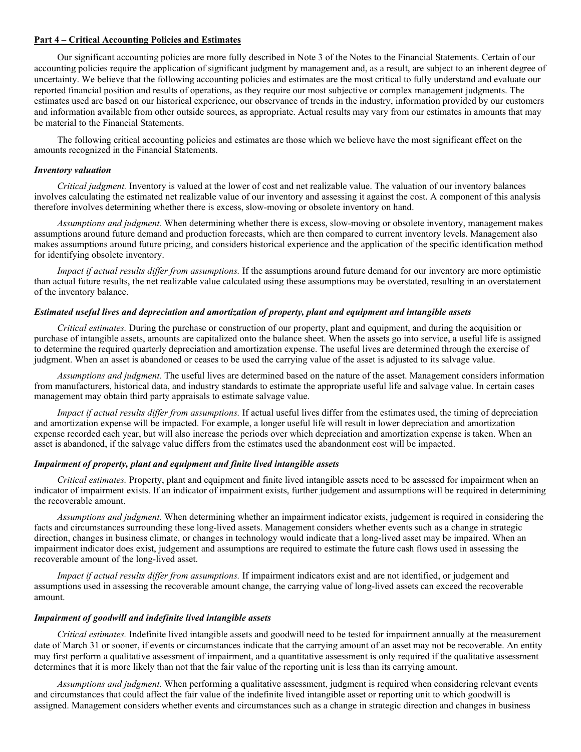## Part 4 – Critical Accounting Policies and Estimates

Our significant accounting policies are more fully described in Note 3 of the Notes to the Financial Statements. Certain of our accounting policies require the application of significant judgment by management and, as a result, are subject to an inherent degree of uncertainty. We believe that the following accounting policies and estimates are the most critical to fully understand and evaluate our reported financial position and results of operations, as they require our most subjective or complex management judgments. The estimates used are based on our historical experience, our observance of trends in the industry, information provided by our customers and information available from other outside sources, as appropriate. Actual results may vary from our estimates in amounts that may be material to the Financial Statements.

The following critical accounting policies and estimates are those which we believe have the most significant effect on the amounts recognized in the Financial Statements.

### *Inventory valuation*

*Critical judgment.* Inventory is valued at the lower of cost and net realizable value. The valuation of our inventory balances involves calculating the estimated net realizable value of our inventory and assessing it against the cost. A component of this analysis therefore involves determining whether there is excess, slow-moving or obsolete inventory on hand.

*Assumptions and judgment.* When determining whether there is excess, slow-moving or obsolete inventory, management makes assumptions around future demand and production forecasts, which are then compared to current inventory levels. Management also makes assumptions around future pricing, and considers historical experience and the application of the specific identification method for identifying obsolete inventory.

*Impact if actual results differ from assumptions.* If the assumptions around future demand for our inventory are more optimistic than actual future results, the net realizable value calculated using these assumptions may be overstated, resulting in an overstatement of the inventory balance.

### *Estimated useful lives and depreciation and amortization of property, plant and equipment and intangible assets*

*Critical estimates.* During the purchase or construction of our property, plant and equipment, and during the acquisition or purchase of intangible assets, amounts are capitalized onto the balance sheet. When the assets go into service, a useful life is assigned to determine the required quarterly depreciation and amortization expense. The useful lives are determined through the exercise of judgment. When an asset is abandoned or ceases to be used the carrying value of the asset is adjusted to its salvage value.

*Assumptions and judgment.* The useful lives are determined based on the nature of the asset. Management considers information from manufacturers, historical data, and industry standards to estimate the appropriate useful life and salvage value. In certain cases management may obtain third party appraisals to estimate salvage value.

*Impact if actual results differ from assumptions.* If actual useful lives differ from the estimates used, the timing of depreciation and amortization expense will be impacted. For example, a longer useful life will result in lower depreciation and amortization expense recorded each year, but will also increase the periods over which depreciation and amortization expense is taken. When an asset is abandoned, if the salvage value differs from the estimates used the abandonment cost will be impacted.

### *Impairment of property, plant and equipment and finite lived intangible assets*

*Critical estimates.* Property, plant and equipment and finite lived intangible assets need to be assessed for impairment when an indicator of impairment exists. If an indicator of impairment exists, further judgement and assumptions will be required in determining the recoverable amount.

*Assumptions and judgment.* When determining whether an impairment indicator exists, judgement is required in considering the facts and circumstances surrounding these long-lived assets. Management considers whether events such as a change in strategic direction, changes in business climate, or changes in technology would indicate that a long-lived asset may be impaired. When an impairment indicator does exist, judgement and assumptions are required to estimate the future cash flows used in assessing the recoverable amount of the long-lived asset.

*Impact if actual results differ from assumptions.* If impairment indicators exist and are not identified, or judgement and assumptions used in assessing the recoverable amount change, the carrying value of long-lived assets can exceed the recoverable amount.

### *Impairment of goodwill and indefinite lived intangible assets*

*Critical estimates.* Indefinite lived intangible assets and goodwill need to be tested for impairment annually at the measurement date of March 31 or sooner, if events or circumstances indicate that the carrying amount of an asset may not be recoverable. An entity may first perform a qualitative assessment of impairment, and a quantitative assessment is only required if the qualitative assessment determines that it is more likely than not that the fair value of the reporting unit is less than its carrying amount.

*Assumptions and judgment.* When performing a qualitative assessment, judgment is required when considering relevant events and circumstances that could affect the fair value of the indefinite lived intangible asset or reporting unit to which goodwill is assigned. Management considers whether events and circumstances such as a change in strategic direction and changes in business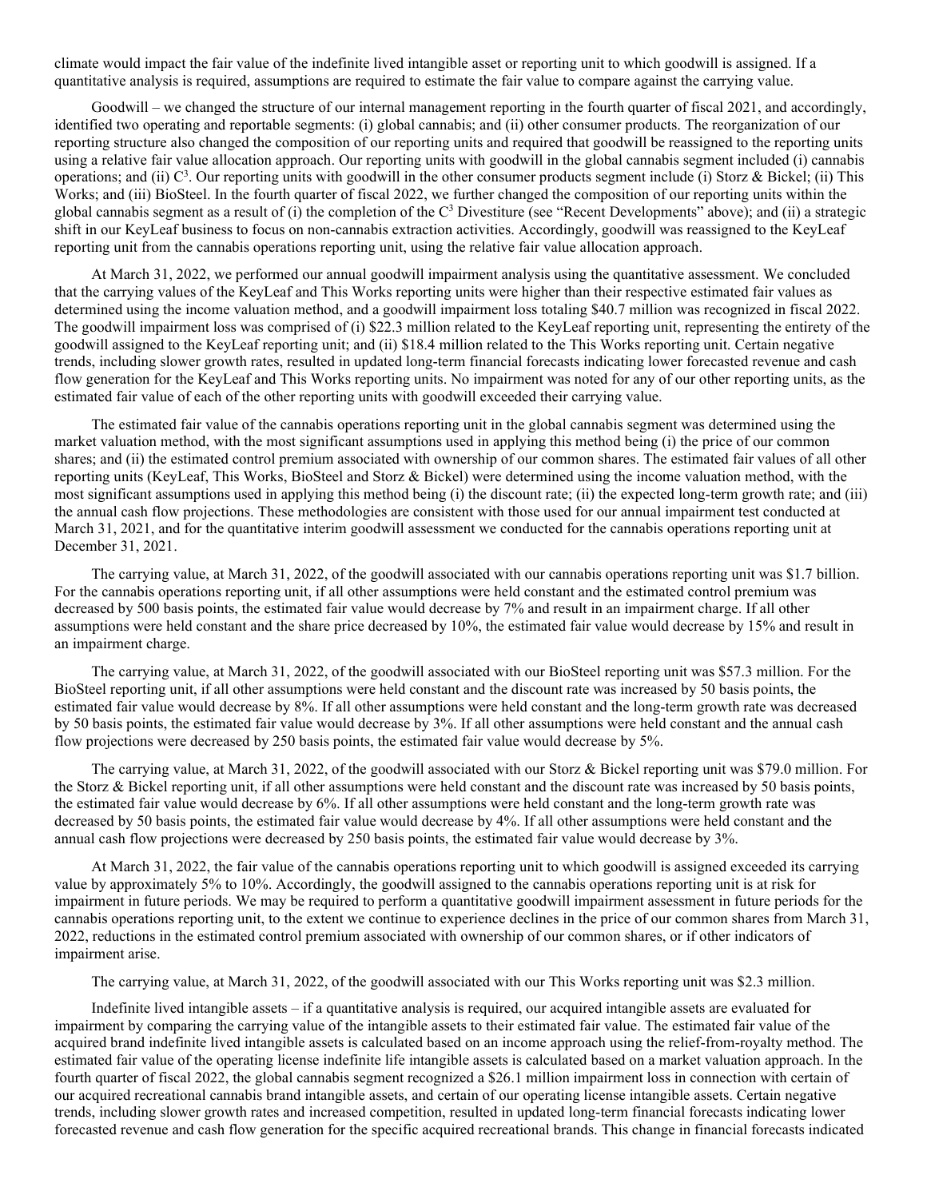climate would impact the fair value of the indefinite lived intangible asset or reporting unit to which goodwill is assigned. If a quantitative analysis is required, assumptions are required to estimate the fair value to compare against the carrying value.

Goodwill – we changed the structure of our internal management reporting in the fourth quarter of fiscal 2021, and accordingly, identified two operating and reportable segments: (i) global cannabis; and (ii) other consumer products. The reorganization of our reporting structure also changed the composition of our reporting units and required that goodwill be reassigned to the reporting units using a relative fair value allocation approach. Our reporting units with goodwill in the global cannabis segment included (i) cannabis operations; and (ii) $C^3$. Our reporting units with goodwill in the other consumer products segment include (i) Storz & Bickel; (ii) This Works; and (iii) BioSteel. In the fourth quarter of fiscal 2022, we further changed the composition of our reporting units within the global cannabis segment as a result of (i) the completion of the $C^3$ Divestiture (see "Recent Developments" above); and (ii) a strategic shift in our KeyLeaf business to focus on non-cannabis extraction activities. Accordingly, goodwill was reassigned to the KeyLeaf reporting unit from the cannabis operations reporting unit, using the relative fair value allocation approach.

At March 31, 2022, we performed our annual goodwill impairment analysis using the quantitative assessment. We concluded that the carrying values of the KeyLeaf and This Works reporting units were higher than their respective estimated fair values as determined using the income valuation method, and a goodwill impairment loss totaling $40.7 million was recognized in fiscal 2022. The goodwill impairment loss was comprised of (i) $22.3 million related to the KeyLeaf reporting unit, representing the entirety of the goodwill assigned to the KeyLeaf reporting unit; and (ii) $18.4 million related to the This Works reporting unit. Certain negative trends, including slower growth rates, resulted in updated long-term financial forecasts indicating lower forecasted revenue and cash flow generation for the KeyLeaf and This Works reporting units. No impairment was noted for any of our other reporting units, as the estimated fair value of each of the other reporting units with goodwill exceeded their carrying value.

The estimated fair value of the cannabis operations reporting unit in the global cannabis segment was determined using the market valuation method, with the most significant assumptions used in applying this method being (i) the price of our common shares; and (ii) the estimated control premium associated with ownership of our common shares. The estimated fair values of all other reporting units (KeyLeaf, This Works, BioSteel and Storz & Bickel) were determined using the income valuation method, with the most significant assumptions used in applying this method being (i) the discount rate; (ii) the expected long-term growth rate; and (iii) the annual cash flow projections. These methodologies are consistent with those used for our annual impairment test conducted at March 31, 2021, and for the quantitative interim goodwill assessment we conducted for the cannabis operations reporting unit at December 31, 2021.

The carrying value, at March 31, 2022, of the goodwill associated with our cannabis operations reporting unit was $1.7 billion. For the cannabis operations reporting unit, if all other assumptions were held constant and the estimated control premium was decreased by 500 basis points, the estimated fair value would decrease by 7% and result in an impairment charge. If all other assumptions were held constant and the share price decreased by 10%, the estimated fair value would decrease by 15% and result in an impairment charge.

The carrying value, at March 31, 2022, of the goodwill associated with our BioSteel reporting unit was $57.3 million. For the BioSteel reporting unit, if all other assumptions were held constant and the discount rate was increased by 50 basis points, the estimated fair value would decrease by 8%. If all other assumptions were held constant and the long-term growth rate was decreased by 50 basis points, the estimated fair value would decrease by 3%. If all other assumptions were held constant and the annual cash flow projections were decreased by 250 basis points, the estimated fair value would decrease by 5%.

The carrying value, at March 31, 2022, of the goodwill associated with our Storz & Bickel reporting unit was $79.0 million. For the Storz & Bickel reporting unit, if all other assumptions were held constant and the discount rate was increased by 50 basis points, the estimated fair value would decrease by 6%. If all other assumptions were held constant and the long-term growth rate was decreased by 50 basis points, the estimated fair value would decrease by 4%. If all other assumptions were held constant and the annual cash flow projections were decreased by 250 basis points, the estimated fair value would decrease by 3%.

At March 31, 2022, the fair value of the cannabis operations reporting unit to which goodwill is assigned exceeded its carrying value by approximately 5% to 10%. Accordingly, the goodwill assigned to the cannabis operations reporting unit is at risk for impairment in future periods. We may be required to perform a quantitative goodwill impairment assessment in future periods for the cannabis operations reporting unit, to the extent we continue to experience declines in the price of our common shares from March 31, 2022, reductions in the estimated control premium associated with ownership of our common shares, or if other indicators of impairment arise.

The carrying value, at March 31, 2022, of the goodwill associated with our This Works reporting unit was $2.3 million.

Indefinite lived intangible assets – if a quantitative analysis is required, our acquired intangible assets are evaluated for impairment by comparing the carrying value of the intangible assets to their estimated fair value. The estimated fair value of the acquired brand indefinite lived intangible assets is calculated based on an income approach using the relief-from-royalty method. The estimated fair value of the operating license indefinite life intangible assets is calculated based on a market valuation approach. In the fourth quarter of fiscal 2022, the global cannabis segment recognized a $26.1 million impairment loss in connection with certain of our acquired recreational cannabis brand intangible assets, and certain of our operating license intangible assets. Certain negative trends, including slower growth rates and increased competition, resulted in updated long-term financial forecasts indicating lower forecasted revenue and cash flow generation for the specific acquired recreational brands. This change in financial forecasts indicated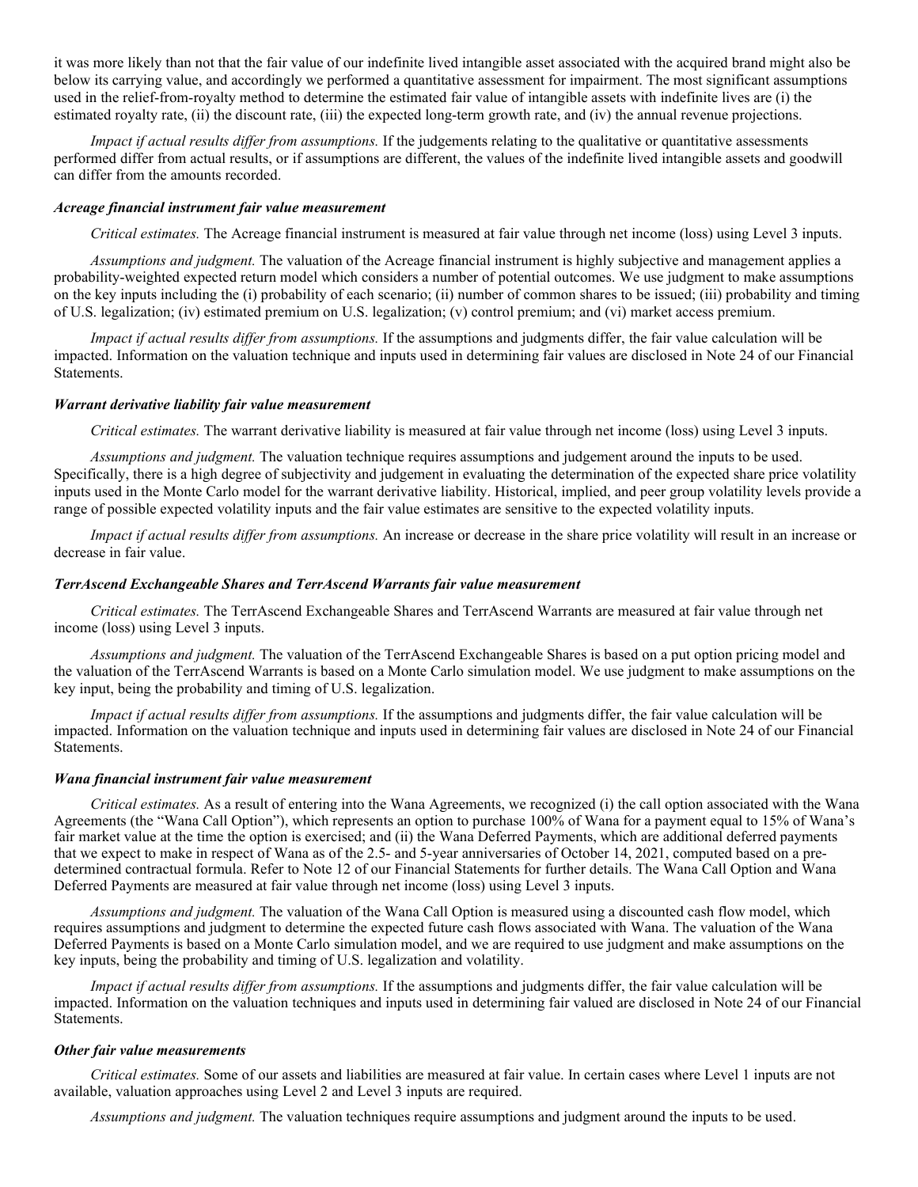it was more likely than not that the fair value of our indefinite lived intangible asset associated with the acquired brand might also be below its carrying value, and accordingly we performed a quantitative assessment for impairment. The most significant assumptions used in the relief-from-royalty method to determine the estimated fair value of intangible assets with indefinite lives are (i) the estimated royalty rate, (ii) the discount rate, (iii) the expected long-term growth rate, and (iv) the annual revenue projections.

*Impact if actual results differ from assumptions.* If the judgements relating to the qualitative or quantitative assessments performed differ from actual results, or if assumptions are different, the values of the indefinite lived intangible assets and goodwill can differ from the amounts recorded.

### *Acreage financial instrument fair value measurement*

*Critical estimates.* The Acreage financial instrument is measured at fair value through net income (loss) using Level 3 inputs.

*Assumptions and judgment.* The valuation of the Acreage financial instrument is highly subjective and management applies a probability-weighted expected return model which considers a number of potential outcomes. We use judgment to make assumptions on the key inputs including the (i) probability of each scenario; (ii) number of common shares to be issued; (iii) probability and timing of U.S. legalization; (iv) estimated premium on U.S. legalization; (v) control premium; and (vi) market access premium.

*Impact if actual results differ from assumptions.* If the assumptions and judgments differ, the fair value calculation will be impacted. Information on the valuation technique and inputs used in determining fair values are disclosed in Note 24 of our Financial Statements.

### *Warrant derivative liability fair value measurement*

*Critical estimates.* The warrant derivative liability is measured at fair value through net income (loss) using Level 3 inputs.

*Assumptions and judgment.* The valuation technique requires assumptions and judgement around the inputs to be used. Specifically, there is a high degree of subjectivity and judgement in evaluating the determination of the expected share price volatility inputs used in the Monte Carlo model for the warrant derivative liability. Historical, implied, and peer group volatility levels provide a range of possible expected volatility inputs and the fair value estimates are sensitive to the expected volatility inputs.

*Impact if actual results differ from assumptions.* An increase or decrease in the share price volatility will result in an increase or decrease in fair value.

### *TerrAscend Exchangeable Shares and TerrAscend Warrants fair value measurement*

*Critical estimates.* The TerrAscend Exchangeable Shares and TerrAscend Warrants are measured at fair value through net income (loss) using Level 3 inputs.

*Assumptions and judgment.* The valuation of the TerrAscend Exchangeable Shares is based on a put option pricing model and the valuation of the TerrAscend Warrants is based on a Monte Carlo simulation model. We use judgment to make assumptions on the key input, being the probability and timing of U.S. legalization.

*Impact if actual results differ from assumptions.* If the assumptions and judgments differ, the fair value calculation will be impacted. Information on the valuation technique and inputs used in determining fair values are disclosed in Note 24 of our Financial Statements.

### *Wana financial instrument fair value measurement*

*Critical estimates.* As a result of entering into the Wana Agreements, we recognized (i) the call option associated with the Wana Agreements (the "Wana Call Option"), which represents an option to purchase 100% of Wana for a payment equal to 15% of Wana's fair market value at the time the option is exercised; and (ii) the Wana Deferred Payments, which are additional deferred payments that we expect to make in respect of Wana as of the 2.5- and 5-year anniversaries of October 14, 2021, computed based on a pre-determined contractual formula. Refer to Note 12 of our Financial Statements for further details. The Wana Call Option and Wana Deferred Payments are measured at fair value through net income (loss) using Level 3 inputs.

*Assumptions and judgment.* The valuation of the Wana Call Option is measured using a discounted cash flow model, which requires assumptions and judgment to determine the expected future cash flows associated with Wana. The valuation of the Wana Deferred Payments is based on a Monte Carlo simulation model, and we are required to use judgment and make assumptions on the key inputs, being the probability and timing of U.S. legalization and volatility.

*Impact if actual results differ from assumptions.* If the assumptions and judgments differ, the fair value calculation will be impacted. Information on the valuation techniques and inputs used in determining fair valued are disclosed in Note 24 of our Financial Statements.

### *Other fair value measurements*

*Critical estimates.* Some of our assets and liabilities are measured at fair value. In certain cases where Level 1 inputs are not available, valuation approaches using Level 2 and Level 3 inputs are required.

*Assumptions and judgment.* The valuation techniques require assumptions and judgment around the inputs to be used.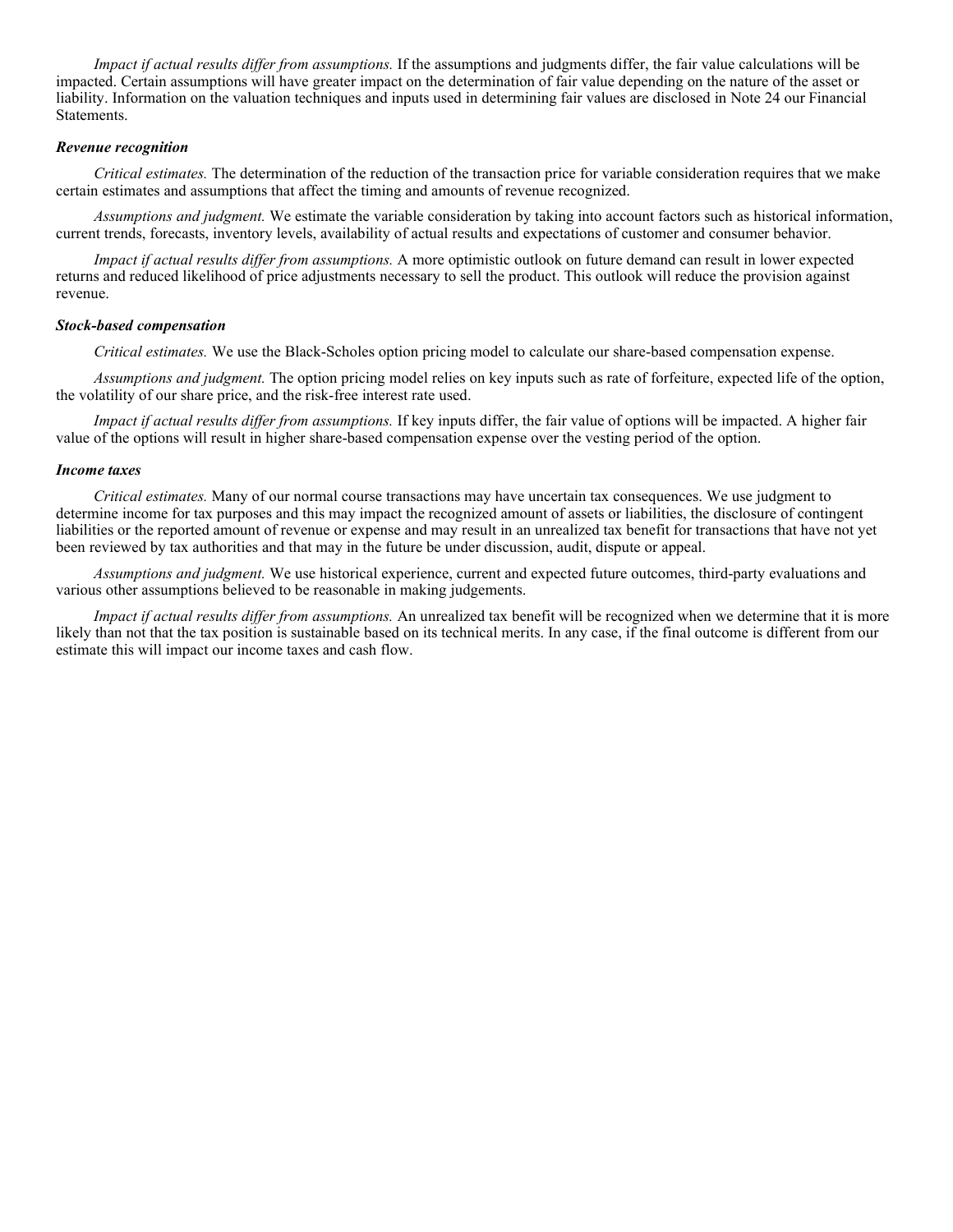*Impact if actual results differ from assumptions.* If the assumptions and judgments differ, the fair value calculations will be impacted. Certain assumptions will have greater impact on the determination of fair value depending on the nature of the asset or liability. Information on the valuation techniques and inputs used in determining fair values are disclosed in Note 24 our Financial Statements.

***Revenue recognition***

*Critical estimates.* The determination of the reduction of the transaction price for variable consideration requires that we make certain estimates and assumptions that affect the timing and amounts of revenue recognized.

*Assumptions and judgment.* We estimate the variable consideration by taking into account factors such as historical information, current trends, forecasts, inventory levels, availability of actual results and expectations of customer and consumer behavior.

*Impact if actual results differ from assumptions.* A more optimistic outlook on future demand can result in lower expected returns and reduced likelihood of price adjustments necessary to sell the product. This outlook will reduce the provision against revenue.

***Stock-based compensation***

*Critical estimates.* We use the Black-Scholes option pricing model to calculate our share-based compensation expense.

*Assumptions and judgment.* The option pricing model relies on key inputs such as rate of forfeiture, expected life of the option, the volatility of our share price, and the risk-free interest rate used.

*Impact if actual results differ from assumptions.* If key inputs differ, the fair value of options will be impacted. A higher fair value of the options will result in higher share-based compensation expense over the vesting period of the option.

***Income taxes***

*Critical estimates.* Many of our normal course transactions may have uncertain tax consequences. We use judgment to determine income for tax purposes and this may impact the recognized amount of assets or liabilities, the disclosure of contingent liabilities or the reported amount of revenue or expense and may result in an unrealized tax benefit for transactions that have not yet been reviewed by tax authorities and that may in the future be under discussion, audit, dispute or appeal.

*Assumptions and judgment.* We use historical experience, current and expected future outcomes, third-party evaluations and various other assumptions believed to be reasonable in making judgements.

*Impact if actual results differ from assumptions.* An unrealized tax benefit will be recognized when we determine that it is more likely than not that the tax position is sustainable based on its technical merits. In any case, if the final outcome is different from our estimate this will impact our income taxes and cash flow.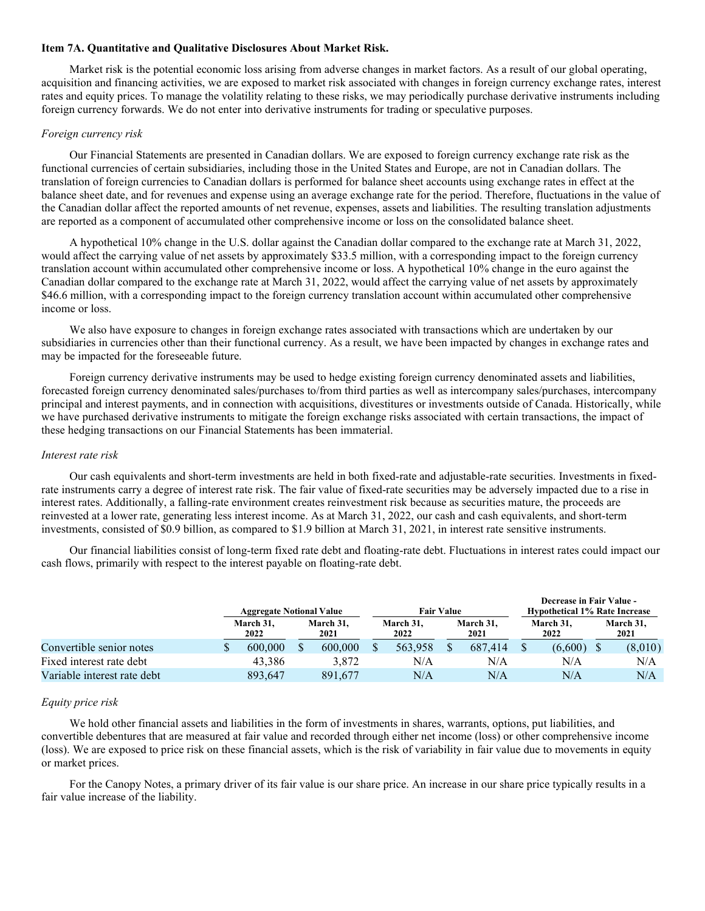**Item 7A. Quantitative and Qualitative Disclosures About Market Risk.**

Market risk is the potential economic loss arising from adverse changes in market factors. As a result of our global operating, acquisition and financing activities, we are exposed to market risk associated with changes in foreign currency exchange rates, interest rates and equity prices. To manage the volatility relating to these risks, we may periodically purchase derivative instruments including foreign currency forwards. We do not enter into derivative instruments for trading or speculative purposes.

*Foreign currency risk*

Our Financial Statements are presented in Canadian dollars. We are exposed to foreign currency exchange rate risk as the functional currencies of certain subsidiaries, including those in the United States and Europe, are not in Canadian dollars. The translation of foreign currencies to Canadian dollars is performed for balance sheet accounts using exchange rates in effect at the balance sheet date, and for revenues and expense using an average exchange rate for the period. Therefore, fluctuations in the value of the Canadian dollar affect the reported amounts of net revenue, expenses, assets and liabilities. The resulting translation adjustments are reported as a component of accumulated other comprehensive income or loss on the consolidated balance sheet.

A hypothetical 10% change in the U.S. dollar against the Canadian dollar compared to the exchange rate at March 31, 2022, would affect the carrying value of net assets by approximately $33.5 million, with a corresponding impact to the foreign currency translation account within accumulated other comprehensive income or loss. A hypothetical 10% change in the euro against the Canadian dollar compared to the exchange rate at March 31, 2022, would affect the carrying value of net assets by approximately $46.6 million, with a corresponding impact to the foreign currency translation account within accumulated other comprehensive income or loss.

We also have exposure to changes in foreign exchange rates associated with transactions which are undertaken by our subsidiaries in currencies other than their functional currency. As a result, we have been impacted by changes in exchange rates and may be impacted for the foreseeable future.

Foreign currency derivative instruments may be used to hedge existing foreign currency denominated assets and liabilities, forecasted foreign currency denominated sales/purchases to/from third parties as well as intercompany sales/purchases, intercompany principal and interest payments, and in connection with acquisitions, divestitures or investments outside of Canada. Historically, while we have purchased derivative instruments to mitigate the foreign exchange risks associated with certain transactions, the impact of these hedging transactions on our Financial Statements has been immaterial.

*Interest rate risk*

Our cash equivalents and short-term investments are held in both fixed-rate and adjustable-rate securities. Investments in fixed-rate instruments carry a degree of interest rate risk. The fair value of fixed-rate securities may be adversely impacted due to a rise in interest rates. Additionally, a falling-rate environment creates reinvestment risk because as securities mature, the proceeds are reinvested at a lower rate, generating less interest income. As at March 31, 2022, our cash and cash equivalents, and short-term investments, consisted of $0.9 billion, as compared to $1.9 billion at March 31, 2021, in interest rate sensitive instruments.

Our financial liabilities consist of long-term fixed rate debt and floating-rate debt. Fluctuations in interest rates could impact our cash flows, primarily with respect to the interest payable on floating-rate debt.

| | Aggregate Notional Value | | Fair Value | | Decrease in Fair Value - Hypothetical 1% Rate Increase | |
|---|---|---|---|---|---|---|
| | March 31, 2022 | March 31, 2021 | March 31, 2022 | March 31, 2021 | March 31, 2022 | March 31, 2021 |
| Convertible senior notes | $ 600,000 | $ 600,000 | $ 563,958 | $ 687,414 | $ (6,600) | $ (8,010) |
| Fixed interest rate debt | 43,386 | 3,872 | N/A | N/A | N/A | N/A |
| Variable interest rate debt | 893,647 | 891,677 | N/A | N/A | N/A | N/A |

*Equity price risk*

We hold other financial assets and liabilities in the form of investments in shares, warrants, options, put liabilities, and convertible debentures that are measured at fair value and recorded through either net income (loss) or other comprehensive income (loss). We are exposed to price risk on these financial assets, which is the risk of variability in fair value due to movements in equity or market prices.

For the Canopy Notes, a primary driver of its fair value is our share price. An increase in our share price typically results in a fair value increase of the liability.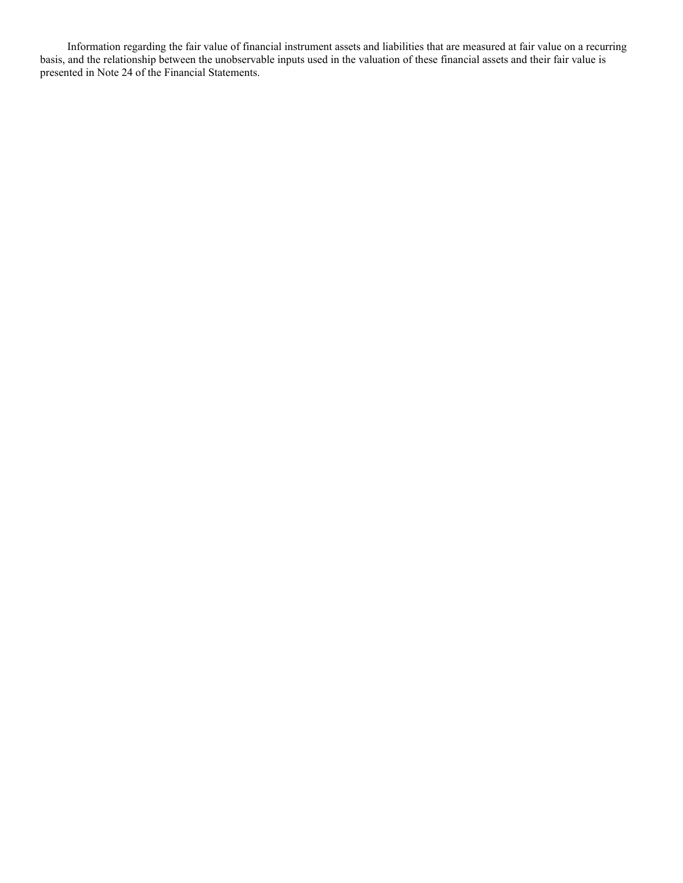Information regarding the fair value of financial instrument assets and liabilities that are measured at fair value on a recurring basis, and the relationship between the unobservable inputs used in the valuation of these financial assets and their fair value is presented in Note 24 of the Financial Statements.